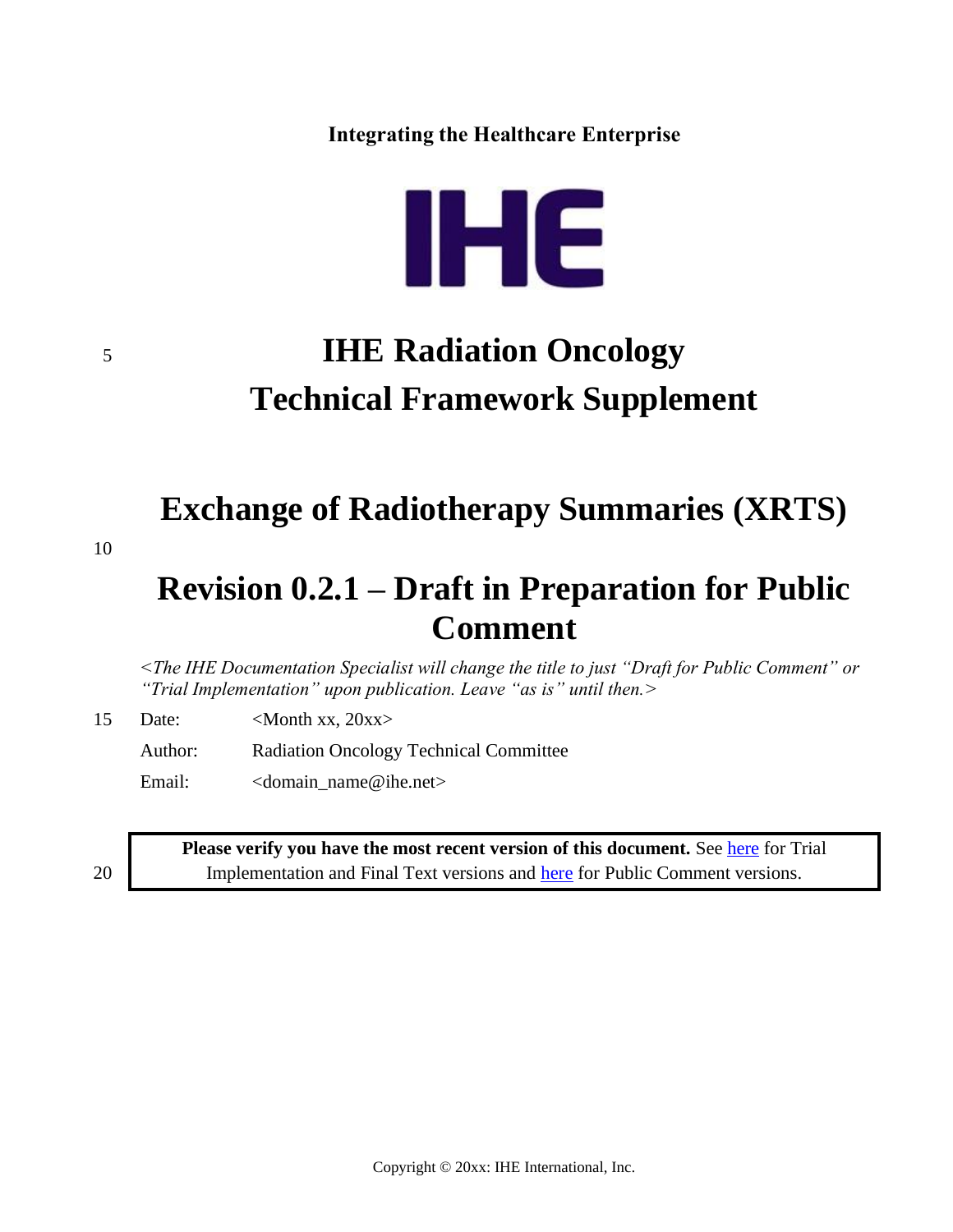**Integrating the Healthcare Enterprise**

# IHE Radiation Oncology Technical Framework Supplement

# Exchange of Radiotherapy Summaries (XRTS)

# Revision 0.2.1 – Draft in Preparation for Public Comment

*<The IHE Documentation Specialist will change the title to just "Draft for Public Comment" or "Trial Implementation" upon publication. Leave "as is" until then.>*

Date: <Month xx, 20xx>

Author: Radiation Oncology Technical Committee

Email: <domain_name@ihe.net>

**Please verify you have the most recent version of this document.** See here for Trial Implementation and Final Text versions and here for Public Comment versions.

Copyright © 20xx: IHE International, Inc.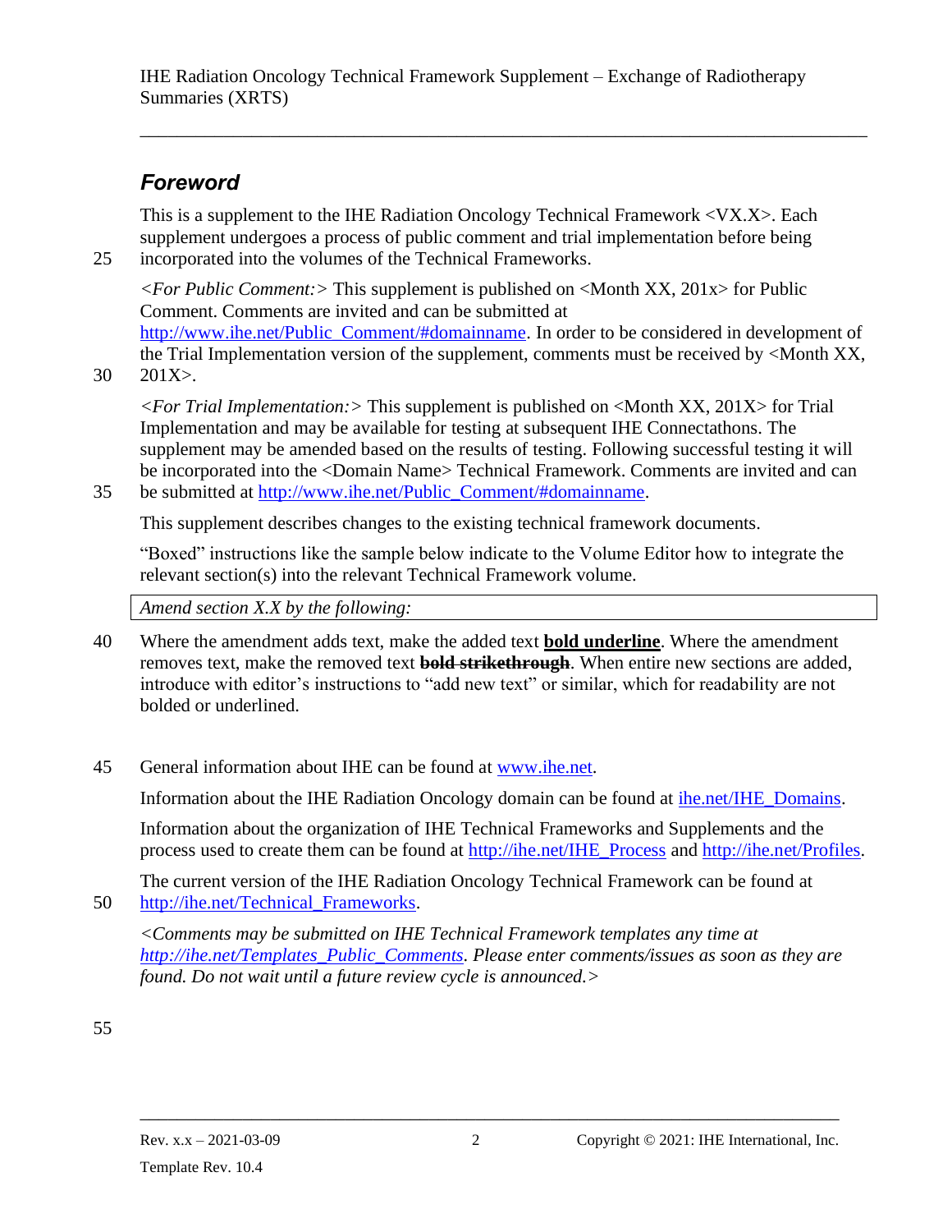## *Foreword*

This is a supplement to the IHE Radiation Oncology Technical Framework <VX.X>. Each supplement undergoes a process of public comment and trial implementation before being incorporated into the volumes of the Technical Frameworks.

*<For Public Comment:>* This supplement is published on <Month XX, 201x> for Public Comment. Comments are invited and can be submitted at http://www.ihe.net/Public_Comment/#domainname. In order to be considered in development of the Trial Implementation version of the supplement, comments must be received by <Month XX, 201X>.

*<For Trial Implementation:>* This supplement is published on <Month XX, 201X> for Trial Implementation and may be available for testing at subsequent IHE Connectathons. The supplement may be amended based on the results of testing. Following successful testing it will be incorporated into the <Domain Name> Technical Framework. Comments are invited and can be submitted at http://www.ihe.net/Public_Comment/#domainname.

This supplement describes changes to the existing technical framework documents.

"Boxed" instructions like the sample below indicate to the Volume Editor how to integrate the relevant section(s) into the relevant Technical Framework volume.

| *Amend section X.X by the following:* |
|---|

Where the amendment adds text, make the added text **<u>bold underline</u>**. Where the amendment removes text, make the removed text **~~bold strikethrough~~**. When entire new sections are added, introduce with editor's instructions to "add new text" or similar, which for readability are not bolded or underlined.

General information about IHE can be found at www.ihe.net.

Information about the IHE Radiation Oncology domain can be found at ihe.net/IHE_Domains.

Information about the organization of IHE Technical Frameworks and Supplements and the process used to create them can be found at http://ihe.net/IHE_Process and http://ihe.net/Profiles.

The current version of the IHE Radiation Oncology Technical Framework can be found at http://ihe.net/Technical_Frameworks.

*<Comments may be submitted on IHE Technical Framework templates any time at http://ihe.net/Templates_Public_Comments. Please enter comments/issues as soon as they are found. Do not wait until a future review cycle is announced.>*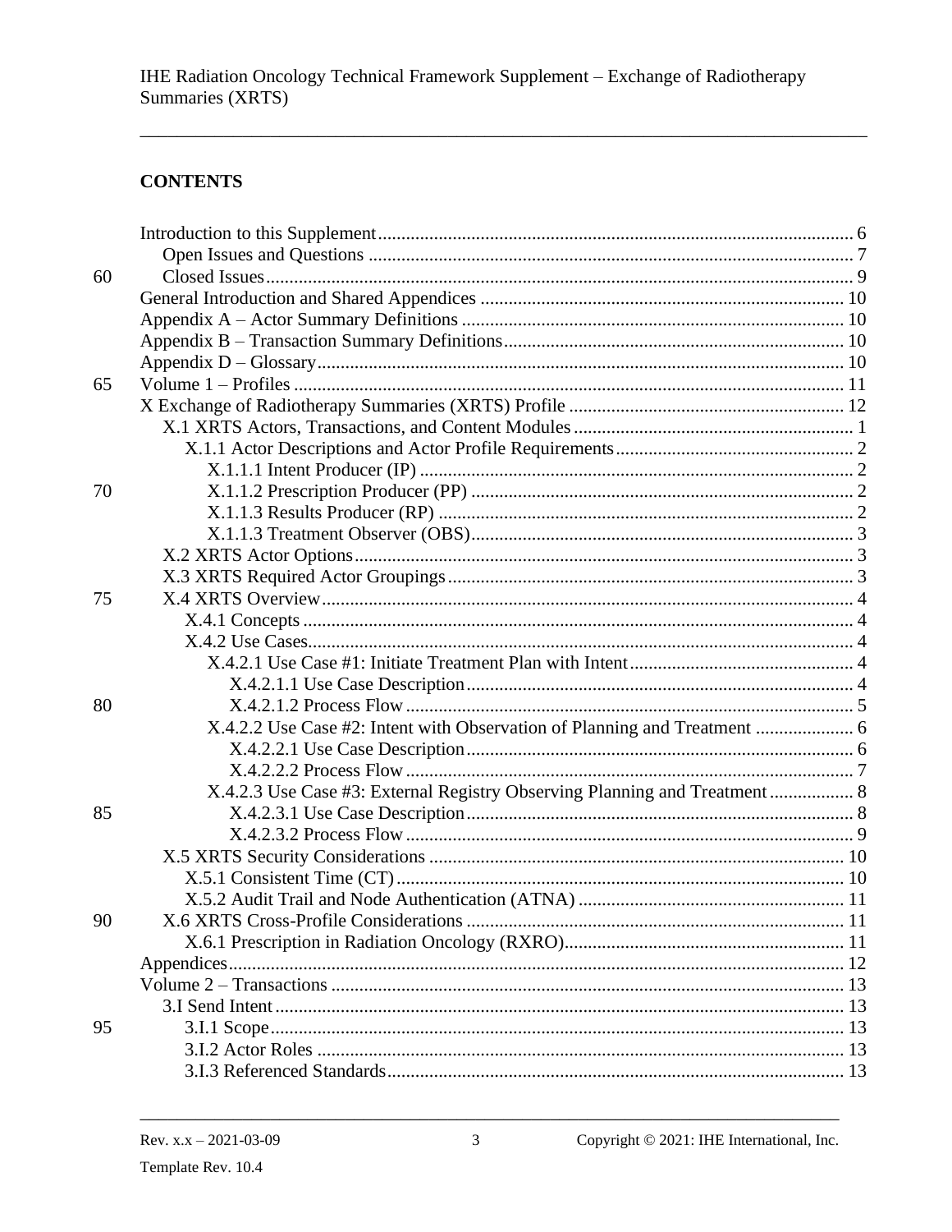## CONTENTS

Introduction to this Supplement ..... 6
- Open Issues and Questions ..... 7
- Closed Issues ..... 9

General Introduction and Shared Appendices ..... 10
Appendix A – Actor Summary Definitions ..... 10
Appendix B – Transaction Summary Definitions ..... 10
Appendix D – Glossary ..... 10
Volume 1 – Profiles ..... 11
X Exchange of Radiotherapy Summaries (XRTS) Profile ..... 12
- X.1 XRTS Actors, Transactions, and Content Modules ..... 1
  - X.1.1 Actor Descriptions and Actor Profile Requirements ..... 2
    - X.1.1.1 Intent Producer (IP) ..... 2
    - X.1.1.2 Prescription Producer (PP) ..... 2
    - X.1.1.3 Results Producer (RP) ..... 2
    - X.1.1.3 Treatment Observer (OBS) ..... 3
- X.2 XRTS Actor Options ..... 3
- X.3 XRTS Required Actor Groupings ..... 3
- X.4 XRTS Overview ..... 4
  - X.4.1 Concepts ..... 4
  - X.4.2 Use Cases ..... 4
    - X.4.2.1 Use Case #1: Initiate Treatment Plan with Intent ..... 4
      - X.4.2.1.1 Use Case Description ..... 4
      - X.4.2.1.2 Process Flow ..... 5
    - X.4.2.2 Use Case #2: Intent with Observation of Planning and Treatment ..... 6
      - X.4.2.2.1 Use Case Description ..... 6
      - X.4.2.2.2 Process Flow ..... 7
    - X.4.2.3 Use Case #3: External Registry Observing Planning and Treatment ..... 8
      - X.4.2.3.1 Use Case Description ..... 8
      - X.4.2.3.2 Process Flow ..... 9
- X.5 XRTS Security Considerations ..... 10
  - X.5.1 Consistent Time (CT) ..... 10
  - X.5.2 Audit Trail and Node Authentication (ATNA) ..... 11
- X.6 XRTS Cross-Profile Considerations ..... 11
  - X.6.1 Prescription in Radiation Oncology (RXRO) ..... 11

Appendices ..... 12
Volume 2 – Transactions ..... 13
- 3.I Send Intent ..... 13
  - 3.I.1 Scope ..... 13
  - 3.I.2 Actor Roles ..... 13
  - 3.I.3 Referenced Standards ..... 13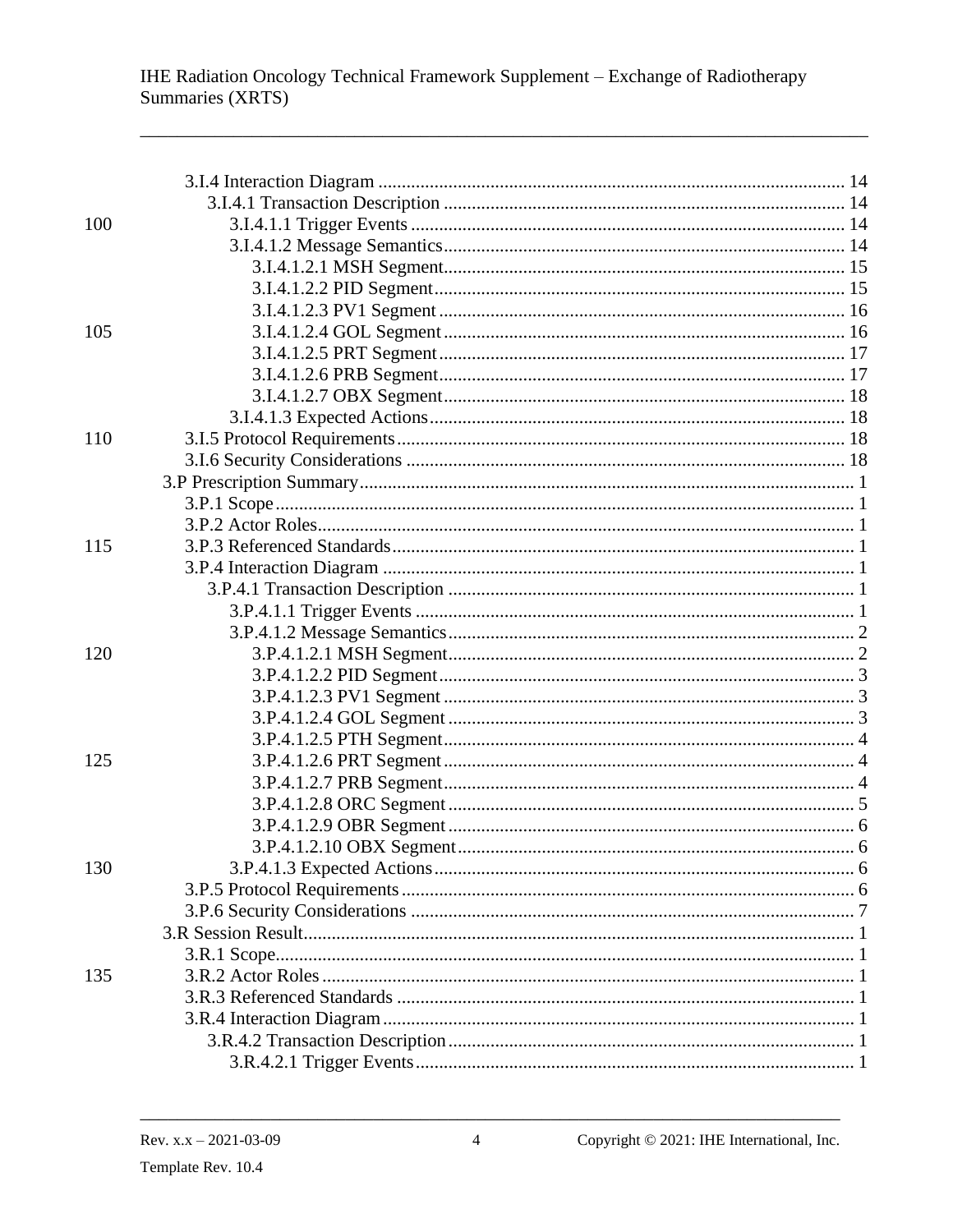3.I.4 Interaction Diagram ... 14
 3.I.4.1 Transaction Description ... 14
  3.I.4.1.1 Trigger Events ... 14
  3.I.4.1.2 Message Semantics ... 14
   3.I.4.1.2.1 MSH Segment ... 15
   3.I.4.1.2.2 PID Segment ... 15
   3.I.4.1.2.3 PV1 Segment ... 16
   3.I.4.1.2.4 GOL Segment ... 16
   3.I.4.1.2.5 PRT Segment ... 17
   3.I.4.1.2.6 PRB Segment ... 17
   3.I.4.1.2.7 OBX Segment ... 18
  3.I.4.1.3 Expected Actions ... 18
3.I.5 Protocol Requirements ... 18
3.I.6 Security Considerations ... 18

3.P Prescription Summary ... 1
 3.P.1 Scope ... 1
 3.P.2 Actor Roles ... 1
 3.P.3 Referenced Standards ... 1
 3.P.4 Interaction Diagram ... 1
  3.P.4.1 Transaction Description ... 1
   3.P.4.1.1 Trigger Events ... 1
   3.P.4.1.2 Message Semantics ... 2
    3.P.4.1.2.1 MSH Segment ... 2
    3.P.4.1.2.2 PID Segment ... 3
    3.P.4.1.2.3 PV1 Segment ... 3
    3.P.4.1.2.4 GOL Segment ... 3
    3.P.4.1.2.5 PTH Segment ... 4
    3.P.4.1.2.6 PRT Segment ... 4
    3.P.4.1.2.7 PRB Segment ... 4
    3.P.4.1.2.8 ORC Segment ... 5
    3.P.4.1.2.9 OBR Segment ... 6
    3.P.4.1.2.10 OBX Segment ... 6
   3.P.4.1.3 Expected Actions ... 6
 3.P.5 Protocol Requirements ... 6
 3.P.6 Security Considerations ... 7

3.R Session Result ... 1
 3.R.1 Scope ... 1
 3.R.2 Actor Roles ... 1
 3.R.3 Referenced Standards ... 1
 3.R.4 Interaction Diagram ... 1
  3.R.4.2 Transaction Description ... 1
   3.R.4.2.1 Trigger Events ... 1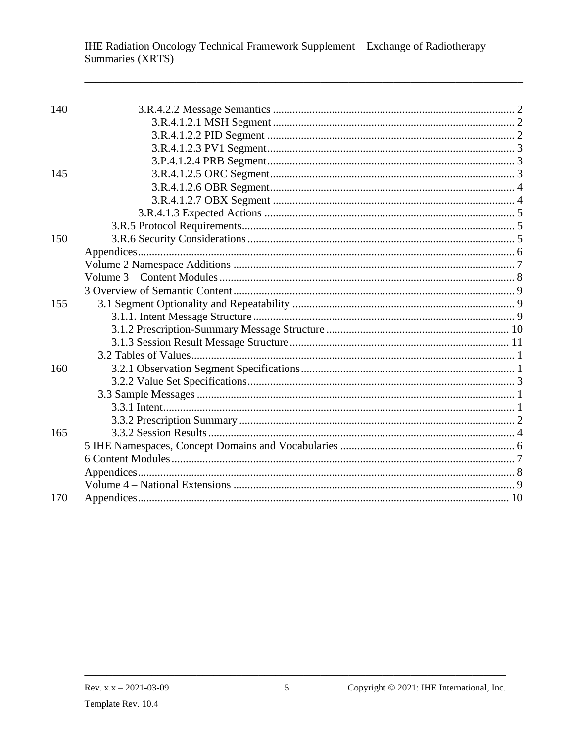3.R.4.2.2 Message Semantics ........................................................................................ 2
3.R.4.1.2.1 MSH Segment ......................................................................................... 2
3.R.4.1.2.2 PID Segment ........................................................................................... 2
3.R.4.1.2.3 PV1 Segment........................................................................................... 3
3.P.4.1.2.4 PRB Segment........................................................................................... 3
3.R.4.1.2.5 ORC Segment.......................................................................................... 3
3.R.4.1.2.6 OBR Segment.......................................................................................... 4
3.R.4.1.2.7 OBX Segment ......................................................................................... 4
3.R.4.1.3 Expected Actions ........................................................................................... 5
3.R.5 Protocol Requirements.................................................................................................. 5
3.R.6 Security Considerations ................................................................................................ 5
Appendices...................................................................................................................................... 6
Volume 2 Namespace Additions ..................................................................................................... 7
Volume 3 – Content Modules .......................................................................................................... 8
3 Overview of Semantic Content ..................................................................................................... 9
3.1 Segment Optionality and Repeatability ................................................................................ 9
3.1.1. Intent Message Structure ............................................................................................... 9
3.1.2 Prescription-Summary Message Structure .................................................................. 10
3.1.3 Session Result Message Structure ............................................................................... 11
3.2 Tables of Values ................................................................................................................... 1
3.2.1 Observation Segment Specifications ............................................................................. 1
3.2.2 Value Set Specifications ................................................................................................ 3
3.3 Sample Messages .................................................................................................................. 1
3.3.1 Intent ............................................................................................................................. 1
3.3.2 Prescription Summary ................................................................................................... 2
3.3.2 Session Results .............................................................................................................. 4
5 IHE Namespaces, Concept Domains and Vocabularies ................................................................ 6
6 Content Modules ............................................................................................................................ 7
Appendices...................................................................................................................................... 8
Volume 4 – National Extensions ..................................................................................................... 9
Appendices.................................................................................................................................... 10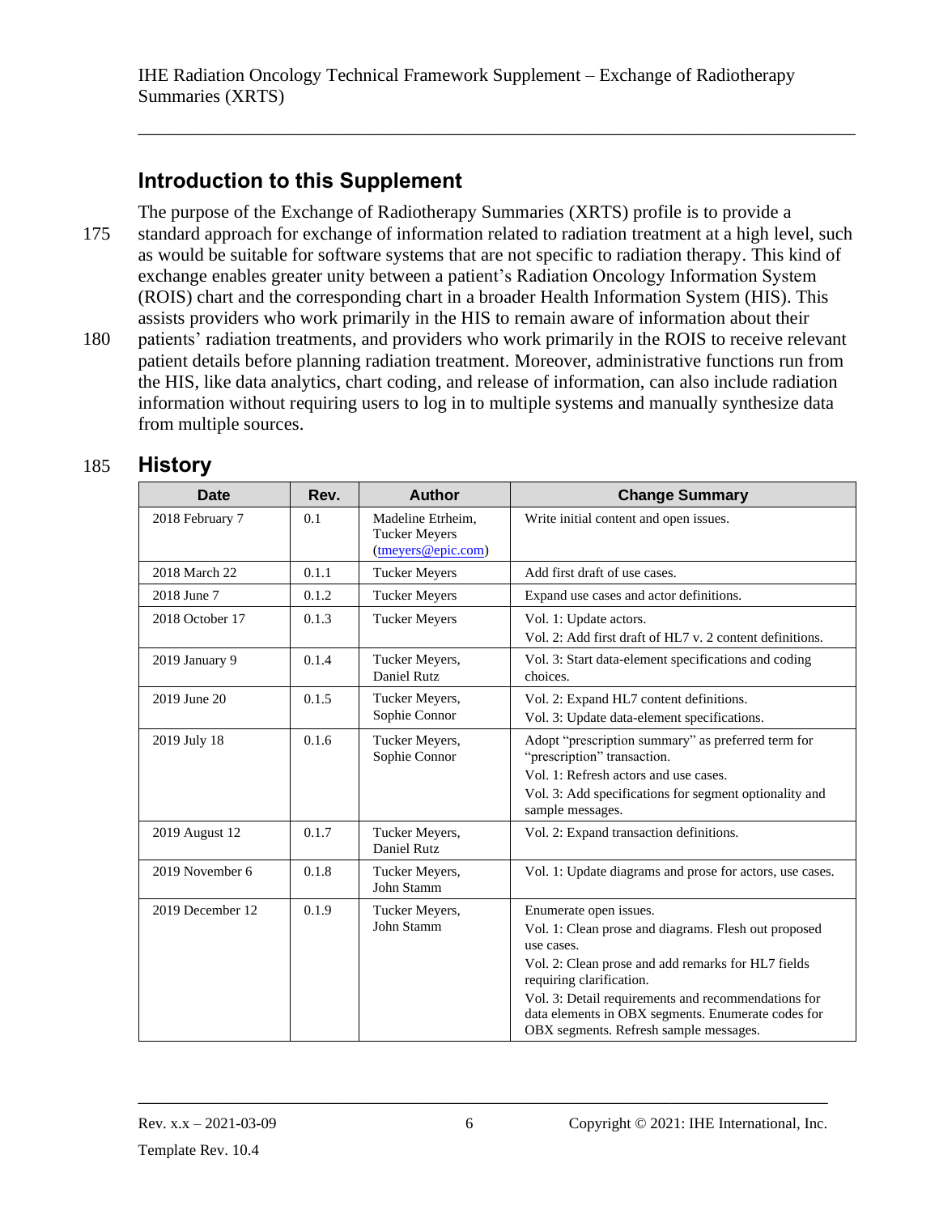## Introduction to this Supplement

The purpose of the Exchange of Radiotherapy Summaries (XRTS) profile is to provide a standard approach for exchange of information related to radiation treatment at a high level, such as would be suitable for software systems that are not specific to radiation therapy. This kind of exchange enables greater unity between a patient's Radiation Oncology Information System (ROIS) chart and the corresponding chart in a broader Health Information System (HIS). This assists providers who work primarily in the HIS to remain aware of information about their patients' radiation treatments, and providers who work primarily in the ROIS to receive relevant patient details before planning radiation treatment. Moreover, administrative functions run from the HIS, like data analytics, chart coding, and release of information, can also include radiation information without requiring users to log in to multiple systems and manually synthesize data from multiple sources.

## History

| Date | Rev. | Author | Change Summary |
|---|---|---|---|
| 2018 February 7 | 0.1 | Madeline Etrheim, Tucker Meyers (tmeyers@epic.com) | Write initial content and open issues. |
| 2018 March 22 | 0.1.1 | Tucker Meyers | Add first draft of use cases. |
| 2018 June 7 | 0.1.2 | Tucker Meyers | Expand use cases and actor definitions. |
| 2018 October 17 | 0.1.3 | Tucker Meyers | Vol. 1: Update actors.<br>Vol. 2: Add first draft of HL7 v. 2 content definitions. |
| 2019 January 9 | 0.1.4 | Tucker Meyers, Daniel Rutz | Vol. 3: Start data-element specifications and coding choices. |
| 2019 June 20 | 0.1.5 | Tucker Meyers, Sophie Connor | Vol. 2: Expand HL7 content definitions.<br>Vol. 3: Update data-element specifications. |
| 2019 July 18 | 0.1.6 | Tucker Meyers, Sophie Connor | Adopt "prescription summary" as preferred term for "prescription" transaction.<br>Vol. 1: Refresh actors and use cases.<br>Vol. 3: Add specifications for segment optionality and sample messages. |
| 2019 August 12 | 0.1.7 | Tucker Meyers, Daniel Rutz | Vol. 2: Expand transaction definitions. |
| 2019 November 6 | 0.1.8 | Tucker Meyers, John Stamm | Vol. 1: Update diagrams and prose for actors, use cases. |
| 2019 December 12 | 0.1.9 | Tucker Meyers, John Stamm | Enumerate open issues.<br>Vol. 1: Clean prose and diagrams. Flesh out proposed use cases.<br>Vol. 2: Clean prose and add remarks for HL7 fields requiring clarification.<br>Vol. 3: Detail requirements and recommendations for data elements in OBX segments. Enumerate codes for OBX segments. Refresh sample messages. |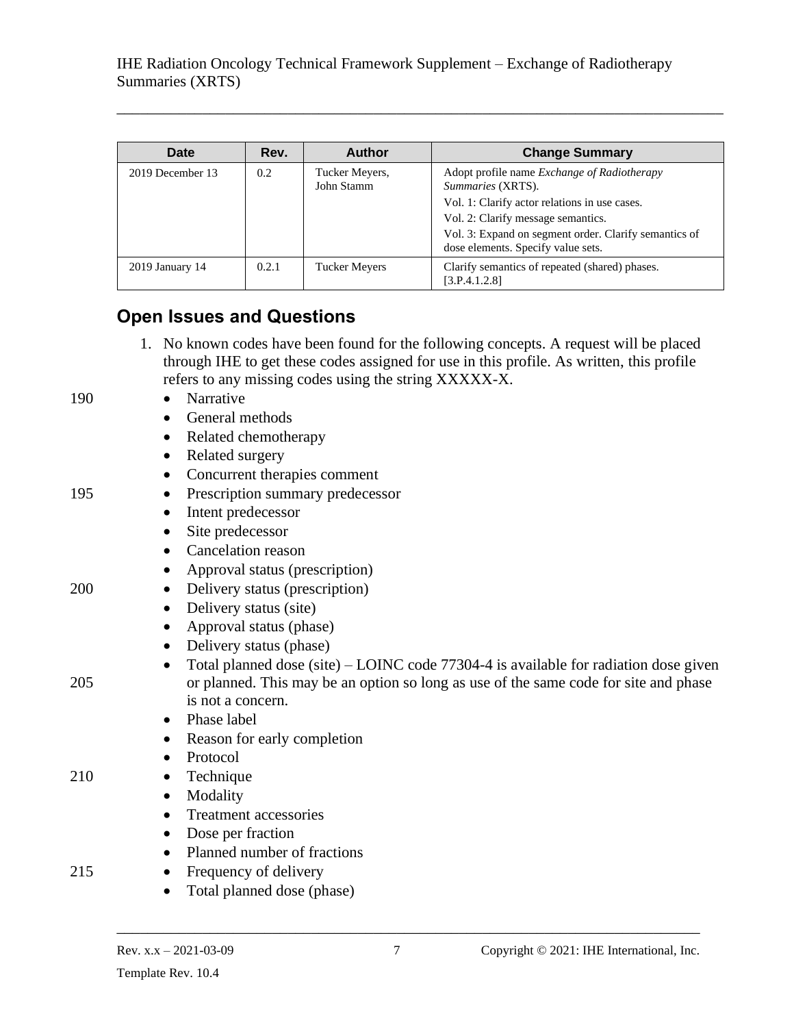| Date | Rev. | Author | Change Summary |
| --- | --- | --- | --- |
| 2019 December 13 | 0.2 | Tucker Meyers, John Stamm | Adopt profile name *Exchange of Radiotherapy Summaries* (XRTS).<br>Vol. 1: Clarify actor relations in use cases.<br>Vol. 2: Clarify message semantics.<br>Vol. 3: Expand on segment order. Clarify semantics of dose elements. Specify value sets. |
| 2019 January 14 | 0.2.1 | Tucker Meyers | Clarify semantics of repeated (shared) phases. [3.P.4.1.2.8] |

## Open Issues and Questions

1. No known codes have been found for the following concepts. A request will be placed through IHE to get these codes assigned for use in this profile. As written, this profile refers to any missing codes using the string XXXXX-X.
   - Narrative
   - General methods
   - Related chemotherapy
   - Related surgery
   - Concurrent therapies comment
   - Prescription summary predecessor
   - Intent predecessor
   - Site predecessor
   - Cancelation reason
   - Approval status (prescription)
   - Delivery status (prescription)
   - Delivery status (site)
   - Approval status (phase)
   - Delivery status (phase)
   - Total planned dose (site) – LOINC code 77304-4 is available for radiation dose given or planned. This may be an option so long as use of the same code for site and phase is not a concern.
   - Phase label
   - Reason for early completion
   - Protocol
   - Technique
   - Modality
   - Treatment accessories
   - Dose per fraction
   - Planned number of fractions
   - Frequency of delivery
   - Total planned dose (phase)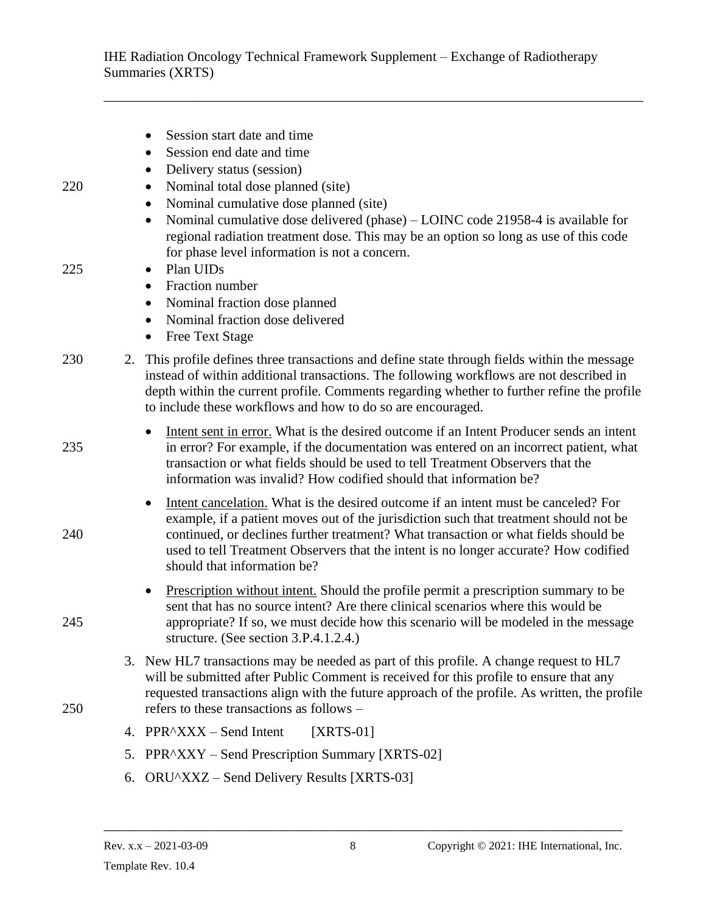- Session start date and time
- Session end date and time
- Delivery status (session)
- Nominal total dose planned (site)
- Nominal cumulative dose planned (site)
- Nominal cumulative dose delivered (phase) – LOINC code 21958-4 is available for regional radiation treatment dose. This may be an option so long as use of this code for phase level information is not a concern.
- Plan UIDs
- Fraction number
- Nominal fraction dose planned
- Nominal fraction dose delivered
- Free Text Stage

2. This profile defines three transactions and define state through fields within the message instead of within additional transactions. The following workflows are not described in depth within the current profile. Comments regarding whether to further refine the profile to include these workflows and how to do so are encouraged.

   - Intent sent in error. What is the desired outcome if an Intent Producer sends an intent in error? For example, if the documentation was entered on an incorrect patient, what transaction or what fields should be used to tell Treatment Observers that the information was invalid? How codified should that information be?

   - Intent cancelation. What is the desired outcome if an intent must be canceled? For example, if a patient moves out of the jurisdiction such that treatment should not be continued, or declines further treatment? What transaction or what fields should be used to tell Treatment Observers that the intent is no longer accurate? How codified should that information be?

   - Prescription without intent. Should the profile permit a prescription summary to be sent that has no source intent? Are there clinical scenarios where this would be appropriate? If so, we must decide how this scenario will be modeled in the message structure. (See section 3.P.4.1.2.4.)

3. New HL7 transactions may be needed as part of this profile. A change request to HL7 will be submitted after Public Comment is received for this profile to ensure that any requested transactions align with the future approach of the profile. As written, the profile refers to these transactions as follows –

4. PPR^XXX – Send Intent [XRTS-01]

5. PPR^XXY – Send Prescription Summary [XRTS-02]

6. ORU^XXZ – Send Delivery Results [XRTS-03]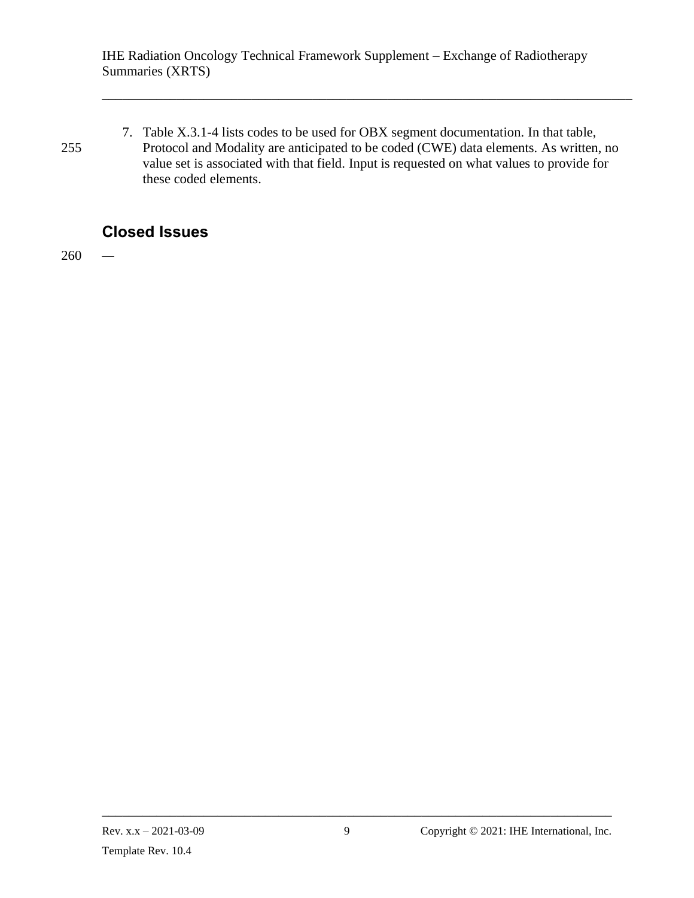7. Table X.3.1-4 lists codes to be used for OBX segment documentation. In that table, Protocol and Modality are anticipated to be coded (CWE) data elements. As written, no value set is associated with that field. Input is requested on what values to provide for these coded elements.

## Closed Issues

—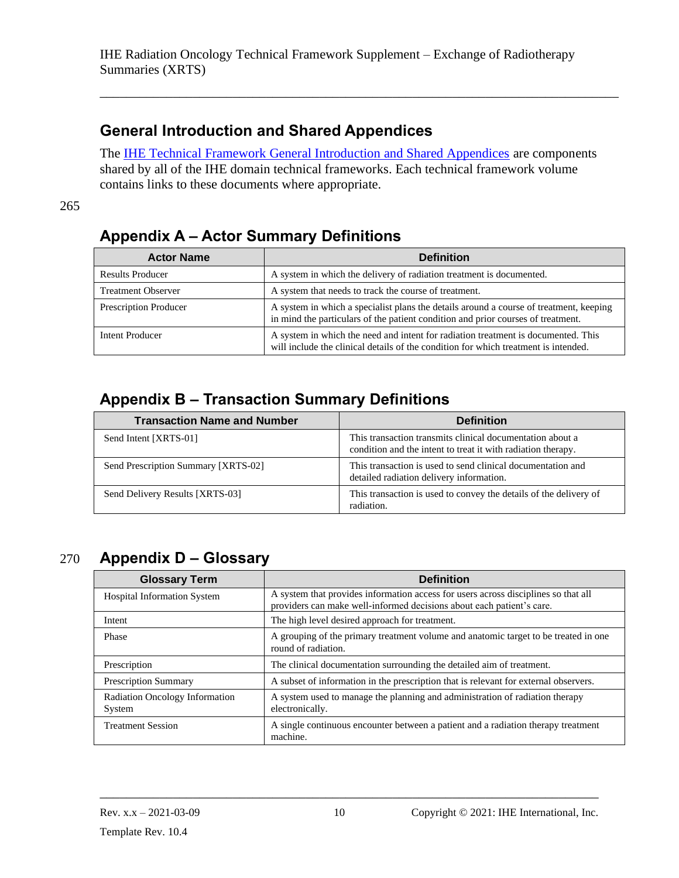# General Introduction and Shared Appendices

The IHE Technical Framework General Introduction and Shared Appendices are components shared by all of the IHE domain technical frameworks. Each technical framework volume contains links to these documents where appropriate.

# Appendix A – Actor Summary Definitions

| Actor Name | Definition |
|---|---|
| Results Producer | A system in which the delivery of radiation treatment is documented. |
| Treatment Observer | A system that needs to track the course of treatment. |
| Prescription Producer | A system in which a specialist plans the details around a course of treatment, keeping in mind the particulars of the patient condition and prior courses of treatment. |
| Intent Producer | A system in which the need and intent for radiation treatment is documented. This will include the clinical details of the condition for which treatment is intended. |

# Appendix B – Transaction Summary Definitions

| Transaction Name and Number | Definition |
|---|---|
| Send Intent [XRTS-01] | This transaction transmits clinical documentation about a condition and the intent to treat it with radiation therapy. |
| Send Prescription Summary [XRTS-02] | This transaction is used to send clinical documentation and detailed radiation delivery information. |
| Send Delivery Results [XRTS-03] | This transaction is used to convey the details of the delivery of radiation. |

# Appendix D – Glossary

| Glossary Term | Definition |
|---|---|
| Hospital Information System | A system that provides information access for users across disciplines so that all providers can make well-informed decisions about each patient's care. |
| Intent | The high level desired approach for treatment. |
| Phase | A grouping of the primary treatment volume and anatomic target to be treated in one round of radiation. |
| Prescription | The clinical documentation surrounding the detailed aim of treatment. |
| Prescription Summary | A subset of information in the prescription that is relevant for external observers. |
| Radiation Oncology Information System | A system used to manage the planning and administration of radiation therapy electronically. |
| Treatment Session | A single continuous encounter between a patient and a radiation therapy treatment machine. |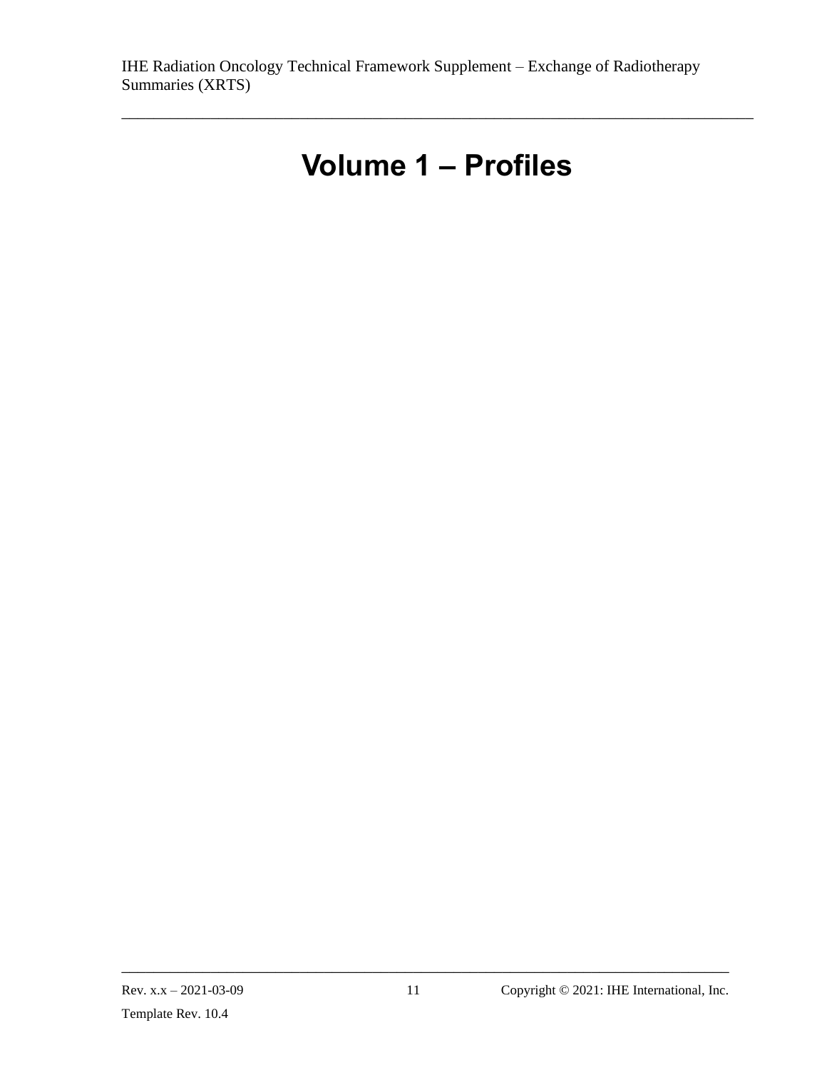# Volume 1 – Profiles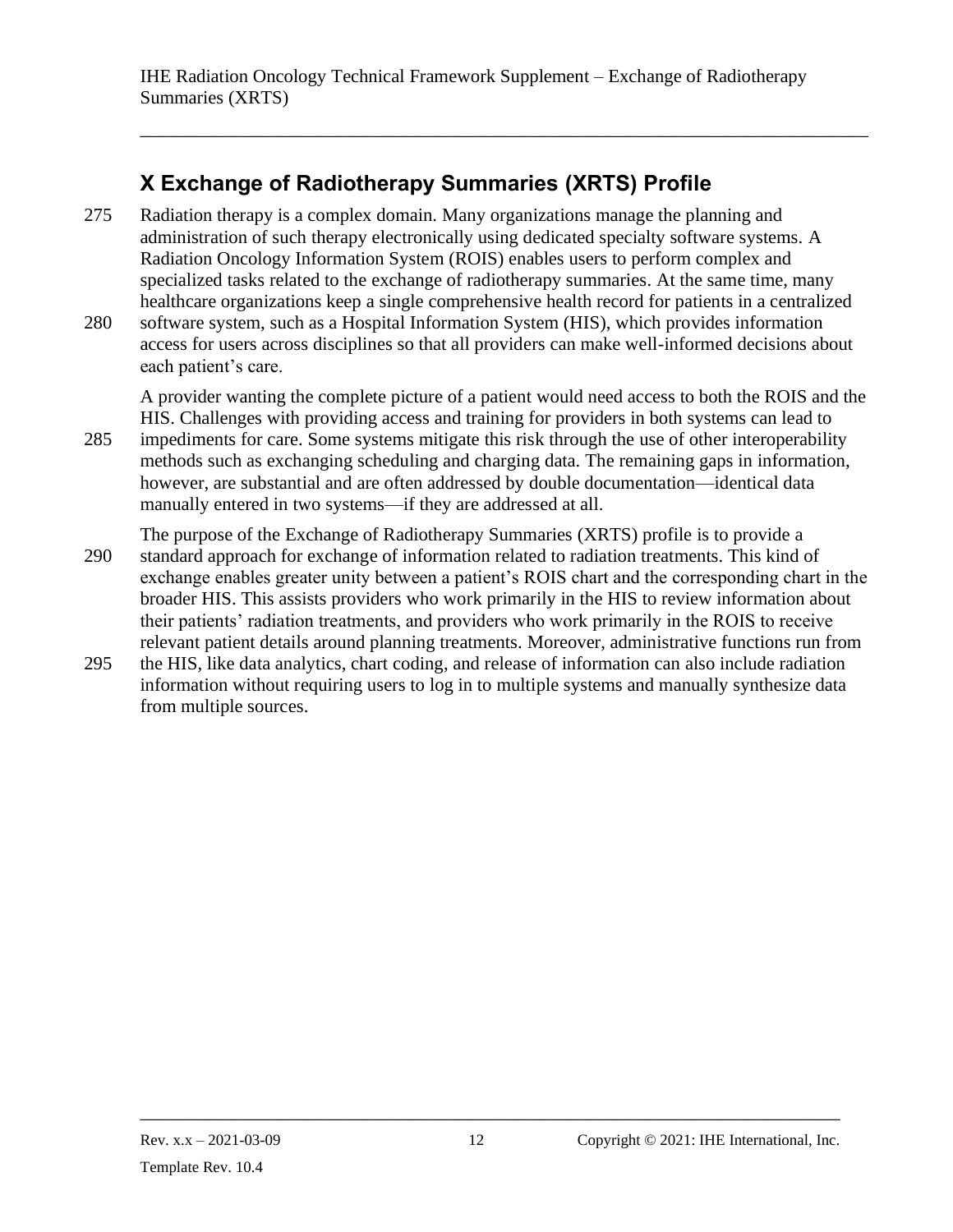# X Exchange of Radiotherapy Summaries (XRTS) Profile

Radiation therapy is a complex domain. Many organizations manage the planning and administration of such therapy electronically using dedicated specialty software systems. A Radiation Oncology Information System (ROIS) enables users to perform complex and specialized tasks related to the exchange of radiotherapy summaries. At the same time, many healthcare organizations keep a single comprehensive health record for patients in a centralized software system, such as a Hospital Information System (HIS), which provides information access for users across disciplines so that all providers can make well-informed decisions about each patient's care.

A provider wanting the complete picture of a patient would need access to both the ROIS and the HIS. Challenges with providing access and training for providers in both systems can lead to impediments for care. Some systems mitigate this risk through the use of other interoperability methods such as exchanging scheduling and charging data. The remaining gaps in information, however, are substantial and are often addressed by double documentation—identical data manually entered in two systems—if they are addressed at all.

The purpose of the Exchange of Radiotherapy Summaries (XRTS) profile is to provide a standard approach for exchange of information related to radiation treatments. This kind of exchange enables greater unity between a patient's ROIS chart and the corresponding chart in the broader HIS. This assists providers who work primarily in the HIS to review information about their patients' radiation treatments, and providers who work primarily in the ROIS to receive relevant patient details around planning treatments. Moreover, administrative functions run from the HIS, like data analytics, chart coding, and release of information can also include radiation information without requiring users to log in to multiple systems and manually synthesize data from multiple sources.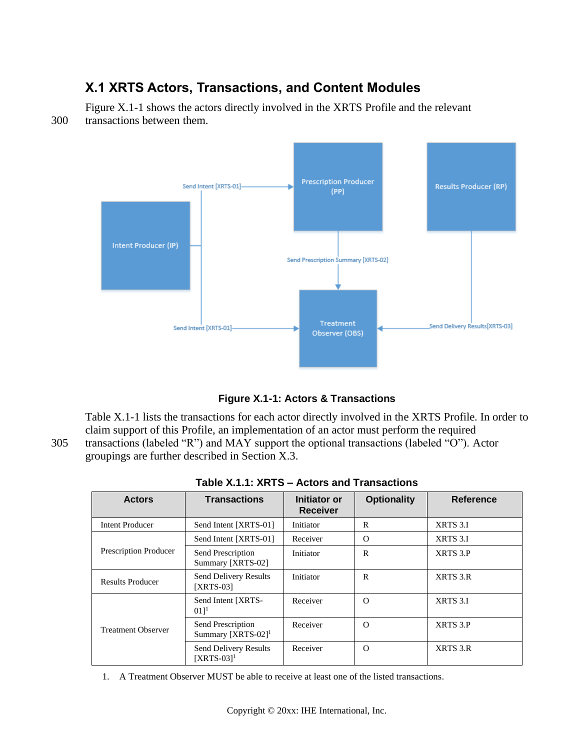## X.1 XRTS Actors, Transactions, and Content Modules

Figure X.1-1 shows the actors directly involved in the XRTS Profile and the relevant transactions between them.

**Figure X.1-1: Actors & Transactions**

Table X.1-1 lists the transactions for each actor directly involved in the XRTS Profile. In order to claim support of this Profile, an implementation of an actor must perform the required transactions (labeled "R") and MAY support the optional transactions (labeled "O"). Actor groupings are further described in Section X.3.

**Table X.1.1: XRTS – Actors and Transactions**

| Actors | Transactions | Initiator or Receiver | Optionality | Reference |
|---|---|---|---|---|
| Intent Producer | Send Intent [XRTS-01] | Initiator | R | XRTS 3.I |
| Prescription Producer | Send Intent [XRTS-01] | Receiver | O | XRTS 3.I |
| | Send Prescription Summary [XRTS-02] | Initiator | R | XRTS 3.P |
| Results Producer | Send Delivery Results [XRTS-03] | Initiator | R | XRTS 3.R |
| Treatment Observer | Send Intent [XRTS-01][1] | Receiver | O | XRTS 3.I |
| | Send Prescription Summary [XRTS-02][1] | Receiver | O | XRTS 3.P |
| | Send Delivery Results [XRTS-03][1] | Receiver | O | XRTS 3.R |

1. A Treatment Observer MUST be able to receive at least one of the listed transactions.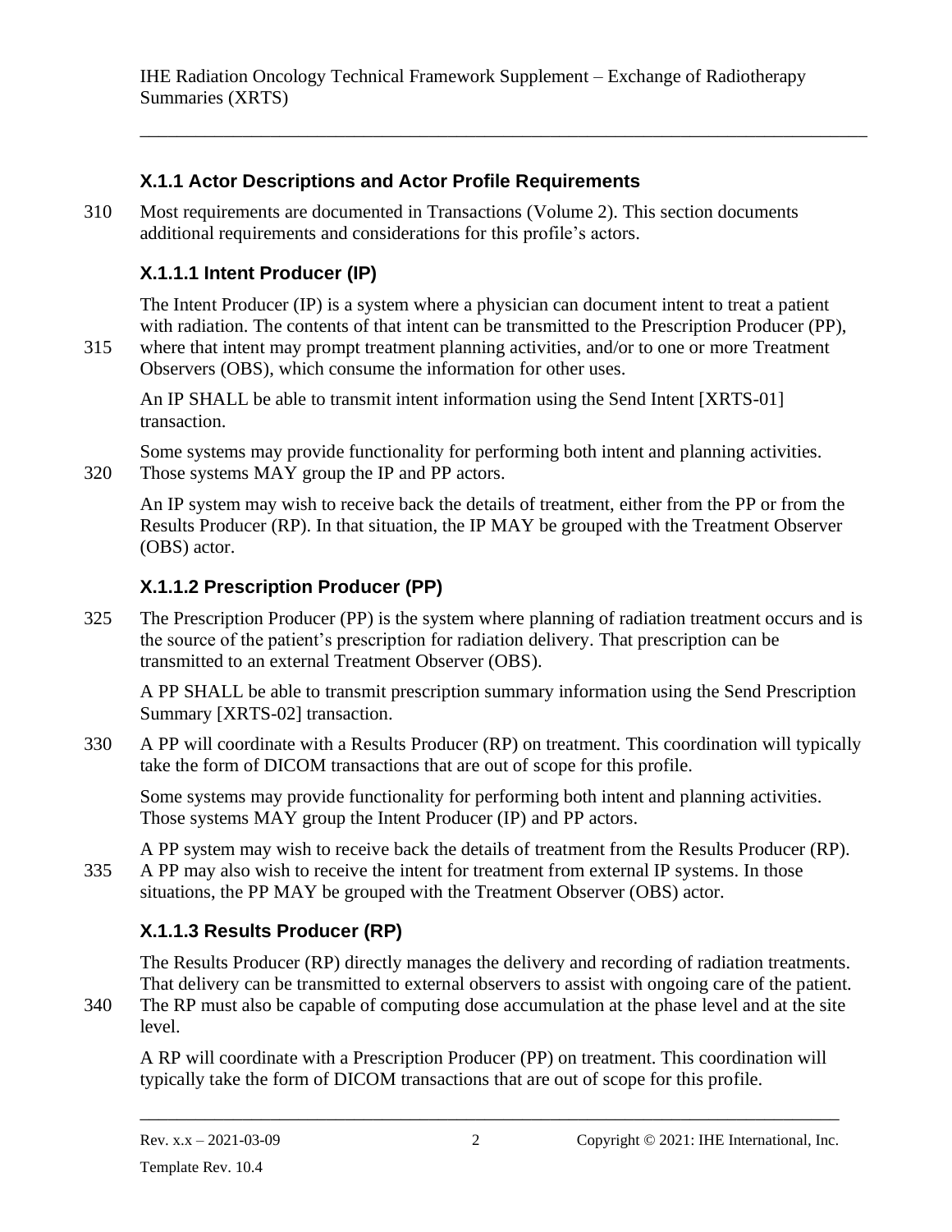### X.1.1 Actor Descriptions and Actor Profile Requirements

Most requirements are documented in Transactions (Volume 2). This section documents additional requirements and considerations for this profile's actors.

#### X.1.1.1 Intent Producer (IP)

The Intent Producer (IP) is a system where a physician can document intent to treat a patient with radiation. The contents of that intent can be transmitted to the Prescription Producer (PP), where that intent may prompt treatment planning activities, and/or to one or more Treatment Observers (OBS), which consume the information for other uses.

An IP SHALL be able to transmit intent information using the Send Intent [XRTS-01] transaction.

Some systems may provide functionality for performing both intent and planning activities. Those systems MAY group the IP and PP actors.

An IP system may wish to receive back the details of treatment, either from the PP or from the Results Producer (RP). In that situation, the IP MAY be grouped with the Treatment Observer (OBS) actor.

#### X.1.1.2 Prescription Producer (PP)

The Prescription Producer (PP) is the system where planning of radiation treatment occurs and is the source of the patient's prescription for radiation delivery. That prescription can be transmitted to an external Treatment Observer (OBS).

A PP SHALL be able to transmit prescription summary information using the Send Prescription Summary [XRTS-02] transaction.

A PP will coordinate with a Results Producer (RP) on treatment. This coordination will typically take the form of DICOM transactions that are out of scope for this profile.

Some systems may provide functionality for performing both intent and planning activities. Those systems MAY group the Intent Producer (IP) and PP actors.

A PP system may wish to receive back the details of treatment from the Results Producer (RP). A PP may also wish to receive the intent for treatment from external IP systems. In those situations, the PP MAY be grouped with the Treatment Observer (OBS) actor.

#### X.1.1.3 Results Producer (RP)

The Results Producer (RP) directly manages the delivery and recording of radiation treatments. That delivery can be transmitted to external observers to assist with ongoing care of the patient. The RP must also be capable of computing dose accumulation at the phase level and at the site level.

A RP will coordinate with a Prescription Producer (PP) on treatment. This coordination will typically take the form of DICOM transactions that are out of scope for this profile.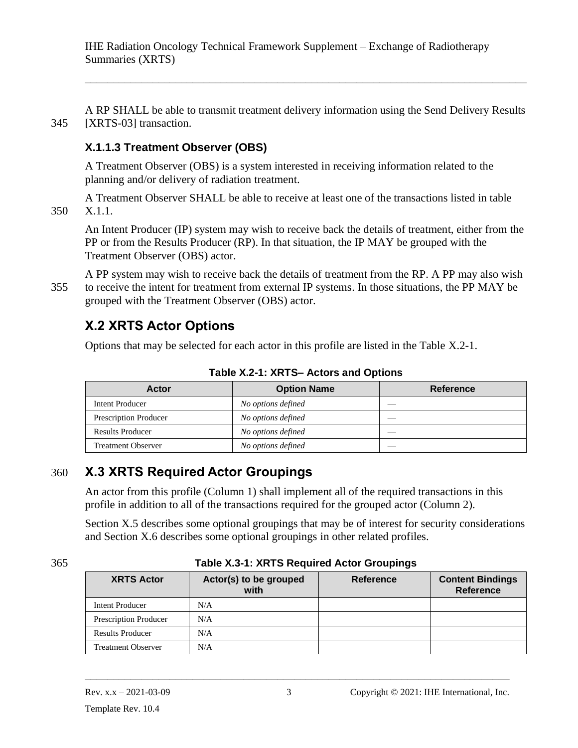A RP SHALL be able to transmit treatment delivery information using the Send Delivery Results [XRTS-03] transaction.

### X.1.1.3 Treatment Observer (OBS)

A Treatment Observer (OBS) is a system interested in receiving information related to the planning and/or delivery of radiation treatment.

A Treatment Observer SHALL be able to receive at least one of the transactions listed in table X.1.1.

An Intent Producer (IP) system may wish to receive back the details of treatment, either from the PP or from the Results Producer (RP). In that situation, the IP MAY be grouped with the Treatment Observer (OBS) actor.

A PP system may wish to receive back the details of treatment from the RP. A PP may also wish to receive the intent for treatment from external IP systems. In those situations, the PP MAY be grouped with the Treatment Observer (OBS) actor.

## X.2 XRTS Actor Options

Options that may be selected for each actor in this profile are listed in the Table X.2-1.

**Table X.2-1: XRTS– Actors and Options**

| Actor | Option Name | Reference |
|---|---|---|
| Intent Producer | *No options defined* | — |
| Prescription Producer | *No options defined* | — |
| Results Producer | *No options defined* | — |
| Treatment Observer | *No options defined* | — |

## X.3 XRTS Required Actor Groupings

An actor from this profile (Column 1) shall implement all of the required transactions in this profile in addition to all of the transactions required for the grouped actor (Column 2).

Section X.5 describes some optional groupings that may be of interest for security considerations and Section X.6 describes some optional groupings in other related profiles.

**Table X.3-1: XRTS Required Actor Groupings**

| XRTS Actor | Actor(s) to be grouped with | Reference | Content Bindings Reference |
|---|---|---|---|
| Intent Producer | N/A | | |
| Prescription Producer | N/A | | |
| Results Producer | N/A | | |
| Treatment Observer | N/A | | |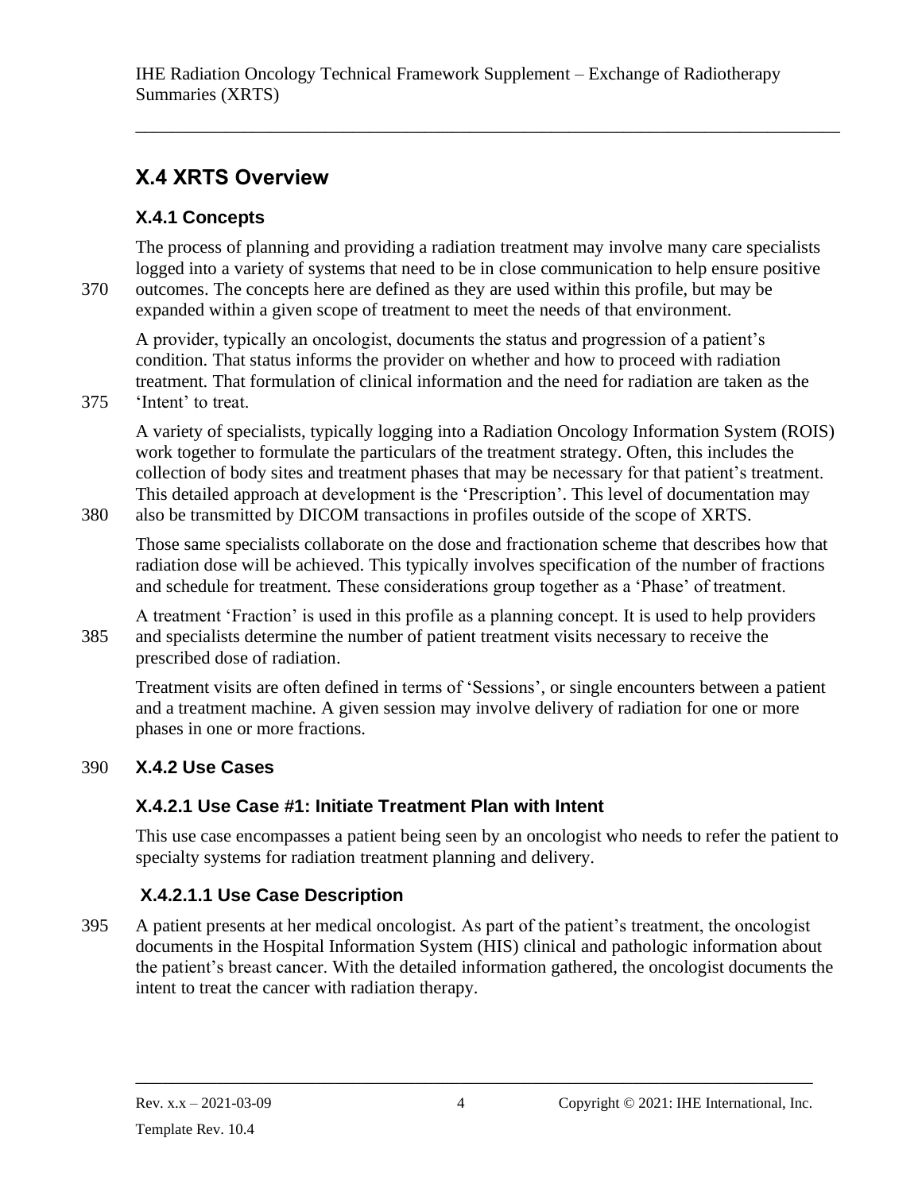## X.4 XRTS Overview

### X.4.1 Concepts

The process of planning and providing a radiation treatment may involve many care specialists logged into a variety of systems that need to be in close communication to help ensure positive outcomes. The concepts here are defined as they are used within this profile, but may be expanded within a given scope of treatment to meet the needs of that environment.

A provider, typically an oncologist, documents the status and progression of a patient's condition. That status informs the provider on whether and how to proceed with radiation treatment. That formulation of clinical information and the need for radiation are taken as the 'Intent' to treat.

A variety of specialists, typically logging into a Radiation Oncology Information System (ROIS) work together to formulate the particulars of the treatment strategy. Often, this includes the collection of body sites and treatment phases that may be necessary for that patient's treatment. This detailed approach at development is the 'Prescription'. This level of documentation may also be transmitted by DICOM transactions in profiles outside of the scope of XRTS.

Those same specialists collaborate on the dose and fractionation scheme that describes how that radiation dose will be achieved. This typically involves specification of the number of fractions and schedule for treatment. These considerations group together as a 'Phase' of treatment.

A treatment 'Fraction' is used in this profile as a planning concept. It is used to help providers and specialists determine the number of patient treatment visits necessary to receive the prescribed dose of radiation.

Treatment visits are often defined in terms of 'Sessions', or single encounters between a patient and a treatment machine. A given session may involve delivery of radiation for one or more phases in one or more fractions.

### X.4.2 Use Cases

#### X.4.2.1 Use Case #1: Initiate Treatment Plan with Intent

This use case encompasses a patient being seen by an oncologist who needs to refer the patient to specialty systems for radiation treatment planning and delivery.

##### X.4.2.1.1 Use Case Description

A patient presents at her medical oncologist. As part of the patient's treatment, the oncologist documents in the Hospital Information System (HIS) clinical and pathologic information about the patient's breast cancer. With the detailed information gathered, the oncologist documents the intent to treat the cancer with radiation therapy.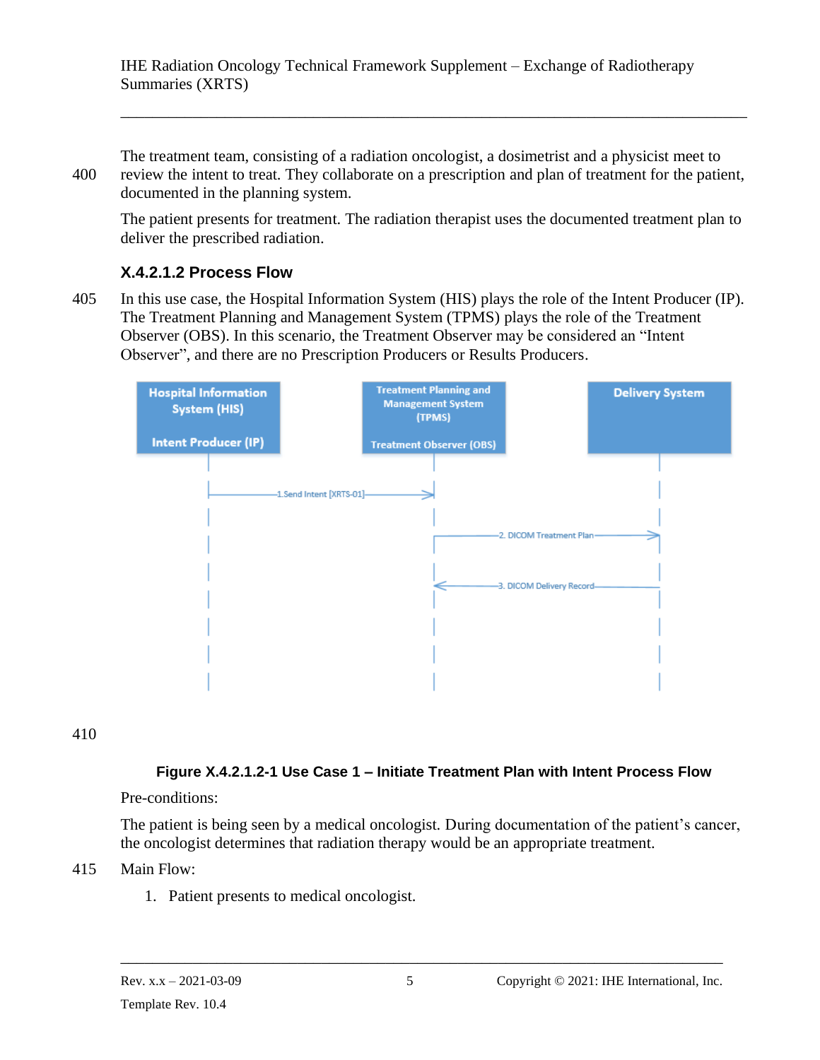The treatment team, consisting of a radiation oncologist, a dosimetrist and a physicist meet to review the intent to treat. They collaborate on a prescription and plan of treatment for the patient, documented in the planning system.

The patient presents for treatment. The radiation therapist uses the documented treatment plan to deliver the prescribed radiation.

### X.4.2.1.2 Process Flow

In this use case, the Hospital Information System (HIS) plays the role of the Intent Producer (IP). The Treatment Planning and Management System (TPMS) plays the role of the Treatment Observer (OBS). In this scenario, the Treatment Observer may be considered an "Intent Observer", and there are no Prescription Producers or Results Producers.

**Figure X.4.2.1.2-1 Use Case 1 – Initiate Treatment Plan with Intent Process Flow**

Pre-conditions:

The patient is being seen by a medical oncologist. During documentation of the patient's cancer, the oncologist determines that radiation therapy would be an appropriate treatment.

Main Flow:

1. Patient presents to medical oncologist.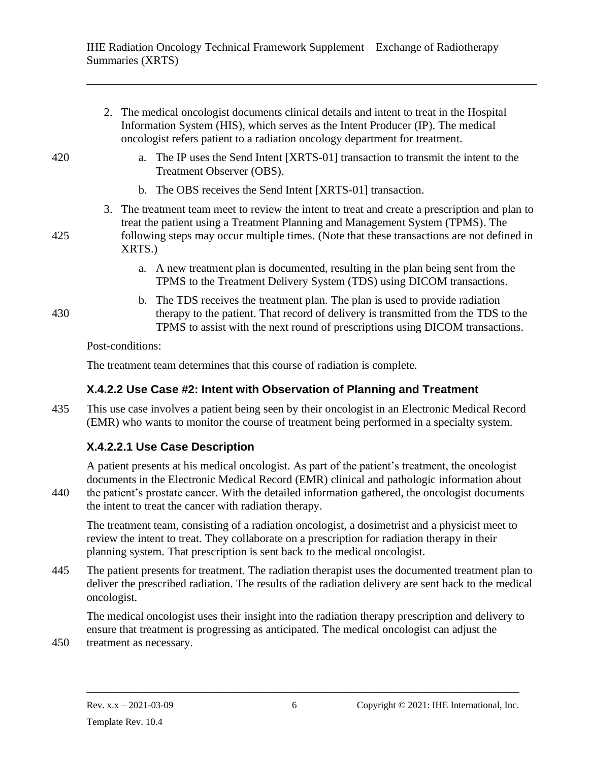2. The medical oncologist documents clinical details and intent to treat in the Hospital Information System (HIS), which serves as the Intent Producer (IP). The medical oncologist refers patient to a radiation oncology department for treatment.
    a. The IP uses the Send Intent [XRTS-01] transaction to transmit the intent to the Treatment Observer (OBS).
    b. The OBS receives the Send Intent [XRTS-01] transaction.
3. The treatment team meet to review the intent to treat and create a prescription and plan to treat the patient using a Treatment Planning and Management System (TPMS). The following steps may occur multiple times. (Note that these transactions are not defined in XRTS.)
    a. A new treatment plan is documented, resulting in the plan being sent from the TPMS to the Treatment Delivery System (TDS) using DICOM transactions.
    b. The TDS receives the treatment plan. The plan is used to provide radiation therapy to the patient. That record of delivery is transmitted from the TDS to the TPMS to assist with the next round of prescriptions using DICOM transactions.

Post-conditions:

The treatment team determines that this course of radiation is complete.

### X.4.2.2 Use Case #2: Intent with Observation of Planning and Treatment

This use case involves a patient being seen by their oncologist in an Electronic Medical Record (EMR) who wants to monitor the course of treatment being performed in a specialty system.

#### X.4.2.2.1 Use Case Description

A patient presents at his medical oncologist. As part of the patient's treatment, the oncologist documents in the Electronic Medical Record (EMR) clinical and pathologic information about the patient's prostate cancer. With the detailed information gathered, the oncologist documents the intent to treat the cancer with radiation therapy.

The treatment team, consisting of a radiation oncologist, a dosimetrist and a physicist meet to review the intent to treat. They collaborate on a prescription for radiation therapy in their planning system. That prescription is sent back to the medical oncologist.

The patient presents for treatment. The radiation therapist uses the documented treatment plan to deliver the prescribed radiation. The results of the radiation delivery are sent back to the medical oncologist.

The medical oncologist uses their insight into the radiation therapy prescription and delivery to ensure that treatment is progressing as anticipated. The medical oncologist can adjust the treatment as necessary.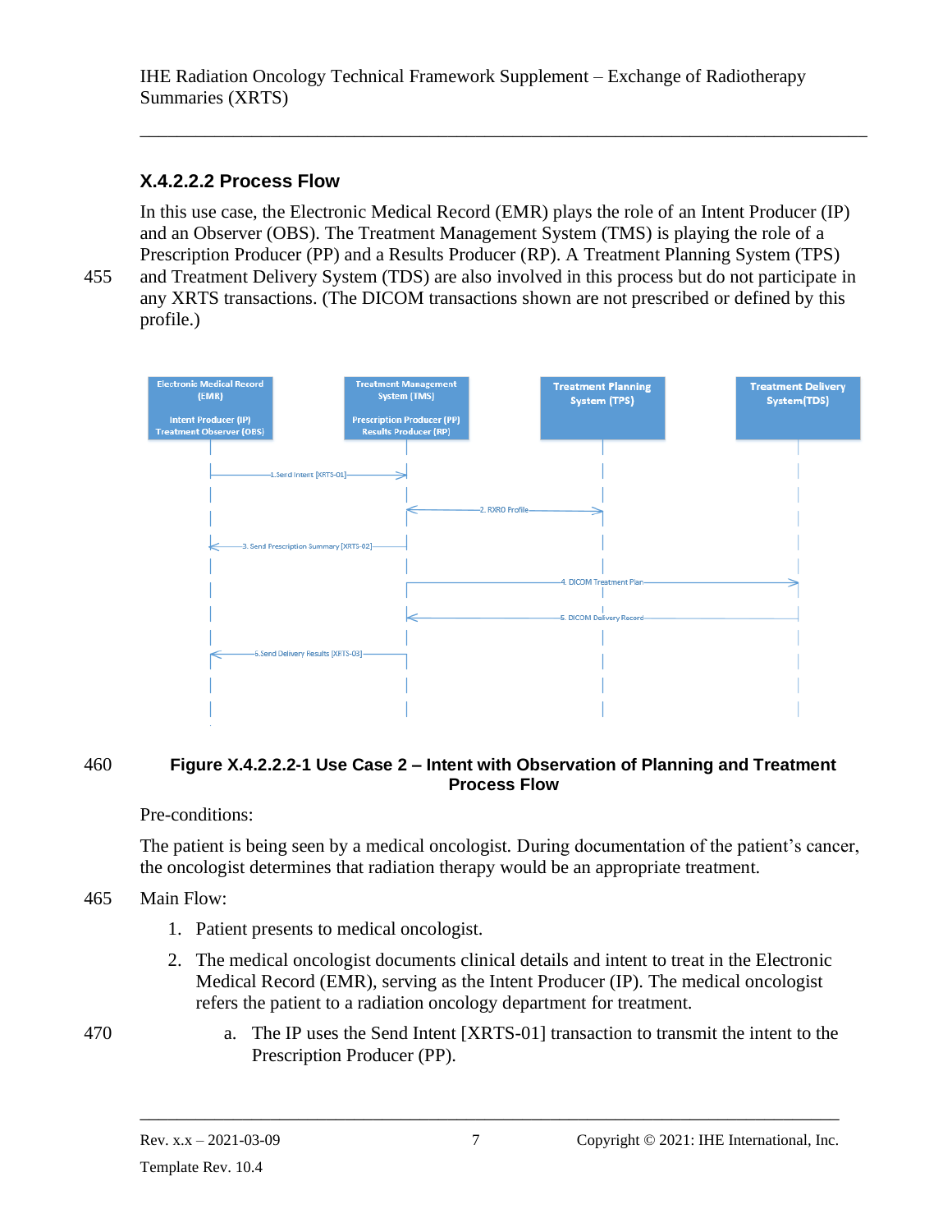### X.4.2.2.2 Process Flow

In this use case, the Electronic Medical Record (EMR) plays the role of an Intent Producer (IP) and an Observer (OBS). The Treatment Management System (TMS) is playing the role of a Prescription Producer (PP) and a Results Producer (RP). A Treatment Planning System (TPS) and Treatment Delivery System (TDS) are also involved in this process but do not participate in any XRTS transactions. (The DICOM transactions shown are not prescribed or defined by this profile.)

**Figure X.4.2.2.2-1 Use Case 2 – Intent with Observation of Planning and Treatment Process Flow**

Pre-conditions:

The patient is being seen by a medical oncologist. During documentation of the patient's cancer, the oncologist determines that radiation therapy would be an appropriate treatment.

Main Flow:

1. Patient presents to medical oncologist.
2. The medical oncologist documents clinical details and intent to treat in the Electronic Medical Record (EMR), serving as the Intent Producer (IP). The medical oncologist refers the patient to a radiation oncology department for treatment.
    a. The IP uses the Send Intent [XRTS-01] transaction to transmit the intent to the Prescription Producer (PP).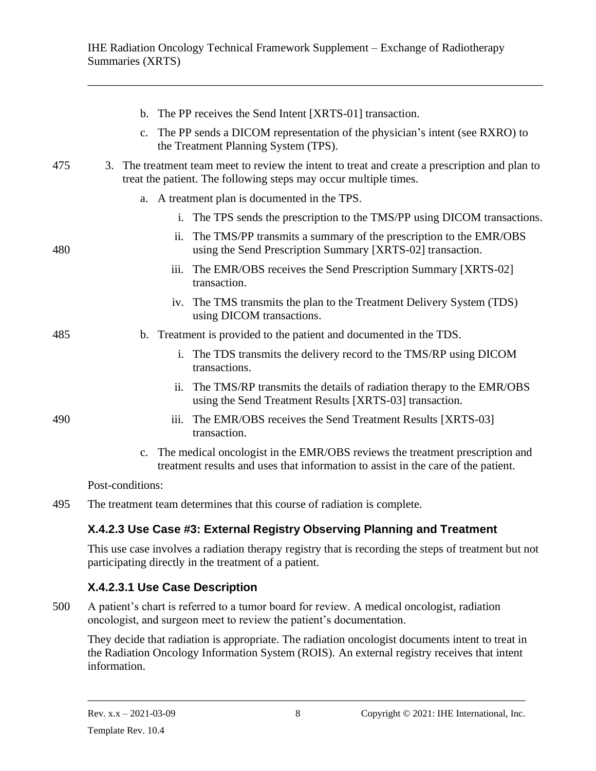b. The PP receives the Send Intent [XRTS-01] transaction.
   c. The PP sends a DICOM representation of the physician's intent (see RXRO) to the Treatment Planning System (TPS).

3. The treatment team meet to review the intent to treat and create a prescription and plan to treat the patient. The following steps may occur multiple times.
   a. A treatment plan is documented in the TPS.
      i. The TPS sends the prescription to the TMS/PP using DICOM transactions.
      ii. The TMS/PP transmits a summary of the prescription to the EMR/OBS using the Send Prescription Summary [XRTS-02] transaction.
      iii. The EMR/OBS receives the Send Prescription Summary [XRTS-02] transaction.
      iv. The TMS transmits the plan to the Treatment Delivery System (TDS) using DICOM transactions.
   b. Treatment is provided to the patient and documented in the TDS.
      i. The TDS transmits the delivery record to the TMS/RP using DICOM transactions.
      ii. The TMS/RP transmits the details of radiation therapy to the EMR/OBS using the Send Treatment Results [XRTS-03] transaction.
      iii. The EMR/OBS receives the Send Treatment Results [XRTS-03] transaction.
   c. The medical oncologist in the EMR/OBS reviews the treatment prescription and treatment results and uses that information to assist in the care of the patient.

Post-conditions:

The treatment team determines that this course of radiation is complete.

### X.4.2.3 Use Case #3: External Registry Observing Planning and Treatment

This use case involves a radiation therapy registry that is recording the steps of treatment but not participating directly in the treatment of a patient.

#### X.4.2.3.1 Use Case Description

A patient's chart is referred to a tumor board for review. A medical oncologist, radiation oncologist, and surgeon meet to review the patient's documentation.

They decide that radiation is appropriate. The radiation oncologist documents intent to treat in the Radiation Oncology Information System (ROIS). An external registry receives that intent information.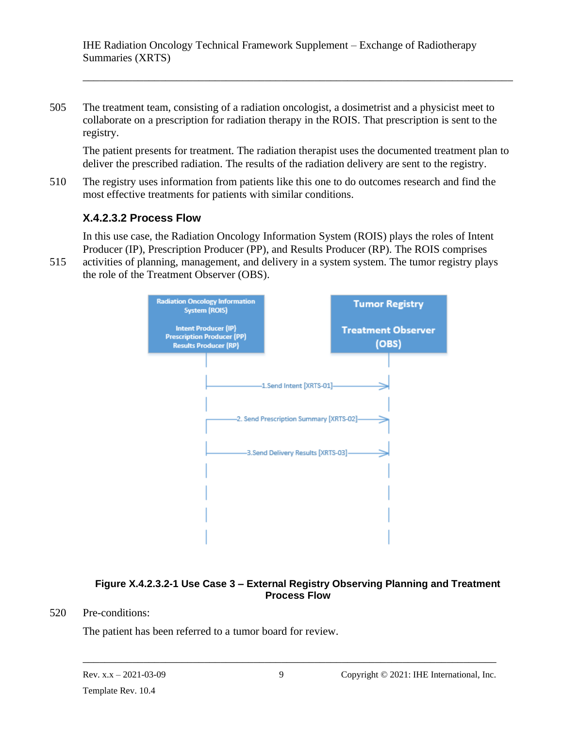The treatment team, consisting of a radiation oncologist, a dosimetrist and a physicist meet to collaborate on a prescription for radiation therapy in the ROIS. That prescription is sent to the registry.

The patient presents for treatment. The radiation therapist uses the documented treatment plan to deliver the prescribed radiation. The results of the radiation delivery are sent to the registry.

The registry uses information from patients like this one to do outcomes research and find the most effective treatments for patients with similar conditions.

### X.4.2.3.2 Process Flow

In this use case, the Radiation Oncology Information System (ROIS) plays the roles of Intent Producer (IP), Prescription Producer (PP), and Results Producer (RP). The ROIS comprises activities of planning, management, and delivery in a system system. The tumor registry plays the role of the Treatment Observer (OBS).

**Figure X.4.2.3.2-1 Use Case 3 – External Registry Observing Planning and Treatment Process Flow**

Pre-conditions:

The patient has been referred to a tumor board for review.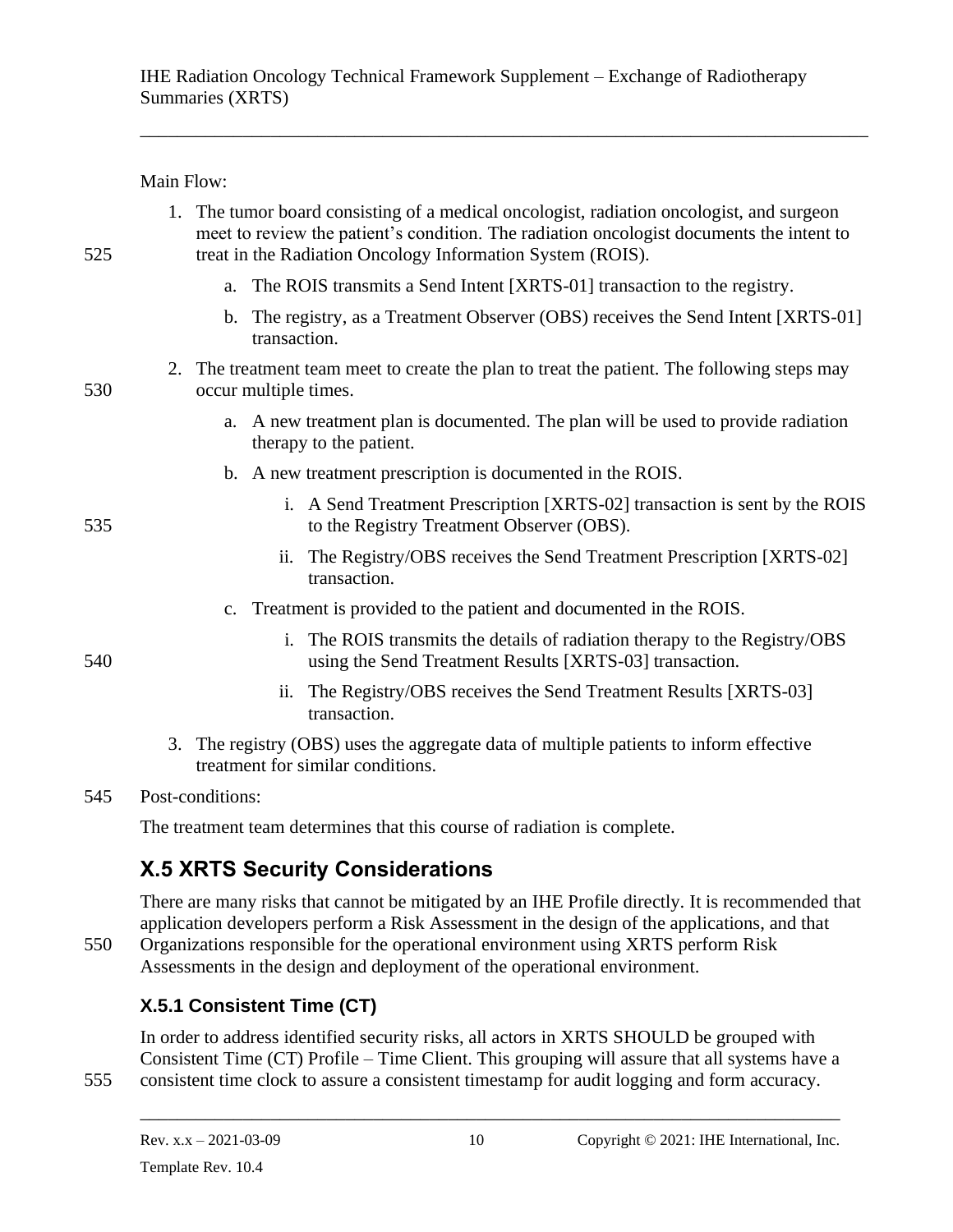Main Flow:

1. The tumor board consisting of a medical oncologist, radiation oncologist, and surgeon meet to review the patient's condition. The radiation oncologist documents the intent to treat in the Radiation Oncology Information System (ROIS).
    a. The ROIS transmits a Send Intent [XRTS-01] transaction to the registry.
    b. The registry, as a Treatment Observer (OBS) receives the Send Intent [XRTS-01] transaction.
2. The treatment team meet to create the plan to treat the patient. The following steps may occur multiple times.
    a. A new treatment plan is documented. The plan will be used to provide radiation therapy to the patient.
    b. A new treatment prescription is documented in the ROIS.
        i. A Send Treatment Prescription [XRTS-02] transaction is sent by the ROIS to the Registry Treatment Observer (OBS).
        ii. The Registry/OBS receives the Send Treatment Prescription [XRTS-02] transaction.
    c. Treatment is provided to the patient and documented in the ROIS.
        i. The ROIS transmits the details of radiation therapy to the Registry/OBS using the Send Treatment Results [XRTS-03] transaction.
        ii. The Registry/OBS receives the Send Treatment Results [XRTS-03] transaction.
3. The registry (OBS) uses the aggregate data of multiple patients to inform effective treatment for similar conditions.

Post-conditions:

The treatment team determines that this course of radiation is complete.

## X.5 XRTS Security Considerations

There are many risks that cannot be mitigated by an IHE Profile directly. It is recommended that application developers perform a Risk Assessment in the design of the applications, and that Organizations responsible for the operational environment using XRTS perform Risk Assessments in the design and deployment of the operational environment.

### X.5.1 Consistent Time (CT)

In order to address identified security risks, all actors in XRTS SHOULD be grouped with Consistent Time (CT) Profile – Time Client. This grouping will assure that all systems have a consistent time clock to assure a consistent timestamp for audit logging and form accuracy.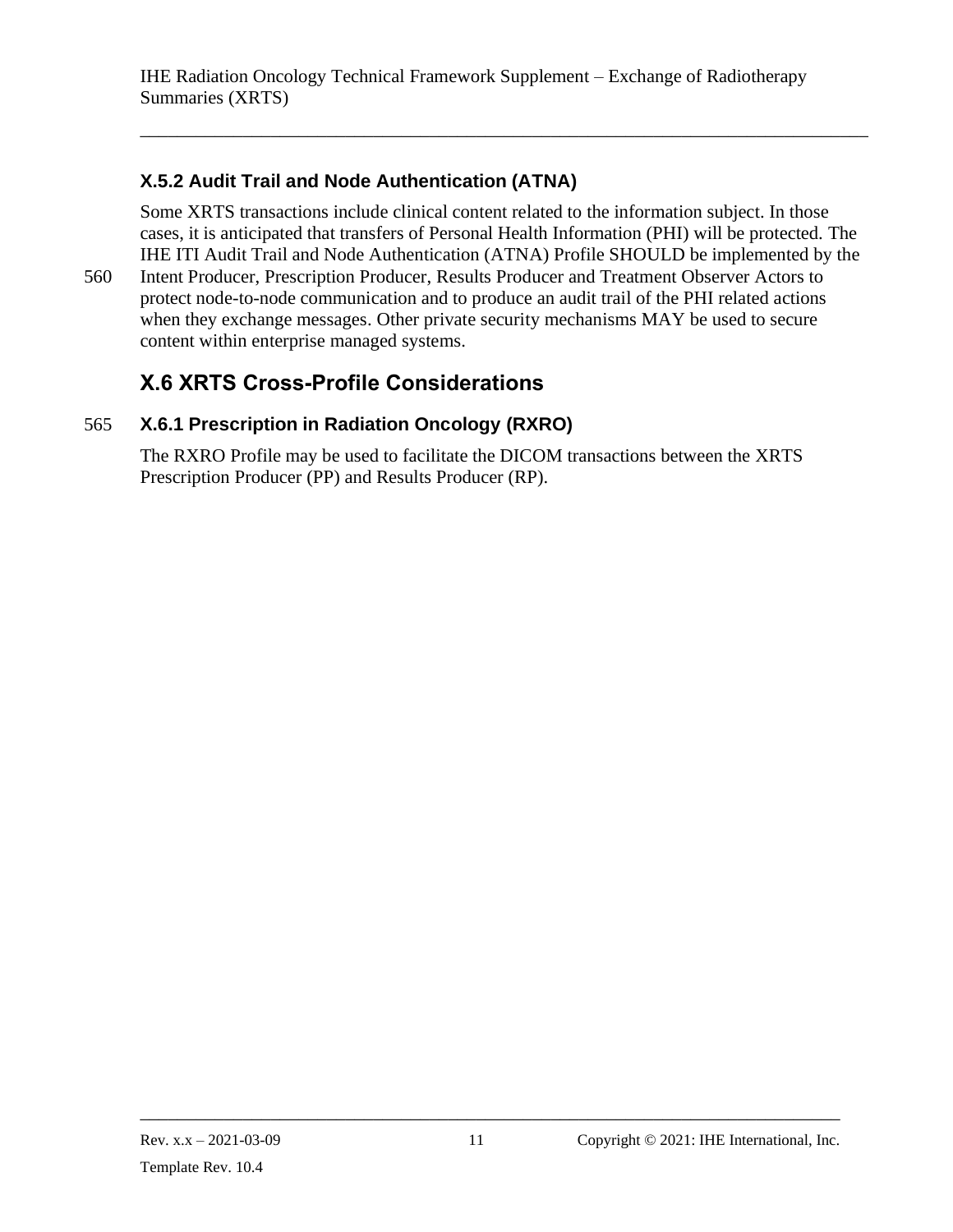### X.5.2 Audit Trail and Node Authentication (ATNA)

Some XRTS transactions include clinical content related to the information subject. In those cases, it is anticipated that transfers of Personal Health Information (PHI) will be protected. The IHE ITI Audit Trail and Node Authentication (ATNA) Profile SHOULD be implemented by the Intent Producer, Prescription Producer, Results Producer and Treatment Observer Actors to protect node-to-node communication and to produce an audit trail of the PHI related actions when they exchange messages. Other private security mechanisms MAY be used to secure content within enterprise managed systems.

## X.6 XRTS Cross-Profile Considerations

### X.6.1 Prescription in Radiation Oncology (RXRO)

The RXRO Profile may be used to facilitate the DICOM transactions between the XRTS Prescription Producer (PP) and Results Producer (RP).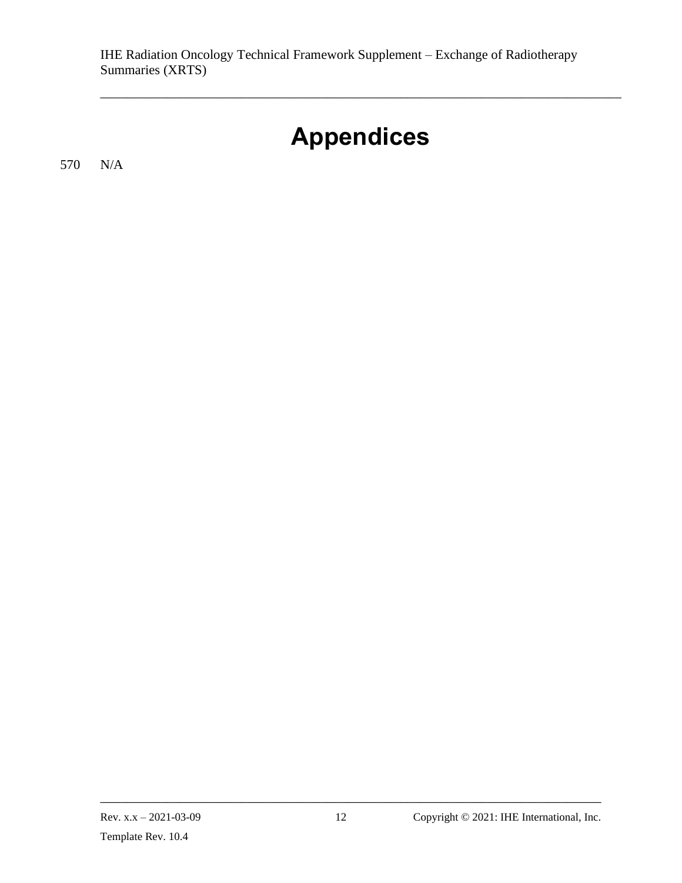# Appendices

N/A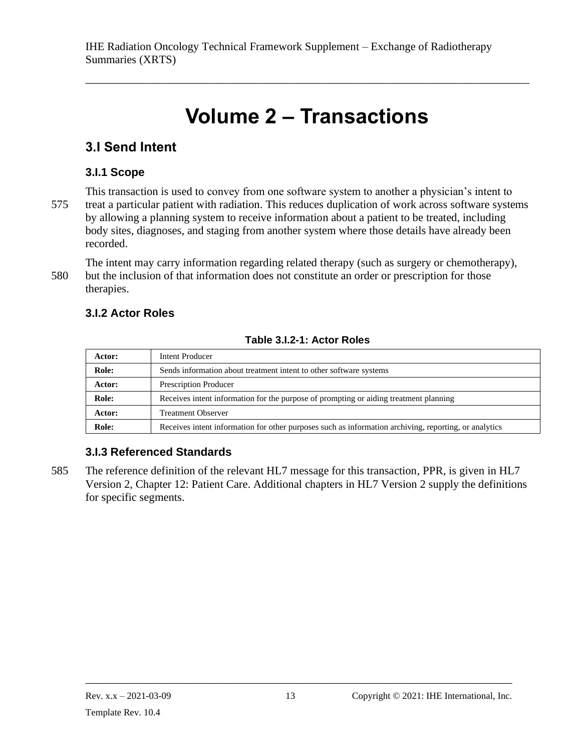# Volume 2 – Transactions

## 3.I Send Intent

### 3.I.1 Scope

This transaction is used to convey from one software system to another a physician's intent to treat a particular patient with radiation. This reduces duplication of work across software systems by allowing a planning system to receive information about a patient to be treated, including body sites, diagnoses, and staging from another system where those details have already been recorded.

The intent may carry information regarding related therapy (such as surgery or chemotherapy), but the inclusion of that information does not constitute an order or prescription for those therapies.

### 3.I.2 Actor Roles

**Table 3.I.2-1: Actor Roles**

| | |
|---|---|
| **Actor:** | Intent Producer |
| **Role:** | Sends information about treatment intent to other software systems |
| **Actor:** | Prescription Producer |
| **Role:** | Receives intent information for the purpose of prompting or aiding treatment planning |
| **Actor:** | Treatment Observer |
| **Role:** | Receives intent information for other purposes such as information archiving, reporting, or analytics |

### 3.I.3 Referenced Standards

The reference definition of the relevant HL7 message for this transaction, PPR, is given in HL7 Version 2, Chapter 12: Patient Care. Additional chapters in HL7 Version 2 supply the definitions for specific segments.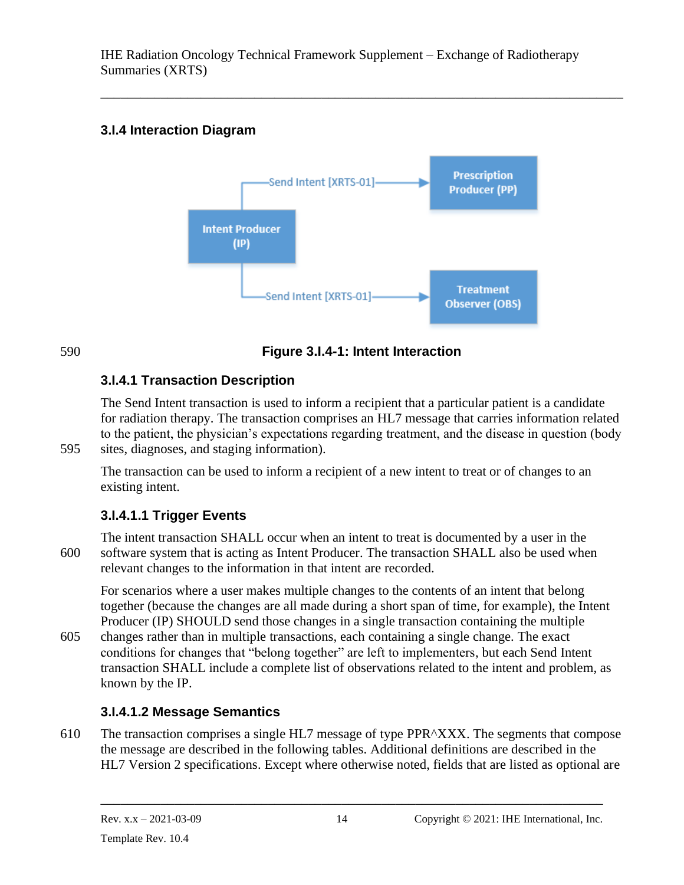### 3.I.4 Interaction Diagram

Figure 3.I.4-1: Intent Interaction

#### 3.I.4.1 Transaction Description

The Send Intent transaction is used to inform a recipient that a particular patient is a candidate for radiation therapy. The transaction comprises an HL7 message that carries information related to the patient, the physician's expectations regarding treatment, and the disease in question (body sites, diagnoses, and staging information).

The transaction can be used to inform a recipient of a new intent to treat or of changes to an existing intent.

##### 3.I.4.1.1 Trigger Events

The intent transaction SHALL occur when an intent to treat is documented by a user in the software system that is acting as Intent Producer. The transaction SHALL also be used when relevant changes to the information in that intent are recorded.

For scenarios where a user makes multiple changes to the contents of an intent that belong together (because the changes are all made during a short span of time, for example), the Intent Producer (IP) SHOULD send those changes in a single transaction containing the multiple changes rather than in multiple transactions, each containing a single change. The exact conditions for changes that "belong together" are left to implementers, but each Send Intent transaction SHALL include a complete list of observations related to the intent and problem, as known by the IP.

##### 3.I.4.1.2 Message Semantics

The transaction comprises a single HL7 message of type PPR^XXX. The segments that compose the message are described in the following tables. Additional definitions are described in the HL7 Version 2 specifications. Except where otherwise noted, fields that are listed as optional are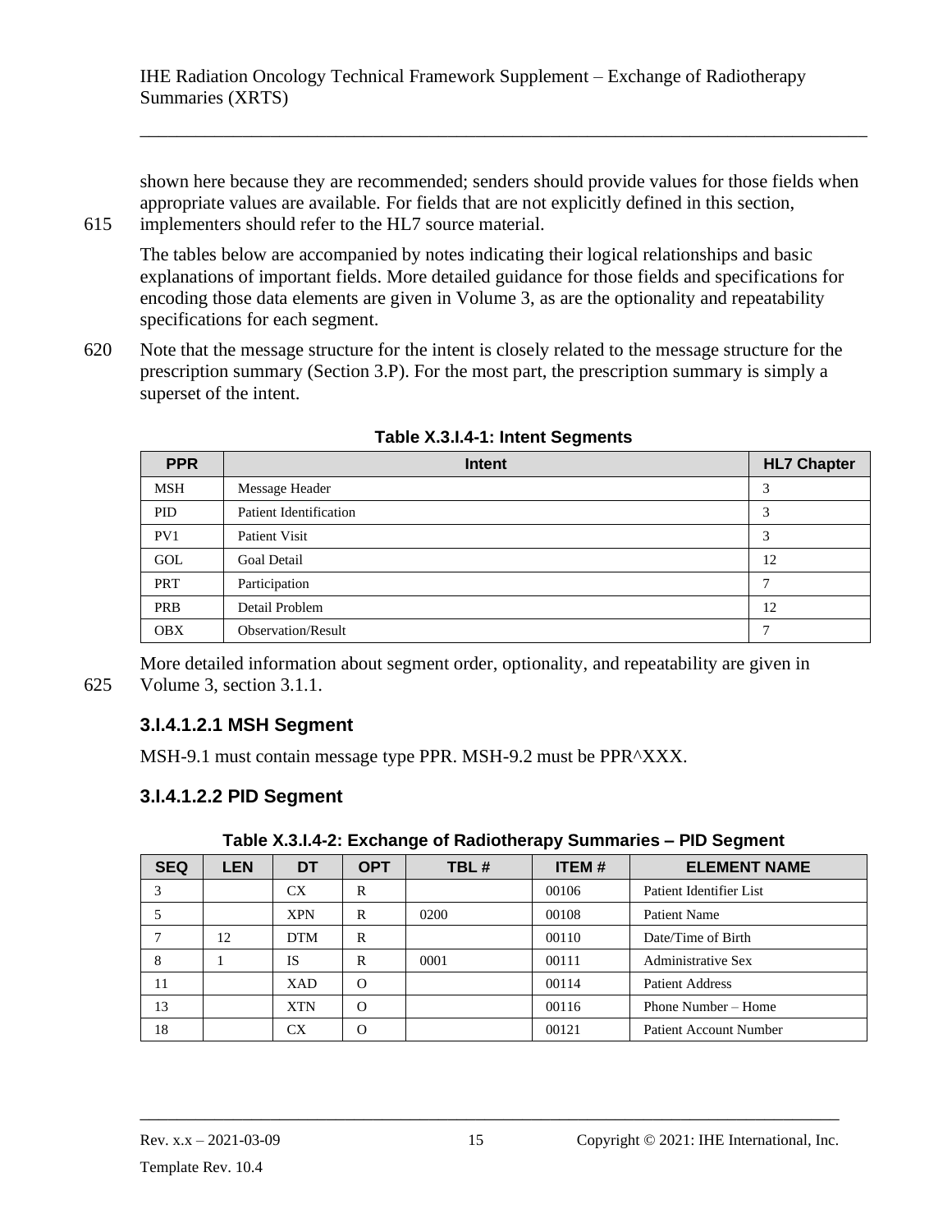shown here because they are recommended; senders should provide values for those fields when appropriate values are available. For fields that are not explicitly defined in this section, implementers should refer to the HL7 source material.

The tables below are accompanied by notes indicating their logical relationships and basic explanations of important fields. More detailed guidance for those fields and specifications for encoding those data elements are given in Volume 3, as are the optionality and repeatability specifications for each segment.

Note that the message structure for the intent is closely related to the message structure for the prescription summary (Section 3.P). For the most part, the prescription summary is simply a superset of the intent.

**Table X.3.I.4-1: Intent Segments**

| PPR | Intent | HL7 Chapter |
|---|---|---|
| MSH | Message Header | 3 |
| PID | Patient Identification | 3 |
| PV1 | Patient Visit | 3 |
| GOL | Goal Detail | 12 |
| PRT | Participation | 7 |
| PRB | Detail Problem | 12 |
| OBX | Observation/Result | 7 |

More detailed information about segment order, optionality, and repeatability are given in Volume 3, section 3.1.1.

### 3.I.4.1.2.1 MSH Segment

MSH-9.1 must contain message type PPR. MSH-9.2 must be PPR^XXX.

### 3.I.4.1.2.2 PID Segment

**Table X.3.I.4-2: Exchange of Radiotherapy Summaries – PID Segment**

| SEQ | LEN | DT | OPT | TBL # | ITEM # | ELEMENT NAME |
|---|---|---|---|---|---|---|
| 3 | | CX | R | | 00106 | Patient Identifier List |
| 5 | | XPN | R | 0200 | 00108 | Patient Name |
| 7 | 12 | DTM | R | | 00110 | Date/Time of Birth |
| 8 | 1 | IS | R | 0001 | 00111 | Administrative Sex |
| 11 | | XAD | O | | 00114 | Patient Address |
| 13 | | XTN | O | | 00116 | Phone Number – Home |
| 18 | | CX | O | | 00121 | Patient Account Number |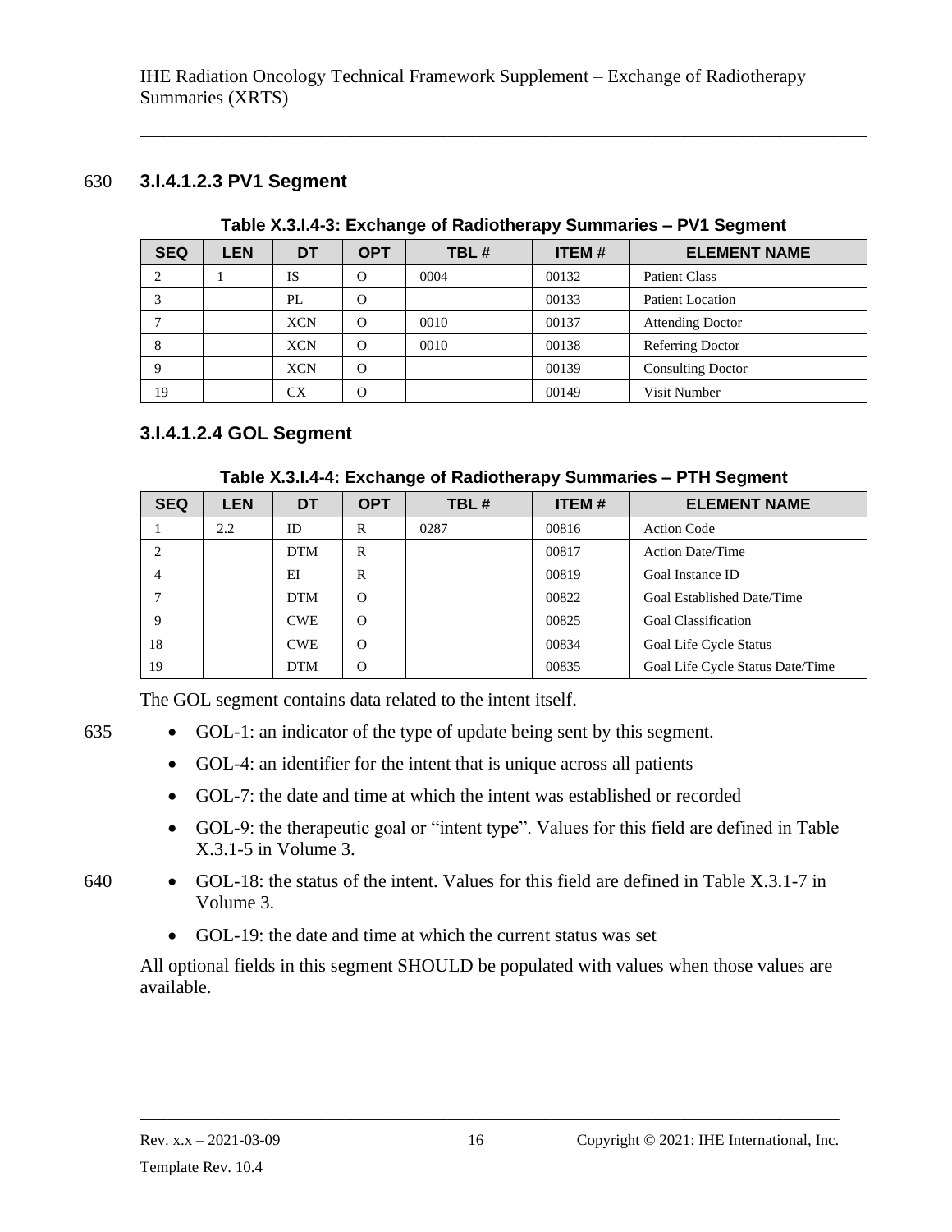#### 3.I.4.1.2.3 PV1 Segment

**Table X.3.I.4-3: Exchange of Radiotherapy Summaries – PV1 Segment**

| SEQ | LEN | DT | OPT | TBL # | ITEM # | ELEMENT NAME |
|---|---|---|---|---|---|---|
| 2 | 1 | IS | O | 0004 | 00132 | Patient Class |
| 3 | | PL | O | | 00133 | Patient Location |
| 7 | | XCN | O | 0010 | 00137 | Attending Doctor |
| 8 | | XCN | O | 0010 | 00138 | Referring Doctor |
| 9 | | XCN | O | | 00139 | Consulting Doctor |
| 19 | | CX | O | | 00149 | Visit Number |

#### 3.I.4.1.2.4 GOL Segment

**Table X.3.I.4-4: Exchange of Radiotherapy Summaries – PTH Segment**

| SEQ | LEN | DT | OPT | TBL # | ITEM # | ELEMENT NAME |
|---|---|---|---|---|---|---|
| 1 | 2.2 | ID | R | 0287 | 00816 | Action Code |
| 2 | | DTM | R | | 00817 | Action Date/Time |
| 4 | | EI | R | | 00819 | Goal Instance ID |
| 7 | | DTM | O | | 00822 | Goal Established Date/Time |
| 9 | | CWE | O | | 00825 | Goal Classification |
| 18 | | CWE | O | | 00834 | Goal Life Cycle Status |
| 19 | | DTM | O | | 00835 | Goal Life Cycle Status Date/Time |

The GOL segment contains data related to the intent itself.

- GOL-1: an indicator of the type of update being sent by this segment.
- GOL-4: an identifier for the intent that is unique across all patients
- GOL-7: the date and time at which the intent was established or recorded
- GOL-9: the therapeutic goal or "intent type". Values for this field are defined in Table X.3.1-5 in Volume 3.
- GOL-18: the status of the intent. Values for this field are defined in Table X.3.1-7 in Volume 3.
- GOL-19: the date and time at which the current status was set

All optional fields in this segment SHOULD be populated with values when those values are available.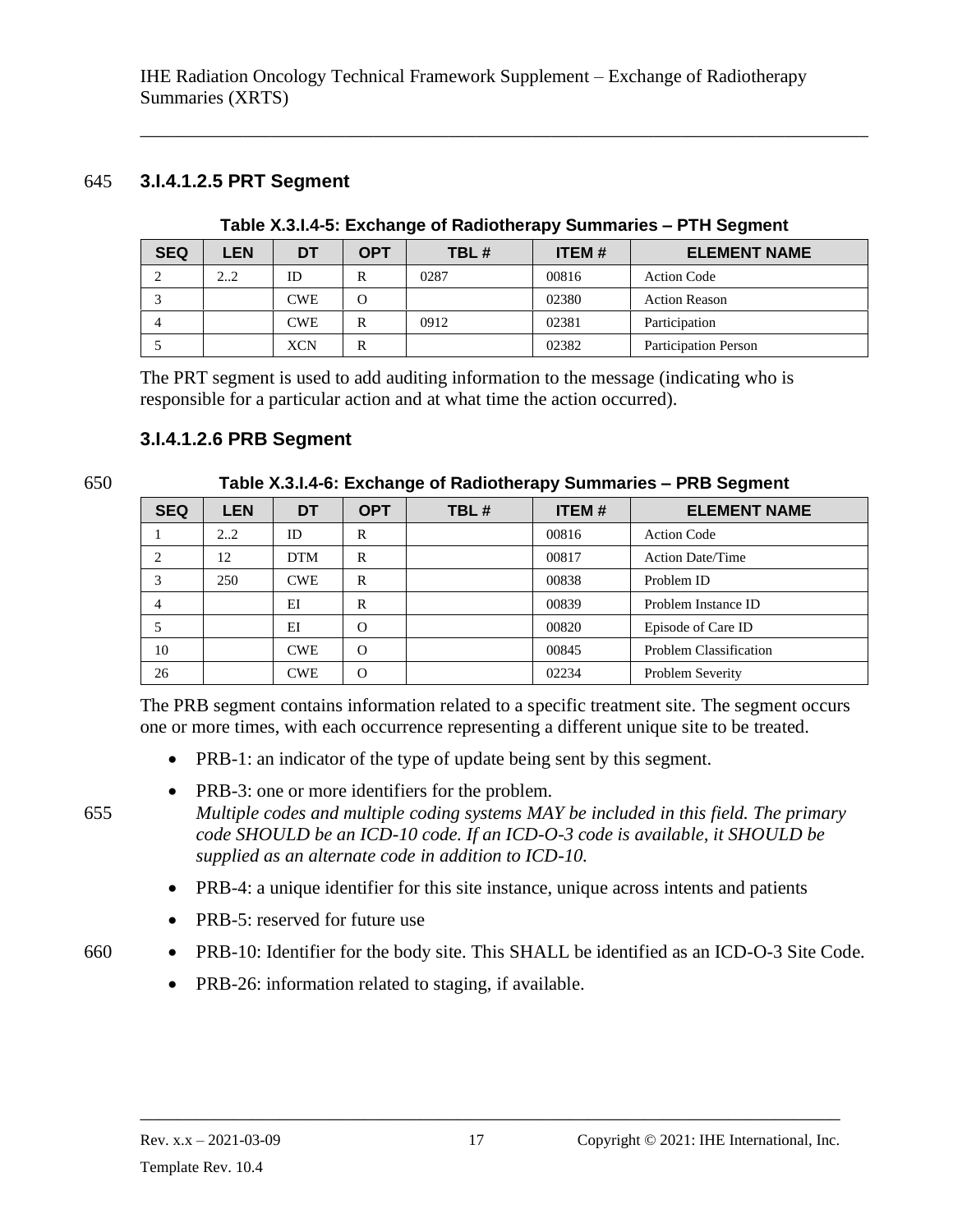### 3.I.4.1.2.5 PRT Segment

**Table X.3.I.4-5: Exchange of Radiotherapy Summaries – PTH Segment**

| SEQ | LEN | DT | OPT | TBL # | ITEM # | ELEMENT NAME |
|---|---|---|---|---|---|---|
| 2 | 2..2 | ID | R | 0287 | 00816 | Action Code |
| 3 | | CWE | O | | 02380 | Action Reason |
| 4 | | CWE | R | 0912 | 02381 | Participation |
| 5 | | XCN | R | | 02382 | Participation Person |

The PRT segment is used to add auditing information to the message (indicating who is responsible for a particular action and at what time the action occurred).

### 3.I.4.1.2.6 PRB Segment

**Table X.3.I.4-6: Exchange of Radiotherapy Summaries – PRB Segment**

| SEQ | LEN | DT | OPT | TBL # | ITEM # | ELEMENT NAME |
|---|---|---|---|---|---|---|
| 1 | 2..2 | ID | R | | 00816 | Action Code |
| 2 | 12 | DTM | R | | 00817 | Action Date/Time |
| 3 | 250 | CWE | R | | 00838 | Problem ID |
| 4 | | EI | R | | 00839 | Problem Instance ID |
| 5 | | EI | O | | 00820 | Episode of Care ID |
| 10 | | CWE | O | | 00845 | Problem Classification |
| 26 | | CWE | O | | 02234 | Problem Severity |

The PRB segment contains information related to a specific treatment site. The segment occurs one or more times, with each occurrence representing a different unique site to be treated.

- PRB-1: an indicator of the type of update being sent by this segment.
- PRB-3: one or more identifiers for the problem.
  *Multiple codes and multiple coding systems MAY be included in this field. The primary code SHOULD be an ICD-10 code. If an ICD-O-3 code is available, it SHOULD be supplied as an alternate code in addition to ICD-10.*
- PRB-4: a unique identifier for this site instance, unique across intents and patients
- PRB-5: reserved for future use
- PRB-10: Identifier for the body site. This SHALL be identified as an ICD-O-3 Site Code.
- PRB-26: information related to staging, if available.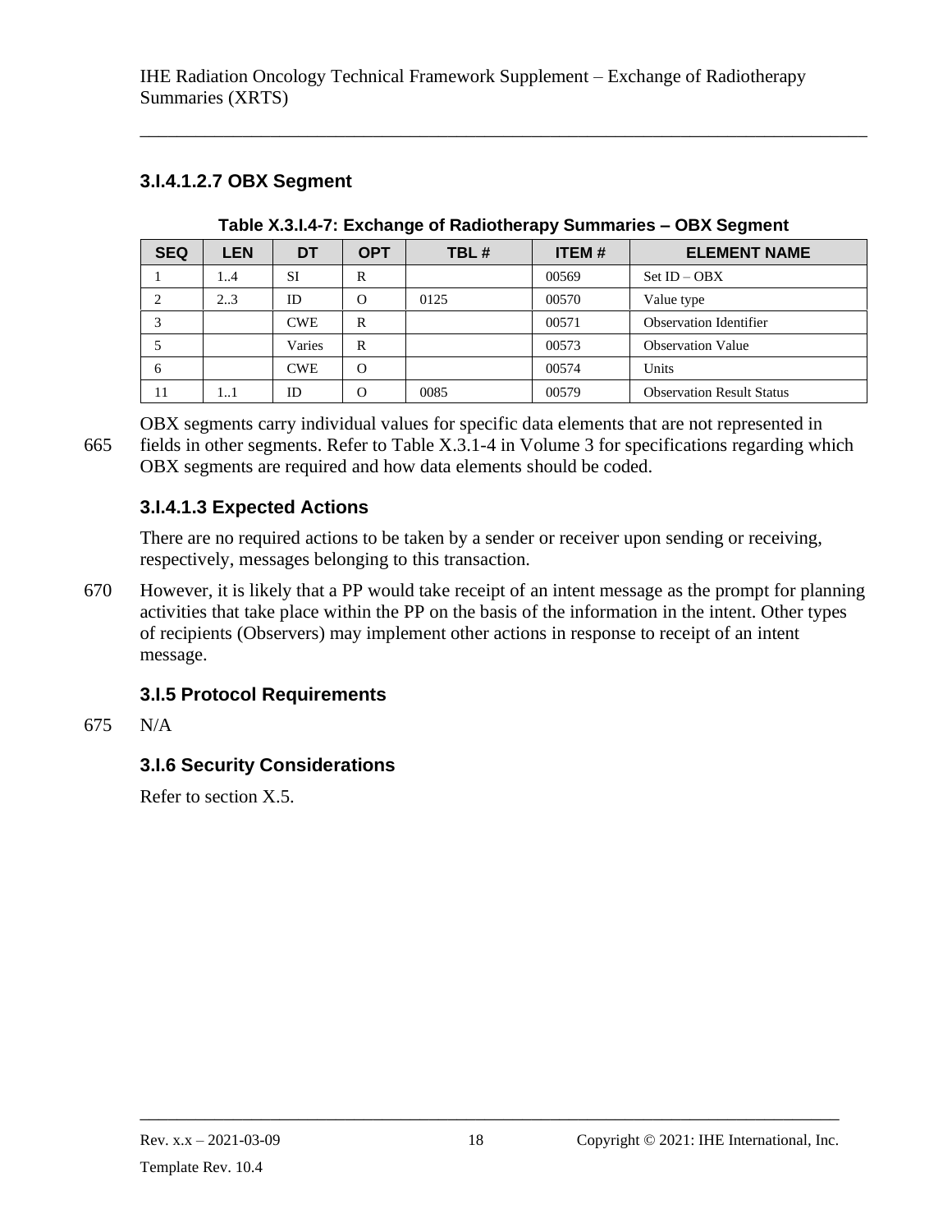### 3.I.4.1.2.7 OBX Segment

**Table X.3.I.4-7: Exchange of Radiotherapy Summaries – OBX Segment**

| SEQ | LEN | DT | OPT | TBL # | ITEM # | ELEMENT NAME |
|---|---|---|---|---|---|---|
| 1 | 1..4 | SI | R | | 00569 | Set ID – OBX |
| 2 | 2..3 | ID | O | 0125 | 00570 | Value type |
| 3 | | CWE | R | | 00571 | Observation Identifier |
| 5 | | Varies | R | | 00573 | Observation Value |
| 6 | | CWE | O | | 00574 | Units |
| 11 | 1..1 | ID | O | 0085 | 00579 | Observation Result Status |

OBX segments carry individual values for specific data elements that are not represented in fields in other segments. Refer to Table X.3.1-4 in Volume 3 for specifications regarding which OBX segments are required and how data elements should be coded.

### 3.I.4.1.3 Expected Actions

There are no required actions to be taken by a sender or receiver upon sending or receiving, respectively, messages belonging to this transaction.

However, it is likely that a PP would take receipt of an intent message as the prompt for planning activities that take place within the PP on the basis of the information in the intent. Other types of recipients (Observers) may implement other actions in response to receipt of an intent message.

### 3.I.5 Protocol Requirements

N/A

### 3.I.6 Security Considerations

Refer to section X.5.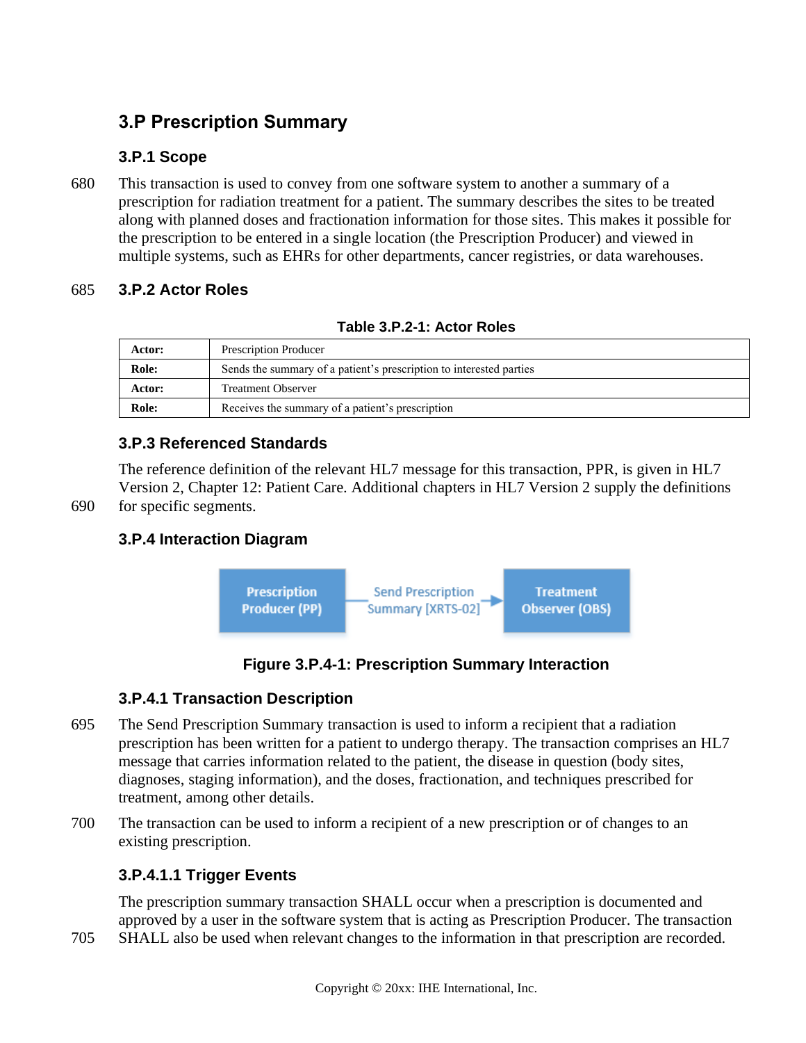## 3.P Prescription Summary

### 3.P.1 Scope

This transaction is used to convey from one software system to another a summary of a prescription for radiation treatment for a patient. The summary describes the sites to be treated along with planned doses and fractionation information for those sites. This makes it possible for the prescription to be entered in a single location (the Prescription Producer) and viewed in multiple systems, such as EHRs for other departments, cancer registries, or data warehouses.

### 3.P.2 Actor Roles

**Table 3.P.2-1: Actor Roles**

| | |
|---|---|
| **Actor:** | Prescription Producer |
| **Role:** | Sends the summary of a patient's prescription to interested parties |
| **Actor:** | Treatment Observer |
| **Role:** | Receives the summary of a patient's prescription |

### 3.P.3 Referenced Standards

The reference definition of the relevant HL7 message for this transaction, PPR, is given in HL7 Version 2, Chapter 12: Patient Care. Additional chapters in HL7 Version 2 supply the definitions for specific segments.

### 3.P.4 Interaction Diagram

Prescription Producer (PP) → Send Prescription Summary [XRTS-02] → Treatment Observer (OBS)

**Figure 3.P.4-1: Prescription Summary Interaction**

#### 3.P.4.1 Transaction Description

The Send Prescription Summary transaction is used to inform a recipient that a radiation prescription has been written for a patient to undergo therapy. The transaction comprises an HL7 message that carries information related to the patient, the disease in question (body sites, diagnoses, staging information), and the doses, fractionation, and techniques prescribed for treatment, among other details.

The transaction can be used to inform a recipient of a new prescription or of changes to an existing prescription.

##### 3.P.4.1.1 Trigger Events

The prescription summary transaction SHALL occur when a prescription is documented and approved by a user in the software system that is acting as Prescription Producer. The transaction SHALL also be used when relevant changes to the information in that prescription are recorded.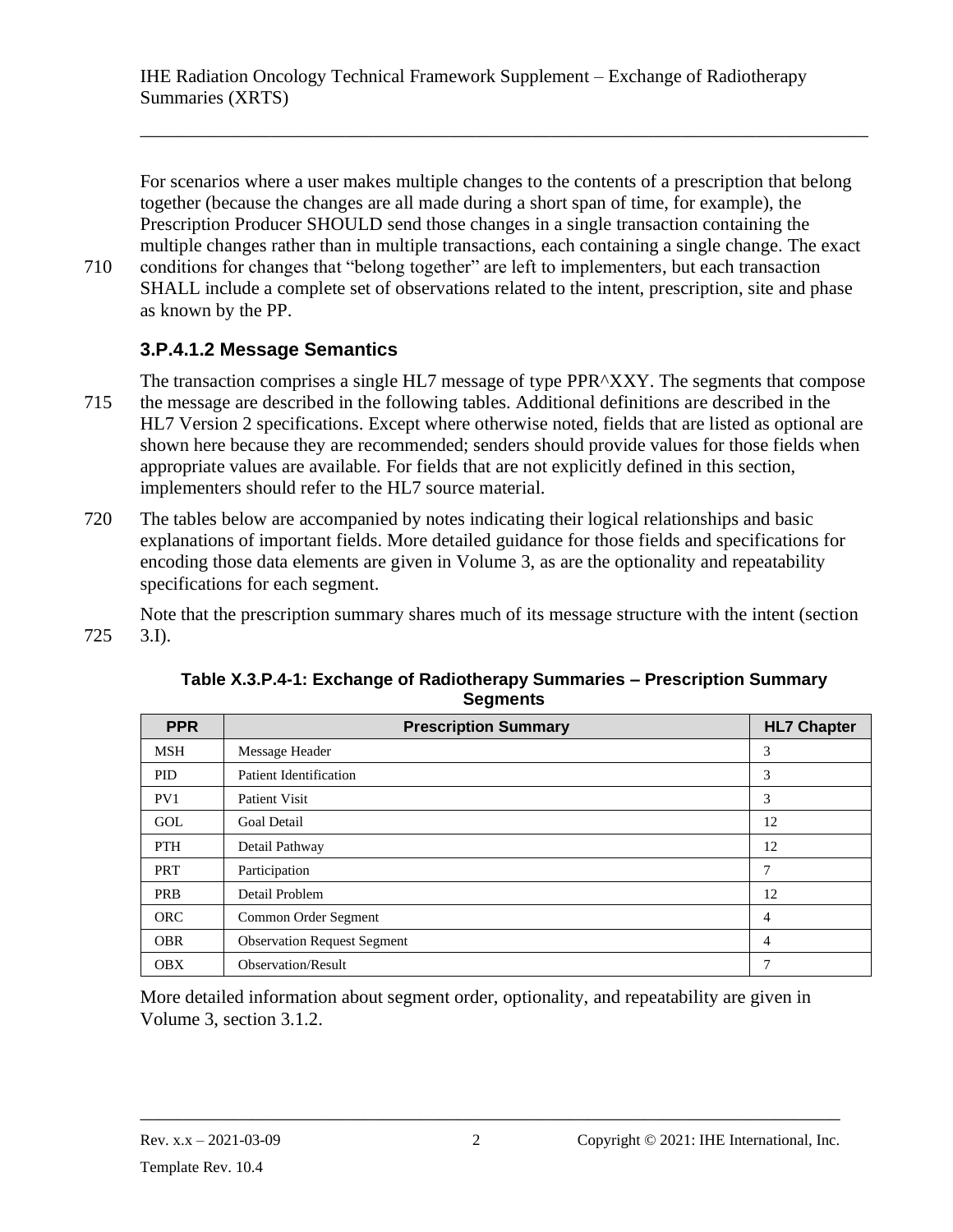For scenarios where a user makes multiple changes to the contents of a prescription that belong together (because the changes are all made during a short span of time, for example), the Prescription Producer SHOULD send those changes in a single transaction containing the multiple changes rather than in multiple transactions, each containing a single change. The exact conditions for changes that "belong together" are left to implementers, but each transaction SHALL include a complete set of observations related to the intent, prescription, site and phase as known by the PP.

### 3.P.4.1.2 Message Semantics

The transaction comprises a single HL7 message of type PPR^XXY. The segments that compose the message are described in the following tables. Additional definitions are described in the HL7 Version 2 specifications. Except where otherwise noted, fields that are listed as optional are shown here because they are recommended; senders should provide values for those fields when appropriate values are available. For fields that are not explicitly defined in this section, implementers should refer to the HL7 source material.

The tables below are accompanied by notes indicating their logical relationships and basic explanations of important fields. More detailed guidance for those fields and specifications for encoding those data elements are given in Volume 3, as are the optionality and repeatability specifications for each segment.

Note that the prescription summary shares much of its message structure with the intent (section 3.I).

**Table X.3.P.4-1: Exchange of Radiotherapy Summaries – Prescription Summary Segments**

| PPR | Prescription Summary | HL7 Chapter |
|---|---|---|
| MSH | Message Header | 3 |
| PID | Patient Identification | 3 |
| PV1 | Patient Visit | 3 |
| GOL | Goal Detail | 12 |
| PTH | Detail Pathway | 12 |
| PRT | Participation | 7 |
| PRB | Detail Problem | 12 |
| ORC | Common Order Segment | 4 |
| OBR | Observation Request Segment | 4 |
| OBX | Observation/Result | 7 |

More detailed information about segment order, optionality, and repeatability are given in Volume 3, section 3.1.2.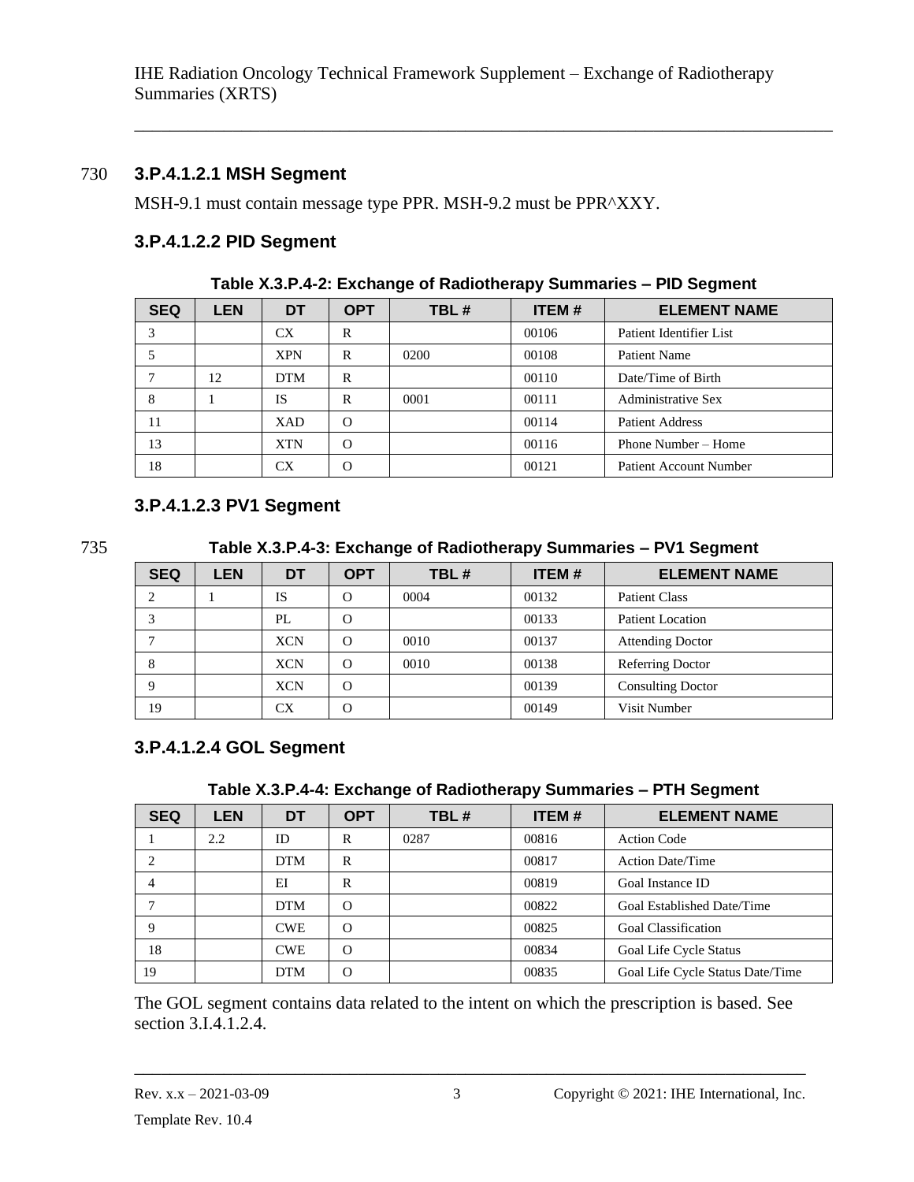### 3.P.4.1.2.1 MSH Segment

MSH-9.1 must contain message type PPR. MSH-9.2 must be PPR^XXY.

### 3.P.4.1.2.2 PID Segment

**Table X.3.P.4-2: Exchange of Radiotherapy Summaries – PID Segment**

| SEQ | LEN | DT | OPT | TBL # | ITEM # | ELEMENT NAME |
|---|---|---|---|---|---|---|
| 3 | | CX | R | | 00106 | Patient Identifier List |
| 5 | | XPN | R | 0200 | 00108 | Patient Name |
| 7 | 12 | DTM | R | | 00110 | Date/Time of Birth |
| 8 | 1 | IS | R | 0001 | 00111 | Administrative Sex |
| 11 | | XAD | O | | 00114 | Patient Address |
| 13 | | XTN | O | | 00116 | Phone Number – Home |
| 18 | | CX | O | | 00121 | Patient Account Number |

### 3.P.4.1.2.3 PV1 Segment

**Table X.3.P.4-3: Exchange of Radiotherapy Summaries – PV1 Segment**

| SEQ | LEN | DT | OPT | TBL # | ITEM # | ELEMENT NAME |
|---|---|---|---|---|---|---|
| 2 | 1 | IS | O | 0004 | 00132 | Patient Class |
| 3 | | PL | O | | 00133 | Patient Location |
| 7 | | XCN | O | 0010 | 00137 | Attending Doctor |
| 8 | | XCN | O | 0010 | 00138 | Referring Doctor |
| 9 | | XCN | O | | 00139 | Consulting Doctor |
| 19 | | CX | O | | 00149 | Visit Number |

### 3.P.4.1.2.4 GOL Segment

**Table X.3.P.4-4: Exchange of Radiotherapy Summaries – PTH Segment**

| SEQ | LEN | DT | OPT | TBL # | ITEM # | ELEMENT NAME |
|---|---|---|---|---|---|---|
| 1 | 2.2 | ID | R | 0287 | 00816 | Action Code |
| 2 | | DTM | R | | 00817 | Action Date/Time |
| 4 | | EI | R | | 00819 | Goal Instance ID |
| 7 | | DTM | O | | 00822 | Goal Established Date/Time |
| 9 | | CWE | O | | 00825 | Goal Classification |
| 18 | | CWE | O | | 00834 | Goal Life Cycle Status |
| 19 | | DTM | O | | 00835 | Goal Life Cycle Status Date/Time |

The GOL segment contains data related to the intent on which the prescription is based. See section 3.I.4.1.2.4.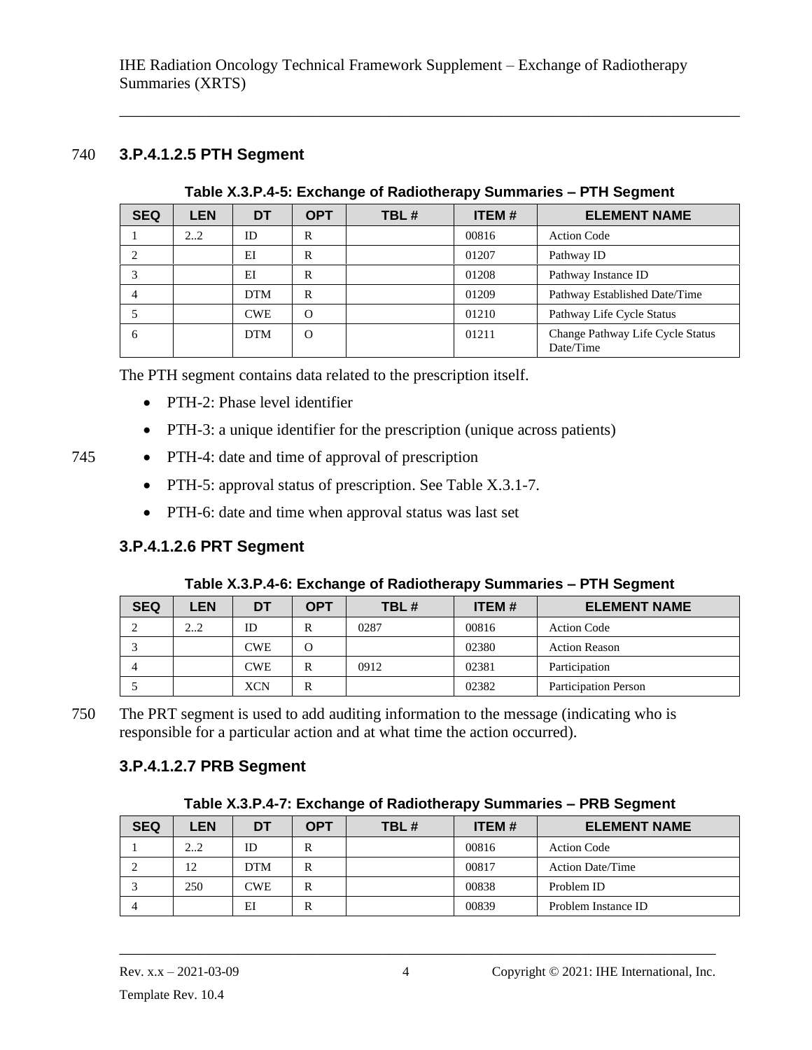### 3.P.4.1.2.5 PTH Segment

**Table X.3.P.4-5: Exchange of Radiotherapy Summaries – PTH Segment**

| SEQ | LEN | DT | OPT | TBL # | ITEM # | ELEMENT NAME |
|---|---|---|---|---|---|---|
| 1 | 2..2 | ID | R | | 00816 | Action Code |
| 2 | | EI | R | | 01207 | Pathway ID |
| 3 | | EI | R | | 01208 | Pathway Instance ID |
| 4 | | DTM | R | | 01209 | Pathway Established Date/Time |
| 5 | | CWE | O | | 01210 | Pathway Life Cycle Status |
| 6 | | DTM | O | | 01211 | Change Pathway Life Cycle Status Date/Time |

The PTH segment contains data related to the prescription itself.

- PTH-2: Phase level identifier
- PTH-3: a unique identifier for the prescription (unique across patients)
- PTH-4: date and time of approval of prescription
- PTH-5: approval status of prescription. See Table X.3.1-7.
- PTH-6: date and time when approval status was last set

### 3.P.4.1.2.6 PRT Segment

**Table X.3.P.4-6: Exchange of Radiotherapy Summaries – PTH Segment**

| SEQ | LEN | DT | OPT | TBL # | ITEM # | ELEMENT NAME |
|---|---|---|---|---|---|---|
| 2 | 2..2 | ID | R | 0287 | 00816 | Action Code |
| 3 | | CWE | O | | 02380 | Action Reason |
| 4 | | CWE | R | 0912 | 02381 | Participation |
| 5 | | XCN | R | | 02382 | Participation Person |

The PRT segment is used to add auditing information to the message (indicating who is responsible for a particular action and at what time the action occurred).

### 3.P.4.1.2.7 PRB Segment

**Table X.3.P.4-7: Exchange of Radiotherapy Summaries – PRB Segment**

| SEQ | LEN | DT | OPT | TBL # | ITEM # | ELEMENT NAME |
|---|---|---|---|---|---|---|
| 1 | 2..2 | ID | R | | 00816 | Action Code |
| 2 | 12 | DTM | R | | 00817 | Action Date/Time |
| 3 | 250 | CWE | R | | 00838 | Problem ID |
| 4 | | EI | R | | 00839 | Problem Instance ID |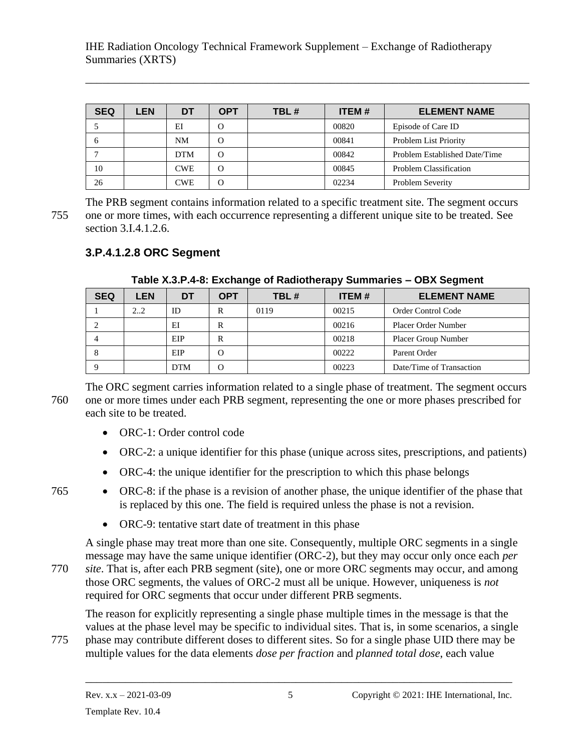| SEQ | LEN | DT | OPT | TBL # | ITEM # | ELEMENT NAME |
|---|---|---|---|---|---|---|
| 5 | | EI | O | | 00820 | Episode of Care ID |
| 6 | | NM | O | | 00841 | Problem List Priority |
| 7 | | DTM | O | | 00842 | Problem Established Date/Time |
| 10 | | CWE | O | | 00845 | Problem Classification |
| 26 | | CWE | O | | 02234 | Problem Severity |

The PRB segment contains information related to a specific treatment site. The segment occurs one or more times, with each occurrence representing a different unique site to be treated. See section 3.I.4.1.2.6.

### 3.P.4.1.2.8 ORC Segment

**Table X.3.P.4-8: Exchange of Radiotherapy Summaries – OBX Segment**

| SEQ | LEN | DT | OPT | TBL # | ITEM # | ELEMENT NAME |
|---|---|---|---|---|---|---|
| 1 | 2..2 | ID | R | 0119 | 00215 | Order Control Code |
| 2 | | EI | R | | 00216 | Placer Order Number |
| 4 | | EIP | R | | 00218 | Placer Group Number |
| 8 | | EIP | O | | 00222 | Parent Order |
| 9 | | DTM | O | | 00223 | Date/Time of Transaction |

The ORC segment carries information related to a single phase of treatment. The segment occurs one or more times under each PRB segment, representing the one or more phases prescribed for each site to be treated.

- ORC-1: Order control code
- ORC-2: a unique identifier for this phase (unique across sites, prescriptions, and patients)
- ORC-4: the unique identifier for the prescription to which this phase belongs
- ORC-8: if the phase is a revision of another phase, the unique identifier of the phase that is replaced by this one. The field is required unless the phase is not a revision.
- ORC-9: tentative start date of treatment in this phase

A single phase may treat more than one site. Consequently, multiple ORC segments in a single message may have the same unique identifier (ORC-2), but they may occur only once each *per site*. That is, after each PRB segment (site), one or more ORC segments may occur, and among those ORC segments, the values of ORC-2 must all be unique. However, uniqueness is *not* required for ORC segments that occur under different PRB segments.

The reason for explicitly representing a single phase multiple times in the message is that the values at the phase level may be specific to individual sites. That is, in some scenarios, a single phase may contribute different doses to different sites. So for a single phase UID there may be multiple values for the data elements *dose per fraction* and *planned total dose*, each value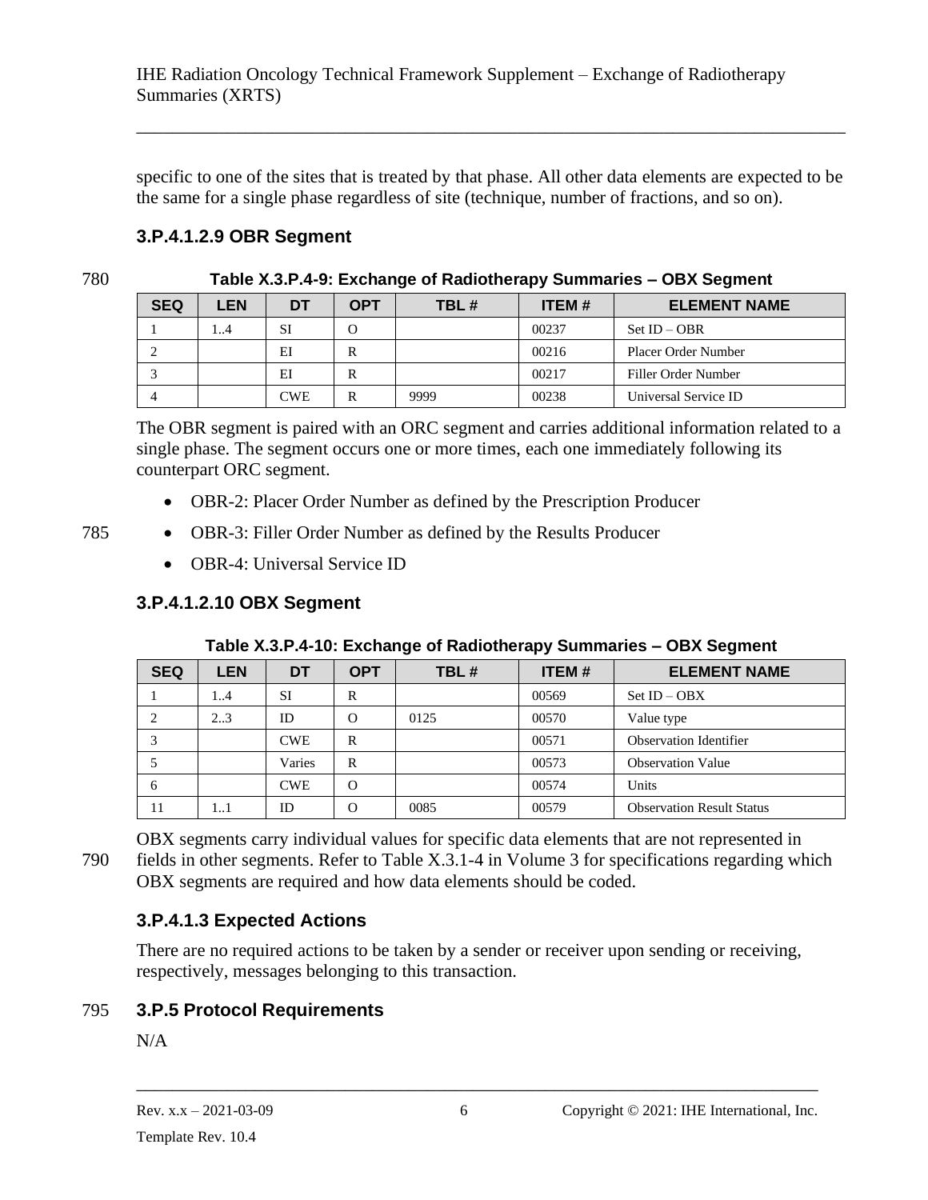specific to one of the sites that is treated by that phase. All other data elements are expected to be the same for a single phase regardless of site (technique, number of fractions, and so on).

### 3.P.4.1.2.9 OBR Segment

**Table X.3.P.4-9: Exchange of Radiotherapy Summaries – OBX Segment**

| SEQ | LEN | DT | OPT | TBL # | ITEM # | ELEMENT NAME |
|---|---|---|---|---|---|---|
| 1 | 1..4 | SI | O | | 00237 | Set ID – OBR |
| 2 | | EI | R | | 00216 | Placer Order Number |
| 3 | | EI | R | | 00217 | Filler Order Number |
| 4 | | CWE | R | 9999 | 00238 | Universal Service ID |

The OBR segment is paired with an ORC segment and carries additional information related to a single phase. The segment occurs one or more times, each one immediately following its counterpart ORC segment.

- OBR-2: Placer Order Number as defined by the Prescription Producer
- OBR-3: Filler Order Number as defined by the Results Producer
- OBR-4: Universal Service ID

### 3.P.4.1.2.10 OBX Segment

**Table X.3.P.4-10: Exchange of Radiotherapy Summaries – OBX Segment**

| SEQ | LEN | DT | OPT | TBL # | ITEM # | ELEMENT NAME |
|---|---|---|---|---|---|---|
| 1 | 1..4 | SI | R | | 00569 | Set ID – OBX |
| 2 | 2..3 | ID | O | 0125 | 00570 | Value type |
| 3 | | CWE | R | | 00571 | Observation Identifier |
| 5 | | Varies | R | | 00573 | Observation Value |
| 6 | | CWE | O | | 00574 | Units |
| 11 | 1..1 | ID | O | 0085 | 00579 | Observation Result Status |

OBX segments carry individual values for specific data elements that are not represented in fields in other segments. Refer to Table X.3.1-4 in Volume 3 for specifications regarding which OBX segments are required and how data elements should be coded.

### 3.P.4.1.3 Expected Actions

There are no required actions to be taken by a sender or receiver upon sending or receiving, respectively, messages belonging to this transaction.

## 3.P.5 Protocol Requirements

N/A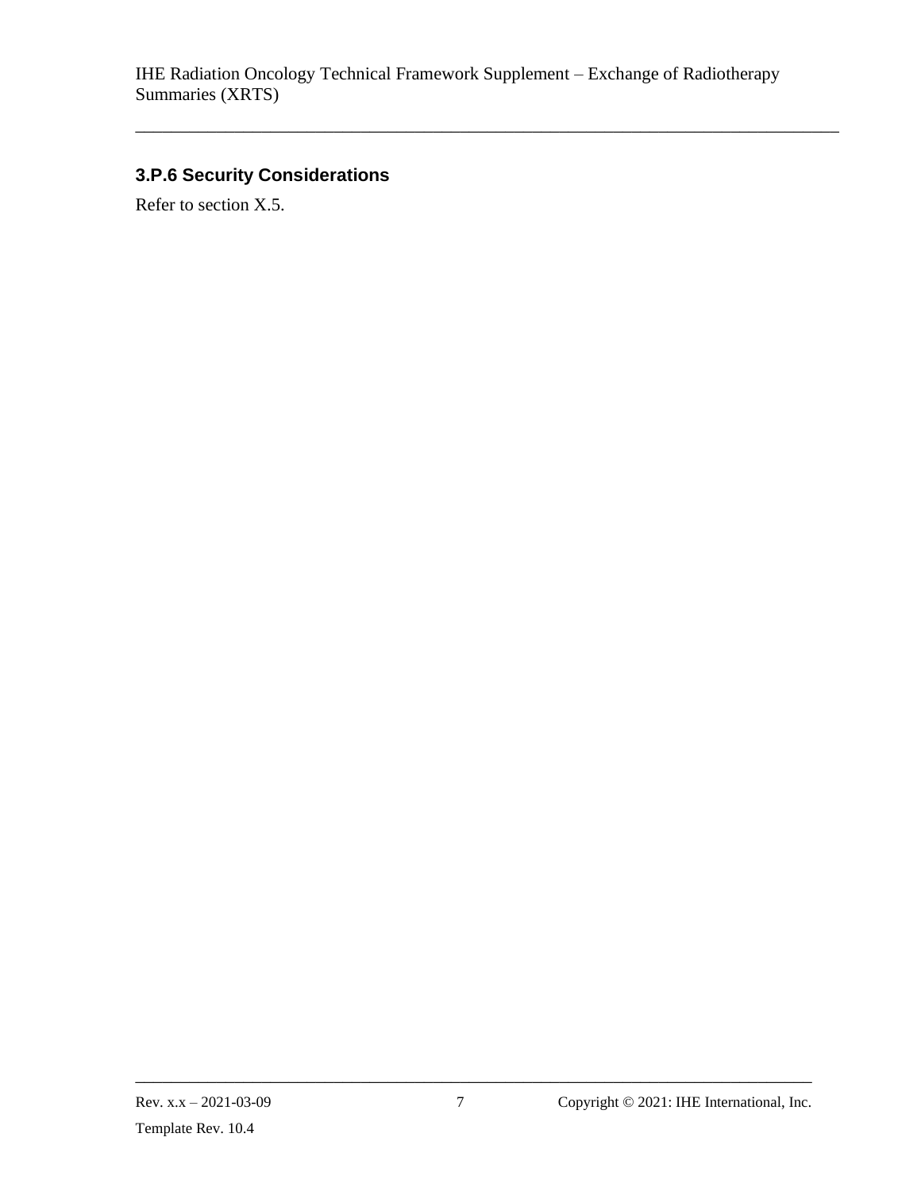### 3.P.6 Security Considerations

Refer to section X.5.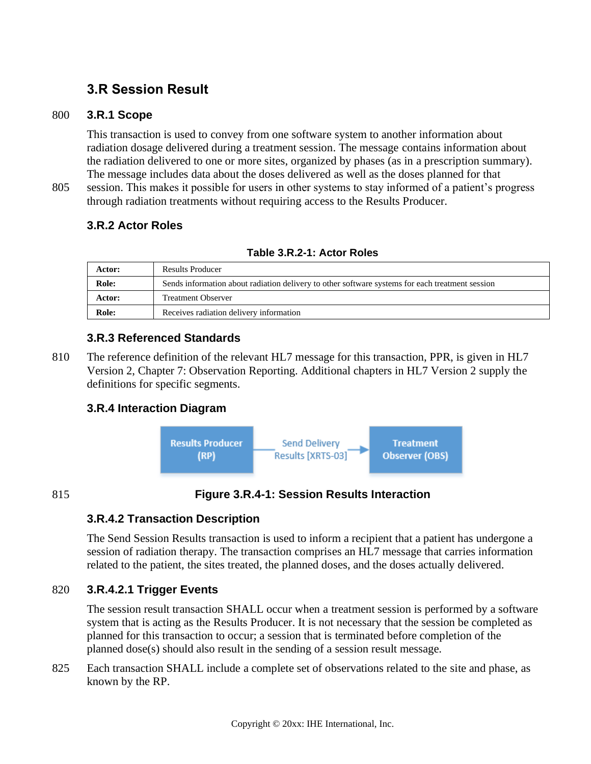## 3.R Session Result

### 3.R.1 Scope

This transaction is used to convey from one software system to another information about radiation dosage delivered during a treatment session. The message contains information about the radiation delivered to one or more sites, organized by phases (as in a prescription summary). The message includes data about the doses delivered as well as the doses planned for that session. This makes it possible for users in other systems to stay informed of a patient's progress through radiation treatments without requiring access to the Results Producer.

### 3.R.2 Actor Roles

**Table 3.R.2-1: Actor Roles**

| | |
|---|---|
| **Actor:** | Results Producer |
| **Role:** | Sends information about radiation delivery to other software systems for each treatment session |
| **Actor:** | Treatment Observer |
| **Role:** | Receives radiation delivery information |

### 3.R.3 Referenced Standards

The reference definition of the relevant HL7 message for this transaction, PPR, is given in HL7 Version 2, Chapter 7: Observation Reporting. Additional chapters in HL7 Version 2 supply the definitions for specific segments.

### 3.R.4 Interaction Diagram

Results Producer (RP) → Send Delivery Results [XRTS-03] → Treatment Observer (OBS)

**Figure 3.R.4-1: Session Results Interaction**

### 3.R.4.2 Transaction Description

The Send Session Results transaction is used to inform a recipient that a patient has undergone a session of radiation therapy. The transaction comprises an HL7 message that carries information related to the patient, the sites treated, the planned doses, and the doses actually delivered.

#### 3.R.4.2.1 Trigger Events

The session result transaction SHALL occur when a treatment session is performed by a software system that is acting as the Results Producer. It is not necessary that the session be completed as planned for this transaction to occur; a session that is terminated before completion of the planned dose(s) should also result in the sending of a session result message.

Each transaction SHALL include a complete set of observations related to the site and phase, as known by the RP.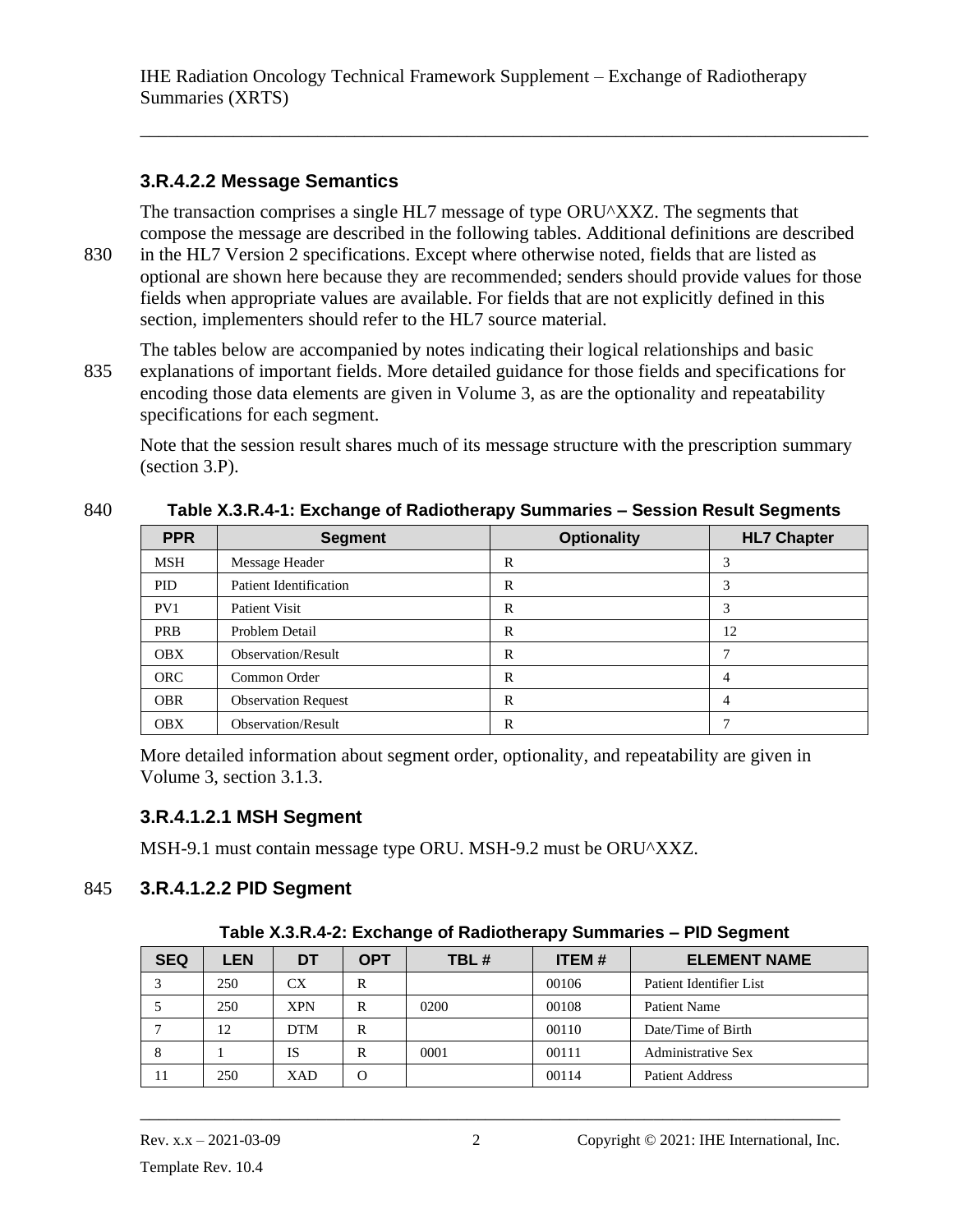### 3.R.4.2.2 Message Semantics

The transaction comprises a single HL7 message of type ORU^XXZ. The segments that compose the message are described in the following tables. Additional definitions are described in the HL7 Version 2 specifications. Except where otherwise noted, fields that are listed as optional are shown here because they are recommended; senders should provide values for those fields when appropriate values are available. For fields that are not explicitly defined in this section, implementers should refer to the HL7 source material.

The tables below are accompanied by notes indicating their logical relationships and basic explanations of important fields. More detailed guidance for those fields and specifications for encoding those data elements are given in Volume 3, as are the optionality and repeatability specifications for each segment.

Note that the session result shares much of its message structure with the prescription summary (section 3.P).

**Table X.3.R.4-1: Exchange of Radiotherapy Summaries – Session Result Segments**

| PPR | Segment | Optionality | HL7 Chapter |
|---|---|---|---|
| MSH | Message Header | R | 3 |
| PID | Patient Identification | R | 3 |
| PV1 | Patient Visit | R | 3 |
| PRB | Problem Detail | R | 12 |
| OBX | Observation/Result | R | 7 |
| ORC | Common Order | R | 4 |
| OBR | Observation Request | R | 4 |
| OBX | Observation/Result | R | 7 |

More detailed information about segment order, optionality, and repeatability are given in Volume 3, section 3.1.3.

### 3.R.4.1.2.1 MSH Segment

MSH-9.1 must contain message type ORU. MSH-9.2 must be ORU^XXZ.

### 3.R.4.1.2.2 PID Segment

**Table X.3.R.4-2: Exchange of Radiotherapy Summaries – PID Segment**

| SEQ | LEN | DT | OPT | TBL # | ITEM # | ELEMENT NAME |
|---|---|---|---|---|---|---|
| 3 | 250 | CX | R | | 00106 | Patient Identifier List |
| 5 | 250 | XPN | R | 0200 | 00108 | Patient Name |
| 7 | 12 | DTM | R | | 00110 | Date/Time of Birth |
| 8 | 1 | IS | R | 0001 | 00111 | Administrative Sex |
| 11 | 250 | XAD | O | | 00114 | Patient Address |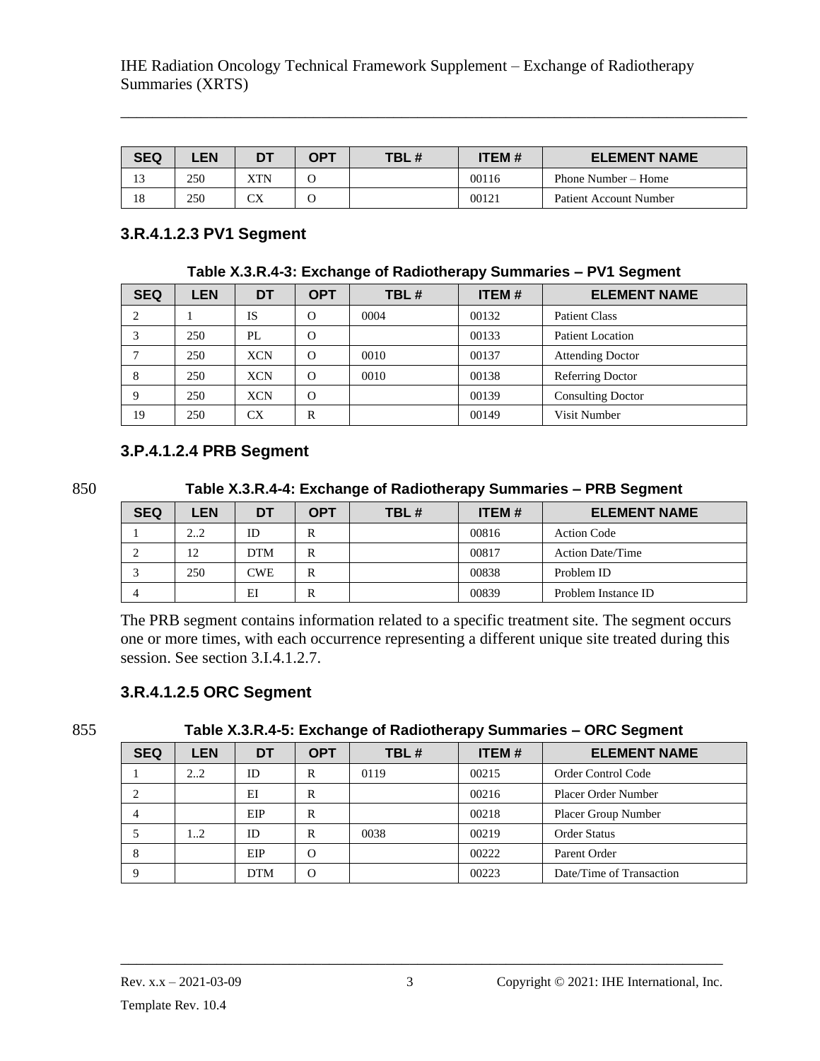| SEQ | LEN | DT | OPT | TBL # | ITEM # | ELEMENT NAME |
|---|---|---|---|---|---|---|
| 13 | 250 | XTN | O | | 00116 | Phone Number – Home |
| 18 | 250 | CX | O | | 00121 | Patient Account Number |

### 3.R.4.1.2.3 PV1 Segment

**Table X.3.R.4-3: Exchange of Radiotherapy Summaries – PV1 Segment**

| SEQ | LEN | DT | OPT | TBL # | ITEM # | ELEMENT NAME |
|---|---|---|---|---|---|---|
| 2 | 1 | IS | O | 0004 | 00132 | Patient Class |
| 3 | 250 | PL | O | | 00133 | Patient Location |
| 7 | 250 | XCN | O | 0010 | 00137 | Attending Doctor |
| 8 | 250 | XCN | O | 0010 | 00138 | Referring Doctor |
| 9 | 250 | XCN | O | | 00139 | Consulting Doctor |
| 19 | 250 | CX | R | | 00149 | Visit Number |

### 3.P.4.1.2.4 PRB Segment

**Table X.3.R.4-4: Exchange of Radiotherapy Summaries – PRB Segment**

| SEQ | LEN | DT | OPT | TBL # | ITEM # | ELEMENT NAME |
|---|---|---|---|---|---|---|
| 1 | 2..2 | ID | R | | 00816 | Action Code |
| 2 | 12 | DTM | R | | 00817 | Action Date/Time |
| 3 | 250 | CWE | R | | 00838 | Problem ID |
| 4 | | EI | R | | 00839 | Problem Instance ID |

The PRB segment contains information related to a specific treatment site. The segment occurs one or more times, with each occurrence representing a different unique site treated during this session. See section 3.I.4.1.2.7.

### 3.R.4.1.2.5 ORC Segment

**Table X.3.R.4-5: Exchange of Radiotherapy Summaries – ORC Segment**

| SEQ | LEN | DT | OPT | TBL # | ITEM # | ELEMENT NAME |
|---|---|---|---|---|---|---|
| 1 | 2..2 | ID | R | 0119 | 00215 | Order Control Code |
| 2 | | EI | R | | 00216 | Placer Order Number |
| 4 | | EIP | R | | 00218 | Placer Group Number |
| 5 | 1..2 | ID | R | 0038 | 00219 | Order Status |
| 8 | | EIP | O | | 00222 | Parent Order |
| 9 | | DTM | O | | 00223 | Date/Time of Transaction |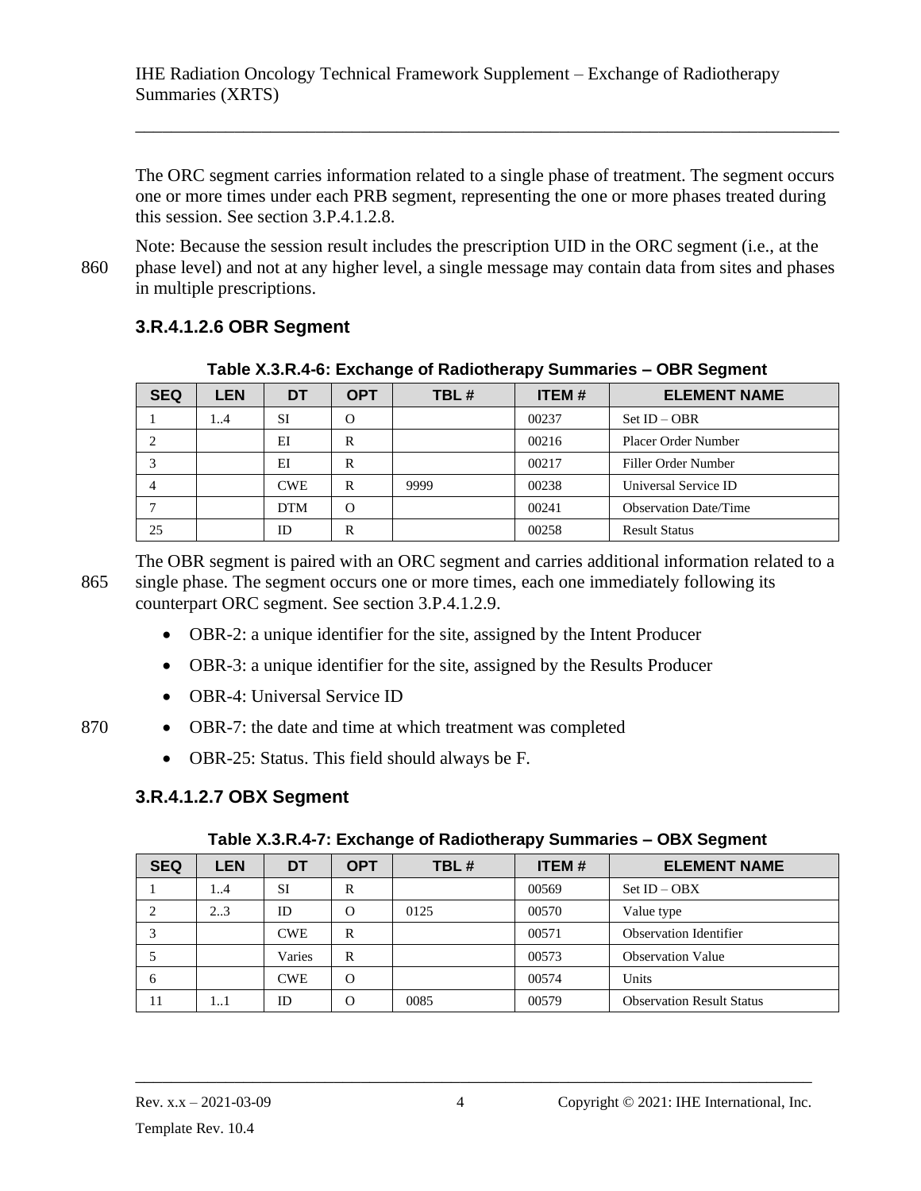The ORC segment carries information related to a single phase of treatment. The segment occurs one or more times under each PRB segment, representing the one or more phases treated during this session. See section 3.P.4.1.2.8.

Note: Because the session result includes the prescription UID in the ORC segment (i.e., at the phase level) and not at any higher level, a single message may contain data from sites and phases in multiple prescriptions.

### 3.R.4.1.2.6 OBR Segment

**Table X.3.R.4-6: Exchange of Radiotherapy Summaries – OBR Segment**

| SEQ | LEN | DT | OPT | TBL # | ITEM # | ELEMENT NAME |
|---|---|---|---|---|---|---|
| 1 | 1..4 | SI | O | | 00237 | Set ID – OBR |
| 2 | | EI | R | | 00216 | Placer Order Number |
| 3 | | EI | R | | 00217 | Filler Order Number |
| 4 | | CWE | R | 9999 | 00238 | Universal Service ID |
| 7 | | DTM | O | | 00241 | Observation Date/Time |
| 25 | | ID | R | | 00258 | Result Status |

The OBR segment is paired with an ORC segment and carries additional information related to a single phase. The segment occurs one or more times, each one immediately following its counterpart ORC segment. See section 3.P.4.1.2.9.

- OBR-2: a unique identifier for the site, assigned by the Intent Producer
- OBR-3: a unique identifier for the site, assigned by the Results Producer
- OBR-4: Universal Service ID
- OBR-7: the date and time at which treatment was completed
- OBR-25: Status. This field should always be F.

### 3.R.4.1.2.7 OBX Segment

**Table X.3.R.4-7: Exchange of Radiotherapy Summaries – OBX Segment**

| SEQ | LEN | DT | OPT | TBL # | ITEM # | ELEMENT NAME |
|---|---|---|---|---|---|---|
| 1 | 1..4 | SI | R | | 00569 | Set ID – OBX |
| 2 | 2..3 | ID | O | 0125 | 00570 | Value type |
| 3 | | CWE | R | | 00571 | Observation Identifier |
| 5 | | Varies | R | | 00573 | Observation Value |
| 6 | | CWE | O | | 00574 | Units |
| 11 | 1..1 | ID | O | 0085 | 00579 | Observation Result Status |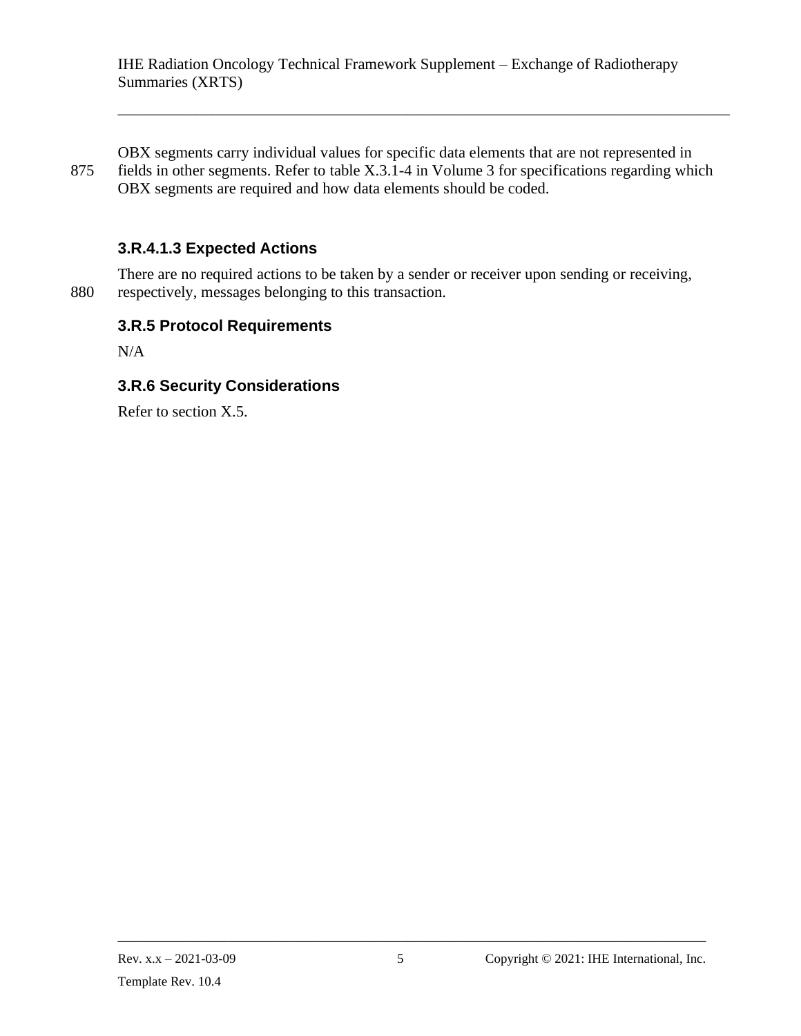OBX segments carry individual values for specific data elements that are not represented in fields in other segments. Refer to table X.3.1-4 in Volume 3 for specifications regarding which OBX segments are required and how data elements should be coded.

#### 3.R.4.1.3 Expected Actions

There are no required actions to be taken by a sender or receiver upon sending or receiving, respectively, messages belonging to this transaction.

### 3.R.5 Protocol Requirements

N/A

### 3.R.6 Security Considerations

Refer to section X.5.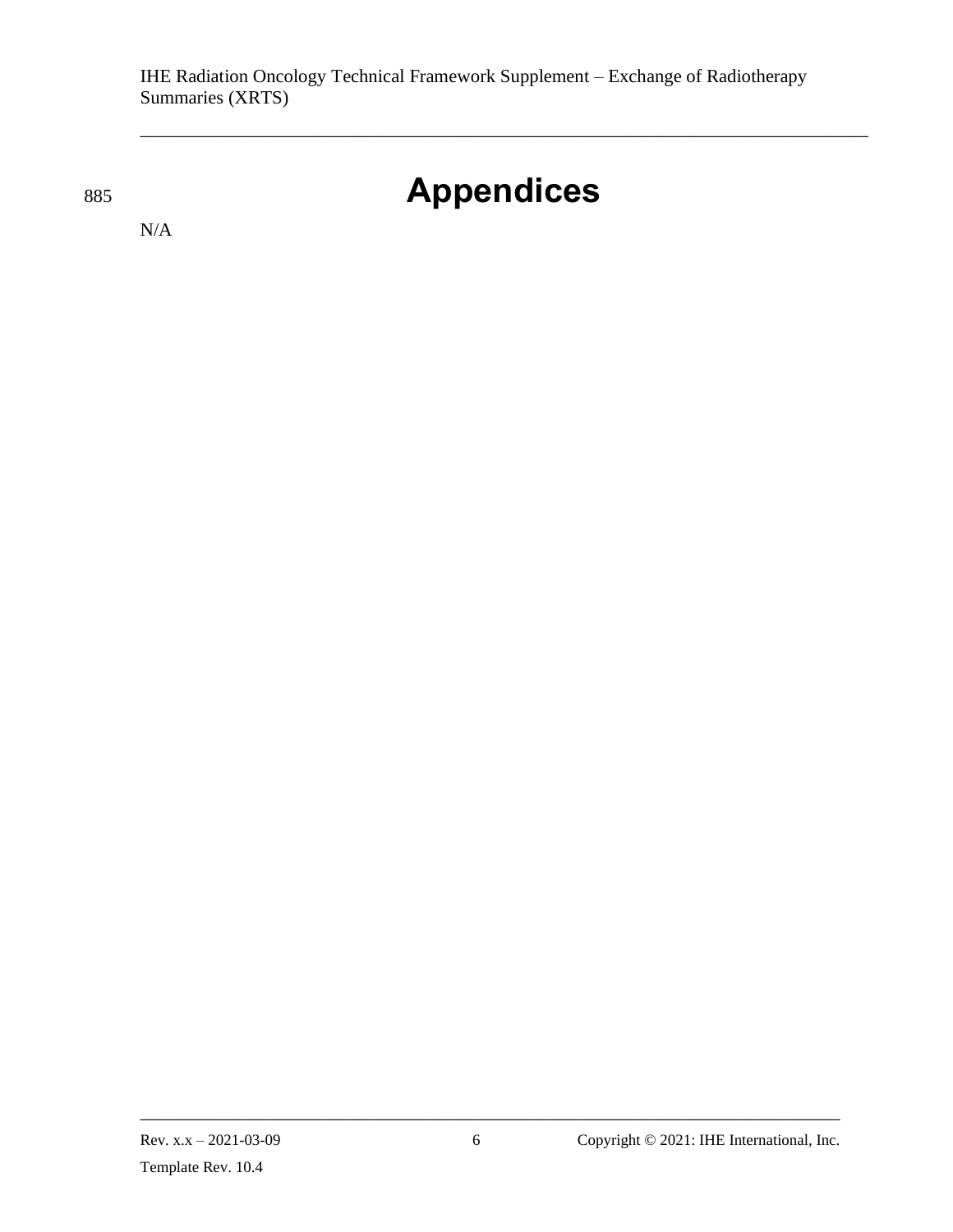# Appendices

N/A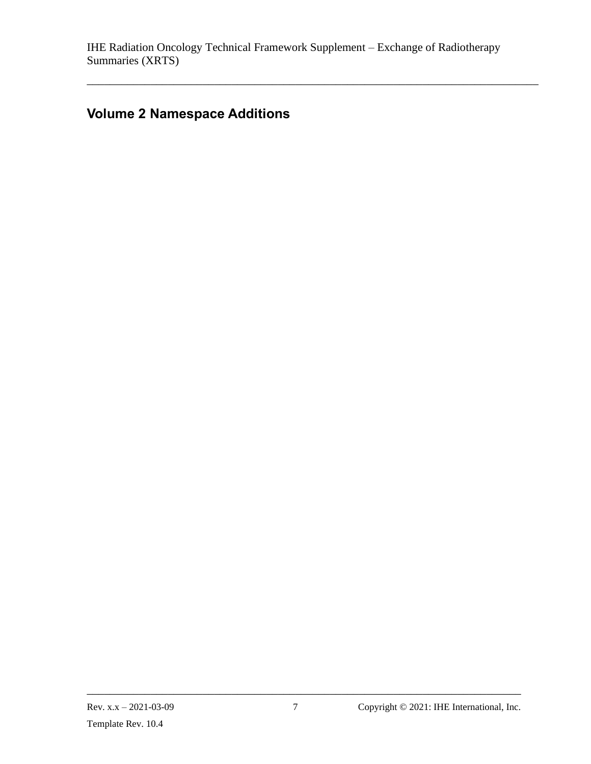## Volume 2 Namespace Additions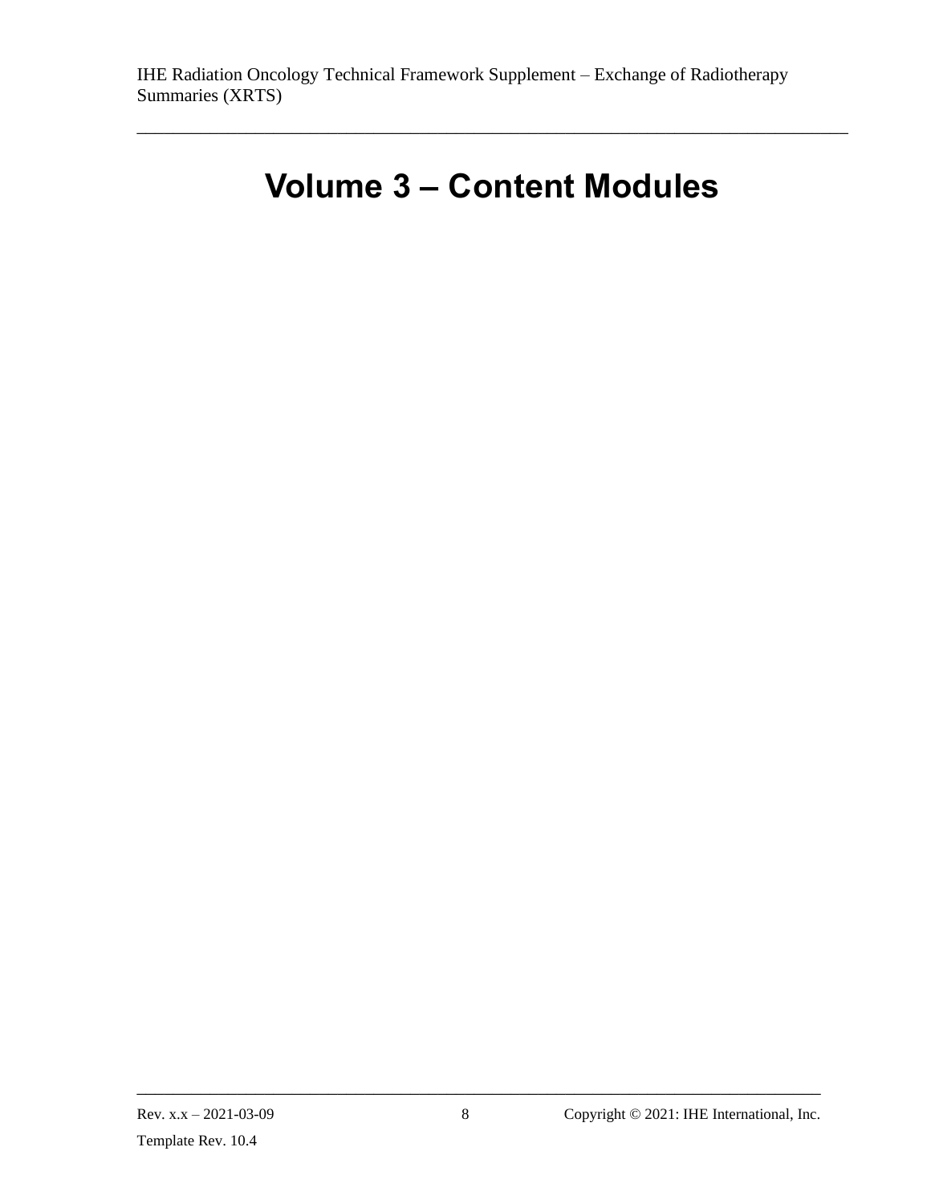# Volume 3 – Content Modules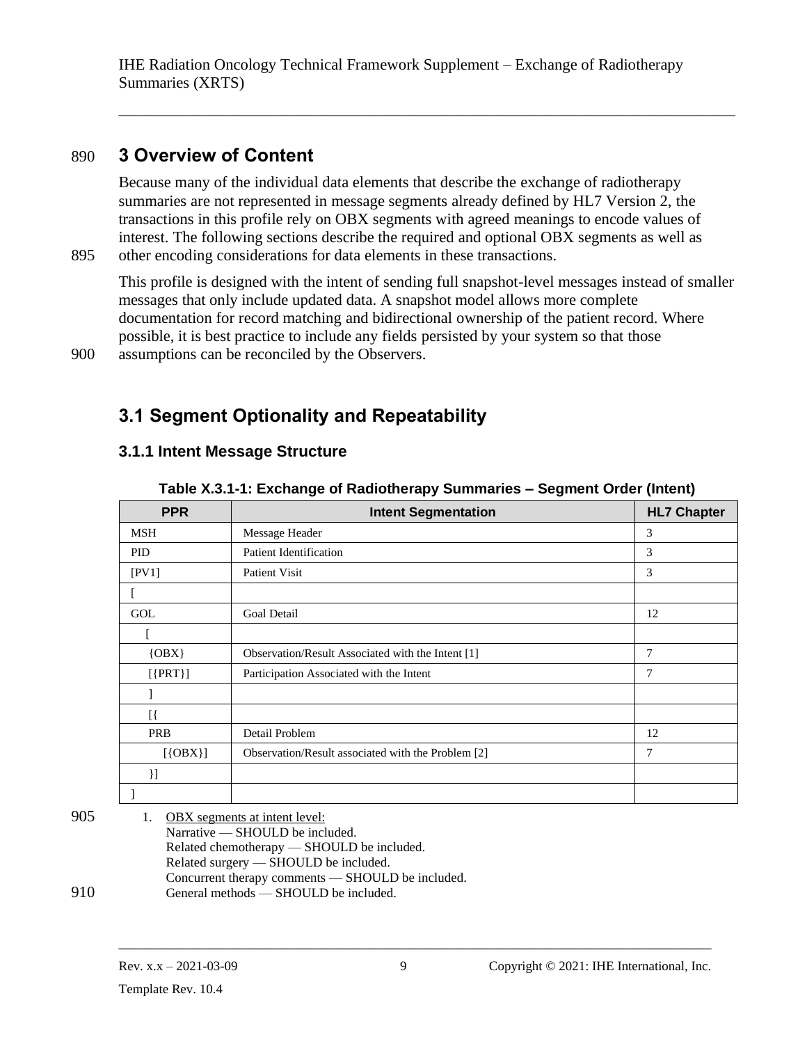# 3 Overview of Content

Because many of the individual data elements that describe the exchange of radiotherapy summaries are not represented in message segments already defined by HL7 Version 2, the transactions in this profile rely on OBX segments with agreed meanings to encode values of interest. The following sections describe the required and optional OBX segments as well as other encoding considerations for data elements in these transactions.

This profile is designed with the intent of sending full snapshot-level messages instead of smaller messages that only include updated data. A snapshot model allows more complete documentation for record matching and bidirectional ownership of the patient record. Where possible, it is best practice to include any fields persisted by your system so that those assumptions can be reconciled by the Observers.

## 3.1 Segment Optionality and Repeatability

### 3.1.1 Intent Message Structure

**Table X.3.1-1: Exchange of Radiotherapy Summaries – Segment Order (Intent)**

| PPR | Intent Segmentation | HL7 Chapter |
|---|---|---|
| MSH | Message Header | 3 |
| PID | Patient Identification | 3 |
| [PV1] | Patient Visit | 3 |
| [ | | |
| GOL | Goal Detail | 12 |
| [ | | |
| {OBX} | Observation/Result Associated with the Intent [1] | 7 |
| [{PRT}] | Participation Associated with the Intent | 7 |
| ] | | |
| [{ | | |
| PRB | Detail Problem | 12 |
| [{OBX}] | Observation/Result associated with the Problem [2] | 7 |
| }] | | |
| ] | | |

1. OBX segments at intent level:
   Narrative — SHOULD be included.
   Related chemotherapy — SHOULD be included.
   Related surgery — SHOULD be included.
   Concurrent therapy comments — SHOULD be included.
   General methods — SHOULD be included.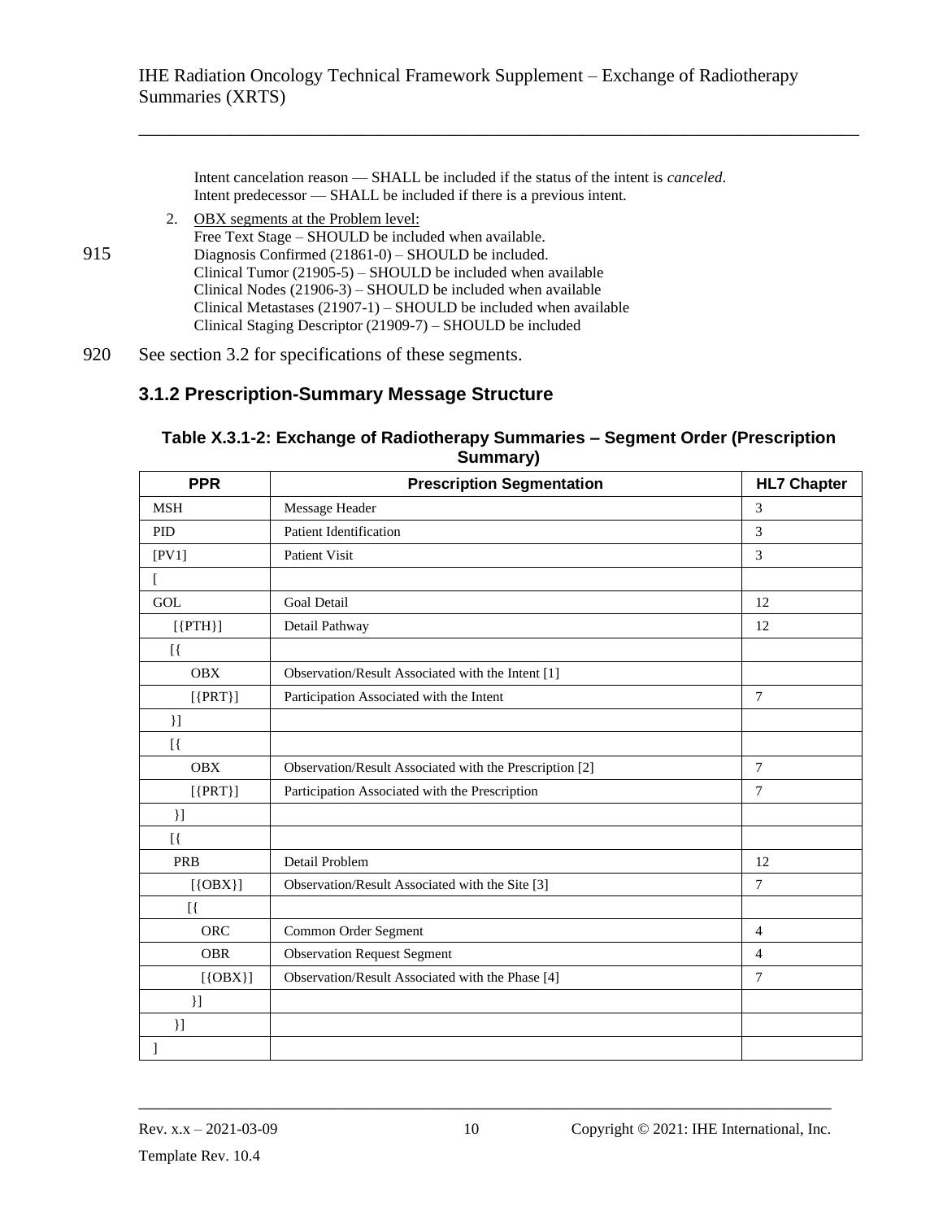Intent cancelation reason — SHALL be included if the status of the intent is *canceled*.
Intent predecessor — SHALL be included if there is a previous intent.

2. OBX segments at the Problem level:
   Free Text Stage – SHOULD be included when available.
   Diagnosis Confirmed (21861-0) – SHOULD be included.
   Clinical Tumor (21905-5) – SHOULD be included when available
   Clinical Nodes (21906-3) – SHOULD be included when available
   Clinical Metastases (21907-1) – SHOULD be included when available
   Clinical Staging Descriptor (21909-7) – SHOULD be included

See section 3.2 for specifications of these segments.

### 3.1.2 Prescription-Summary Message Structure

**Table X.3.1-2: Exchange of Radiotherapy Summaries – Segment Order (Prescription Summary)**

| PPR | Prescription Segmentation | HL7 Chapter |
|---|---|---|
| MSH | Message Header | 3 |
| PID | Patient Identification | 3 |
| [PV1] | Patient Visit | 3 |
| [ | | |
| GOL | Goal Detail | 12 |
| [{PTH}] | Detail Pathway | 12 |
| [{ | | |
| OBX | Observation/Result Associated with the Intent [1] | |
| [{PRT}] | Participation Associated with the Intent | 7 |
| }] | | |
| [{ | | |
| OBX | Observation/Result Associated with the Prescription [2] | 7 |
| [{PRT}] | Participation Associated with the Prescription | 7 |
| }] | | |
| [{ | | |
| PRB | Detail Problem | 12 |
| [{OBX}] | Observation/Result Associated with the Site [3] | 7 |
| [{ | | |
| ORC | Common Order Segment | 4 |
| OBR | Observation Request Segment | 4 |
| [{OBX}] | Observation/Result Associated with the Phase [4] | 7 |
| }] | | |
| }] | | |
| ] | | |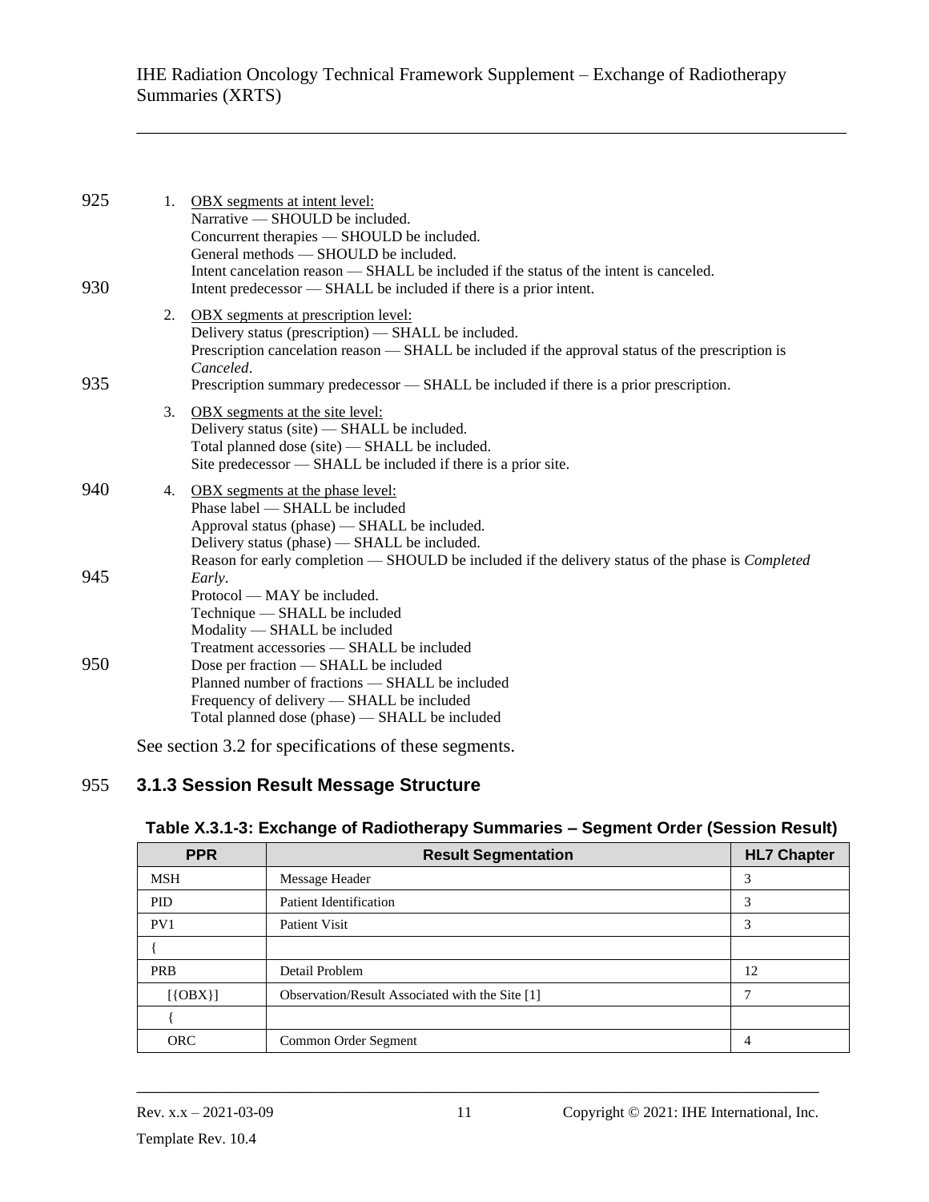1. OBX segments at intent level:
   Narrative — SHOULD be included.
   Concurrent therapies — SHOULD be included.
   General methods — SHOULD be included.
   Intent cancelation reason — SHALL be included if the status of the intent is canceled.
   Intent predecessor — SHALL be included if there is a prior intent.

2. OBX segments at prescription level:
   Delivery status (prescription) — SHALL be included.
   Prescription cancelation reason — SHALL be included if the approval status of the prescription is *Canceled*.
   Prescription summary predecessor — SHALL be included if there is a prior prescription.

3. OBX segments at the site level:
   Delivery status (site) — SHALL be included.
   Total planned dose (site) — SHALL be included.
   Site predecessor — SHALL be included if there is a prior site.

4. OBX segments at the phase level:
   Phase label — SHALL be included
   Approval status (phase) — SHALL be included.
   Delivery status (phase) — SHALL be included.
   Reason for early completion — SHOULD be included if the delivery status of the phase is *Completed Early*.
   Protocol — MAY be included.
   Technique — SHALL be included
   Modality — SHALL be included
   Treatment accessories — SHALL be included
   Dose per fraction — SHALL be included
   Planned number of fractions — SHALL be included
   Frequency of delivery — SHALL be included
   Total planned dose (phase) — SHALL be included

See section 3.2 for specifications of these segments.

### 3.1.3 Session Result Message Structure

**Table X.3.1-3: Exchange of Radiotherapy Summaries – Segment Order (Session Result)**

| PPR | Result Segmentation | HL7 Chapter |
|---|---|---|
| MSH | Message Header | 3 |
| PID | Patient Identification | 3 |
| PV1 | Patient Visit | 3 |
| { | | |
| PRB | Detail Problem | 12 |
| [{OBX}] | Observation/Result Associated with the Site [1] | 7 |
| { | | |
| ORC | Common Order Segment | 4 |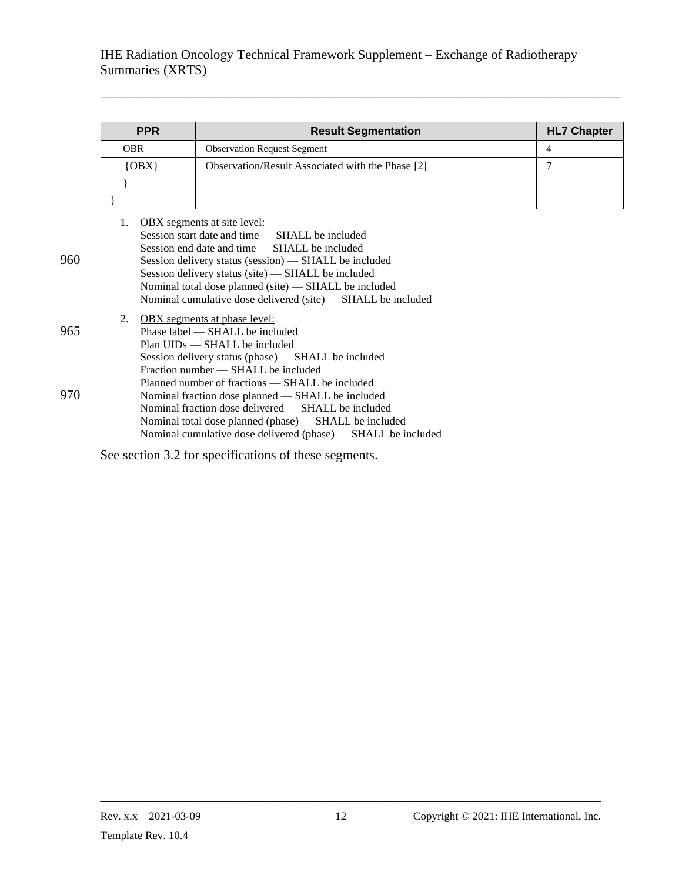| PPR | Result Segmentation | HL7 Chapter |
|---|---|---|
| OBR | Observation Request Segment | 4 |
| {OBX} | Observation/Result Associated with the Phase [2] | 7 |
| } | | |
| } | | |

1. OBX segments at site level:
   Session start date and time — SHALL be included
   Session end date and time — SHALL be included
   Session delivery status (session) — SHALL be included
   Session delivery status (site) — SHALL be included
   Nominal total dose planned (site) — SHALL be included
   Nominal cumulative dose delivered (site) — SHALL be included
2. OBX segments at phase level:
   Phase label — SHALL be included
   Plan UIDs — SHALL be included
   Session delivery status (phase) — SHALL be included
   Fraction number — SHALL be included
   Planned number of fractions — SHALL be included
   Nominal fraction dose planned — SHALL be included
   Nominal fraction dose delivered — SHALL be included
   Nominal total dose planned (phase) — SHALL be included
   Nominal cumulative dose delivered (phase) — SHALL be included

See section 3.2 for specifications of these segments.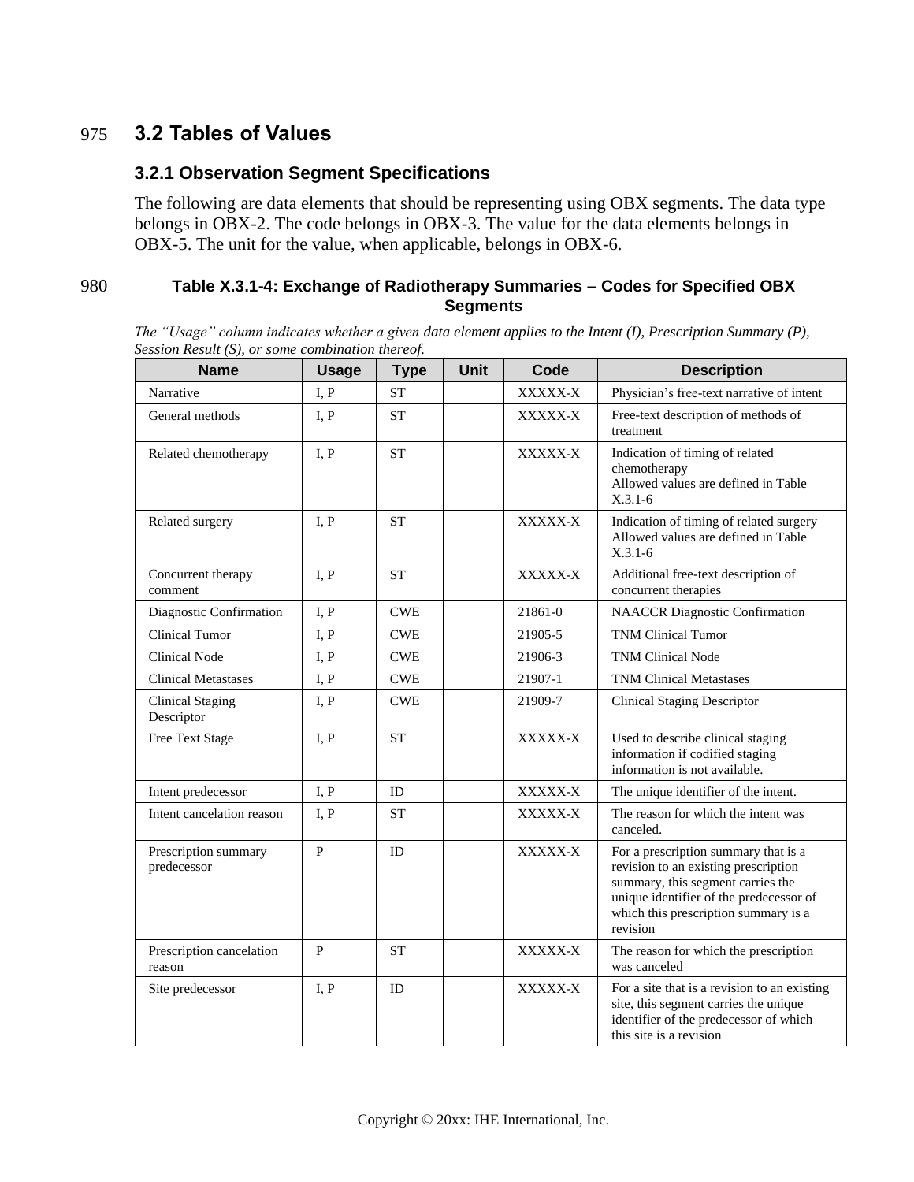## 3.2 Tables of Values

### 3.2.1 Observation Segment Specifications

The following are data elements that should be representing using OBX segments. The data type belongs in OBX-2. The code belongs in OBX-3. The value for the data elements belongs in OBX-5. The unit for the value, when applicable, belongs in OBX-6.

**Table X.3.1-4: Exchange of Radiotherapy Summaries – Codes for Specified OBX Segments**

*The "Usage" column indicates whether a given data element applies to the Intent (I), Prescription Summary (P), Session Result (S), or some combination thereof.*

| Name | Usage | Type | Unit | Code | Description |
|---|---|---|---|---|---|
| Narrative | I, P | ST | | XXXXX-X | Physician's free-text narrative of intent |
| General methods | I, P | ST | | XXXXX-X | Free-text description of methods of treatment |
| Related chemotherapy | I, P | ST | | XXXXX-X | Indication of timing of related chemotherapy Allowed values are defined in Table X.3.1-6 |
| Related surgery | I, P | ST | | XXXXX-X | Indication of timing of related surgery Allowed values are defined in Table X.3.1-6 |
| Concurrent therapy comment | I, P | ST | | XXXXX-X | Additional free-text description of concurrent therapies |
| Diagnostic Confirmation | I, P | CWE | | 21861-0 | NAACCR Diagnostic Confirmation |
| Clinical Tumor | I, P | CWE | | 21905-5 | TNM Clinical Tumor |
| Clinical Node | I, P | CWE | | 21906-3 | TNM Clinical Node |
| Clinical Metastases | I, P | CWE | | 21907-1 | TNM Clinical Metastases |
| Clinical Staging Descriptor | I, P | CWE | | 21909-7 | Clinical Staging Descriptor |
| Free Text Stage | I, P | ST | | XXXXX-X | Used to describe clinical staging information if codified staging information is not available. |
| Intent predecessor | I, P | ID | | XXXXX-X | The unique identifier of the intent. |
| Intent cancelation reason | I, P | ST | | XXXXX-X | The reason for which the intent was canceled. |
| Prescription summary predecessor | P | ID | | XXXXX-X | For a prescription summary that is a revision to an existing prescription summary, this segment carries the unique identifier of the predecessor of which this prescription summary is a revision |
| Prescription cancelation reason | P | ST | | XXXXX-X | The reason for which the prescription was canceled |
| Site predecessor | I, P | ID | | XXXXX-X | For a site that is a revision to an existing site, this segment carries the unique identifier of the predecessor of which this site is a revision |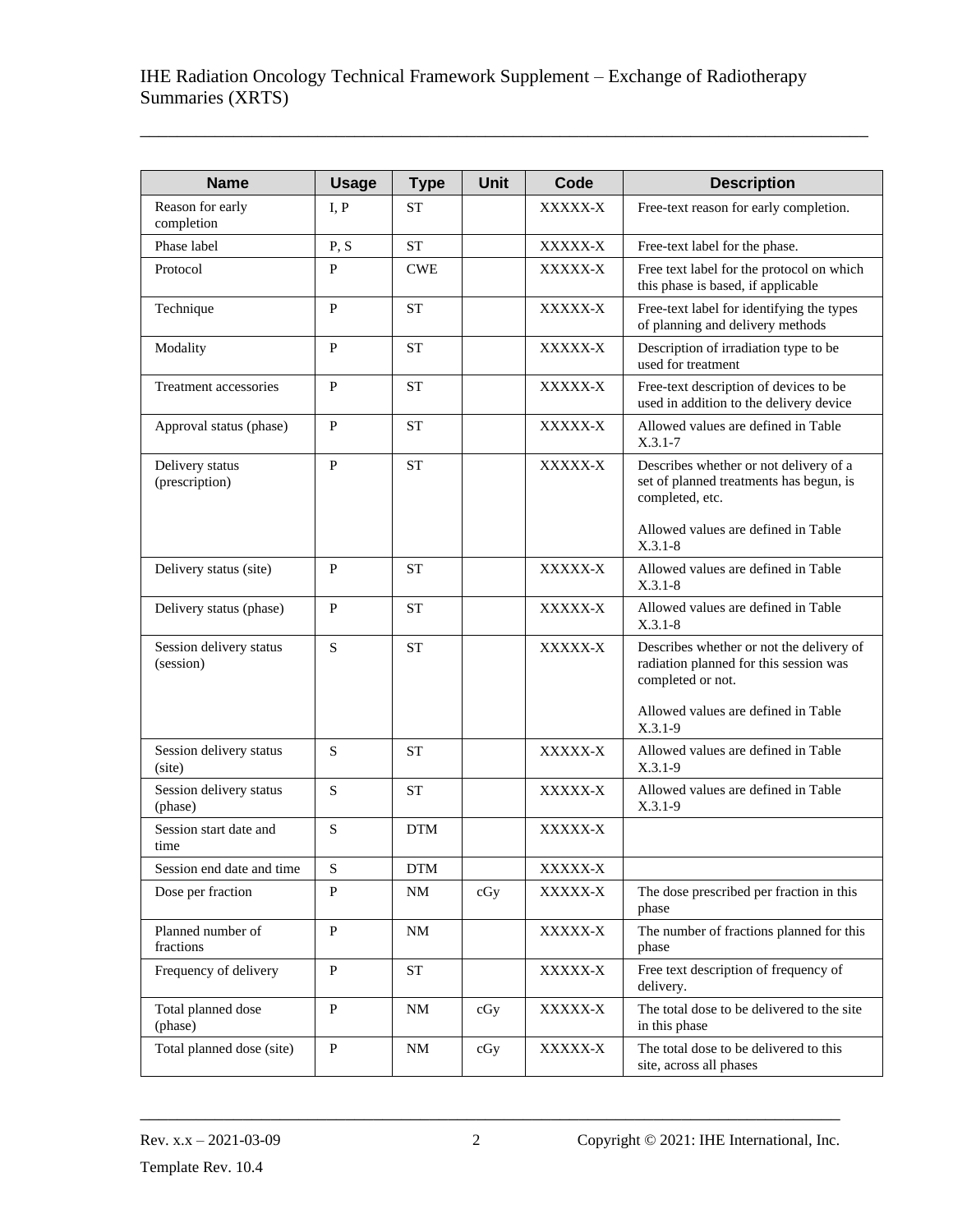| Name | Usage | Type | Unit | Code | Description |
|---|---|---|---|---|---|
| Reason for early completion | I, P | ST | | XXXXX-X | Free-text reason for early completion. |
| Phase label | P, S | ST | | XXXXX-X | Free-text label for the phase. |
| Protocol | P | CWE | | XXXXX-X | Free text label for the protocol on which this phase is based, if applicable |
| Technique | P | ST | | XXXXX-X | Free-text label for identifying the types of planning and delivery methods |
| Modality | P | ST | | XXXXX-X | Description of irradiation type to be used for treatment |
| Treatment accessories | P | ST | | XXXXX-X | Free-text description of devices to be used in addition to the delivery device |
| Approval status (phase) | P | ST | | XXXXX-X | Allowed values are defined in Table X.3.1-7 |
| Delivery status (prescription) | P | ST | | XXXXX-X | Describes whether or not delivery of a set of planned treatments has begun, is completed, etc.<br><br>Allowed values are defined in Table X.3.1-8 |
| Delivery status (site) | P | ST | | XXXXX-X | Allowed values are defined in Table X.3.1-8 |
| Delivery status (phase) | P | ST | | XXXXX-X | Allowed values are defined in Table X.3.1-8 |
| Session delivery status (session) | S | ST | | XXXXX-X | Describes whether or not the delivery of radiation planned for this session was completed or not.<br><br>Allowed values are defined in Table X.3.1-9 |
| Session delivery status (site) | S | ST | | XXXXX-X | Allowed values are defined in Table X.3.1-9 |
| Session delivery status (phase) | S | ST | | XXXXX-X | Allowed values are defined in Table X.3.1-9 |
| Session start date and time | S | DTM | | XXXXX-X | |
| Session end date and time | S | DTM | | XXXXX-X | |
| Dose per fraction | P | NM | cGy | XXXXX-X | The dose prescribed per fraction in this phase |
| Planned number of fractions | P | NM | | XXXXX-X | The number of fractions planned for this phase |
| Frequency of delivery | P | ST | | XXXXX-X | Free text description of frequency of delivery. |
| Total planned dose (phase) | P | NM | cGy | XXXXX-X | The total dose to be delivered to the site in this phase |
| Total planned dose (site) | P | NM | cGy | XXXXX-X | The total dose to be delivered to this site, across all phases |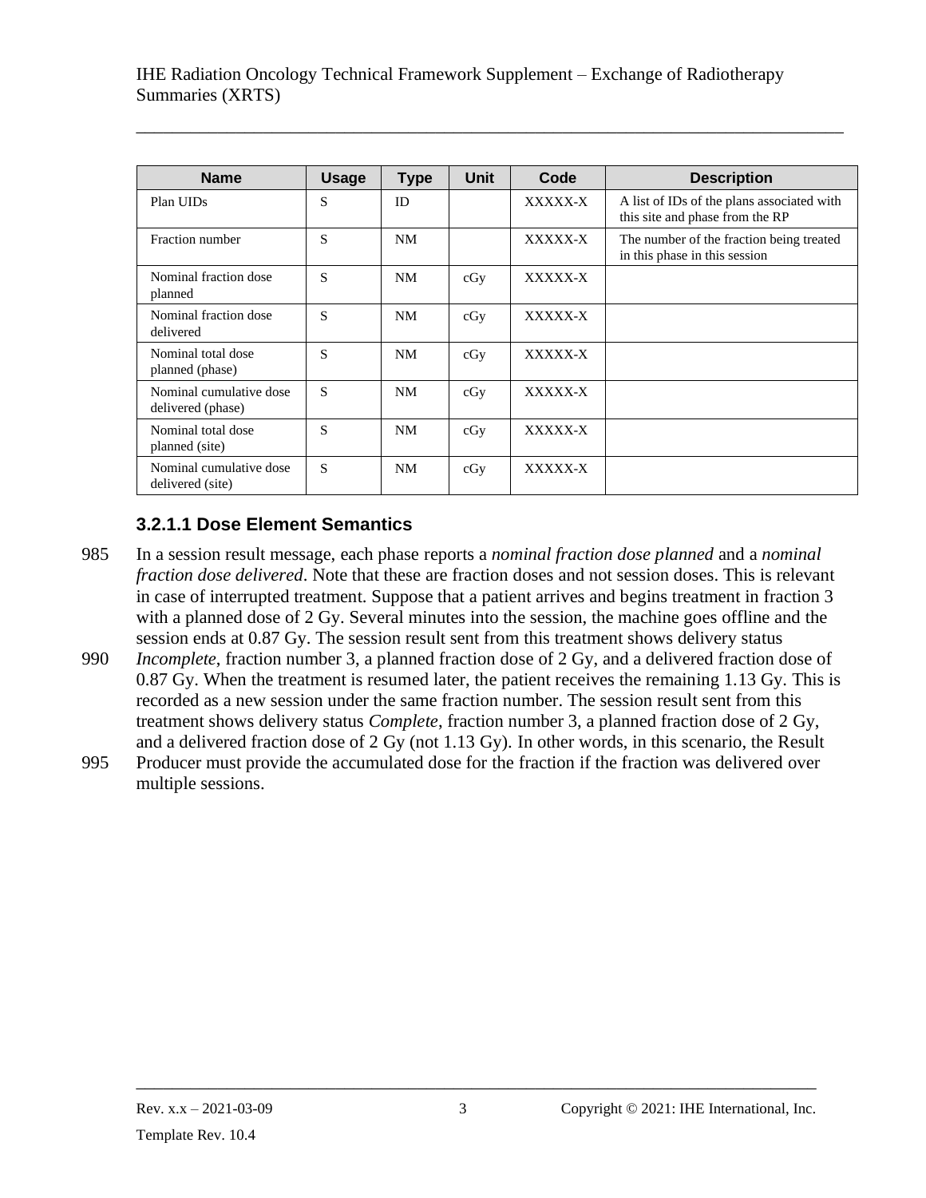| Name | Usage | Type | Unit | Code | Description |
|---|---|---|---|---|---|
| Plan UIDs | S | ID | | XXXXX-X | A list of IDs of the plans associated with this site and phase from the RP |
| Fraction number | S | NM | | XXXXX-X | The number of the fraction being treated in this phase in this session |
| Nominal fraction dose planned | S | NM | cGy | XXXXX-X | |
| Nominal fraction dose delivered | S | NM | cGy | XXXXX-X | |
| Nominal total dose planned (phase) | S | NM | cGy | XXXXX-X | |
| Nominal cumulative dose delivered (phase) | S | NM | cGy | XXXXX-X | |
| Nominal total dose planned (site) | S | NM | cGy | XXXXX-X | |
| Nominal cumulative dose delivered (site) | S | NM | cGy | XXXXX-X | |

### 3.2.1.1 Dose Element Semantics

In a session result message, each phase reports a *nominal fraction dose planned* and a *nominal fraction dose delivered*. Note that these are fraction doses and not session doses. This is relevant in case of interrupted treatment. Suppose that a patient arrives and begins treatment in fraction 3 with a planned dose of 2 Gy. Several minutes into the session, the machine goes offline and the session ends at 0.87 Gy. The session result sent from this treatment shows delivery status *Incomplete*, fraction number 3, a planned fraction dose of 2 Gy, and a delivered fraction dose of 0.87 Gy. When the treatment is resumed later, the patient receives the remaining 1.13 Gy. This is recorded as a new session under the same fraction number. The session result sent from this treatment shows delivery status *Complete*, fraction number 3, a planned fraction dose of 2 Gy, and a delivered fraction dose of 2 Gy (not 1.13 Gy). In other words, in this scenario, the Result Producer must provide the accumulated dose for the fraction if the fraction was delivered over multiple sessions.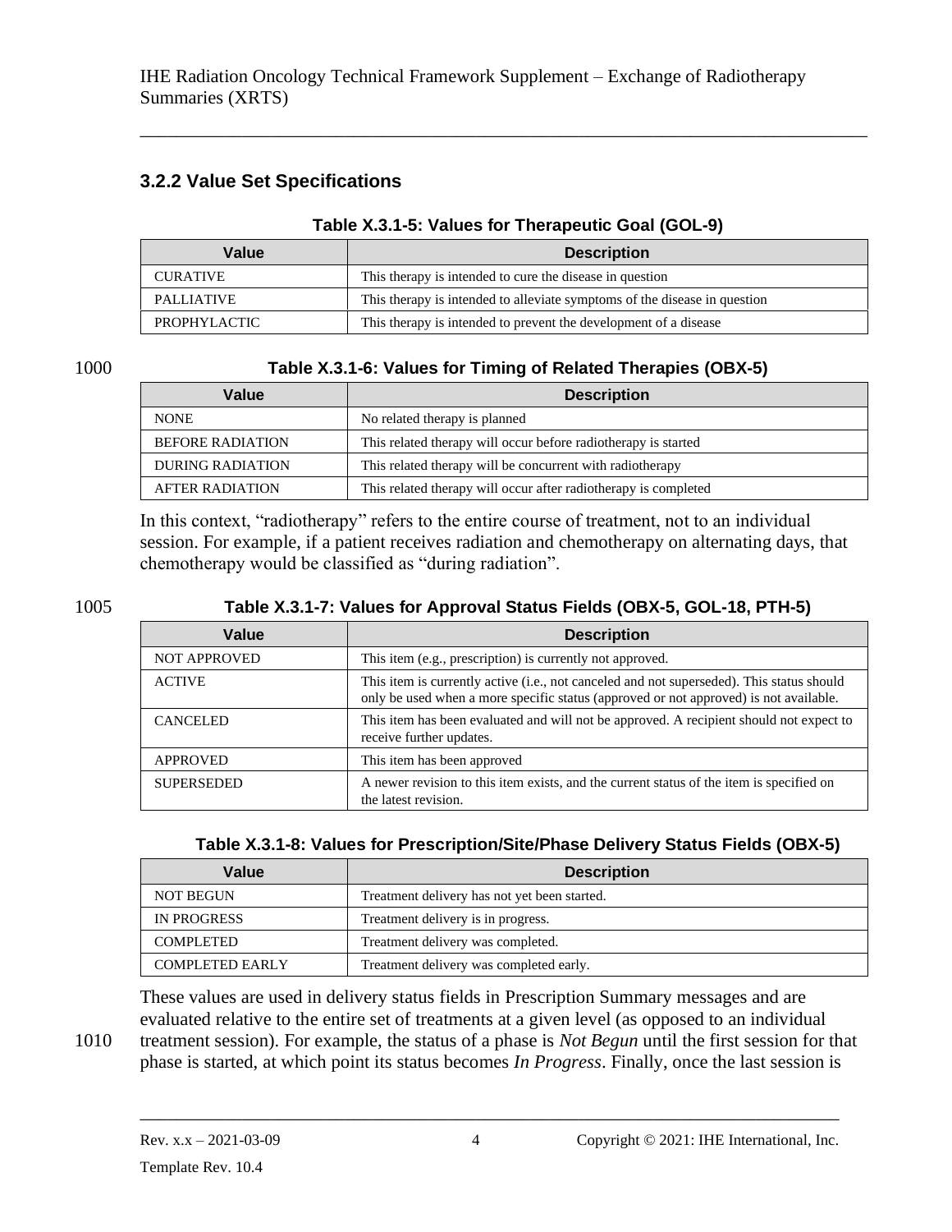### 3.2.2 Value Set Specifications

**Table X.3.1-5: Values for Therapeutic Goal (GOL-9)**

| Value | Description |
|---|---|
| CURATIVE | This therapy is intended to cure the disease in question |
| PALLIATIVE | This therapy is intended to alleviate symptoms of the disease in question |
| PROPHYLACTIC | This therapy is intended to prevent the development of a disease |

**Table X.3.1-6: Values for Timing of Related Therapies (OBX-5)**

| Value | Description |
|---|---|
| NONE | No related therapy is planned |
| BEFORE RADIATION | This related therapy will occur before radiotherapy is started |
| DURING RADIATION | This related therapy will be concurrent with radiotherapy |
| AFTER RADIATION | This related therapy will occur after radiotherapy is completed |

In this context, "radiotherapy" refers to the entire course of treatment, not to an individual session. For example, if a patient receives radiation and chemotherapy on alternating days, that chemotherapy would be classified as "during radiation".

**Table X.3.1-7: Values for Approval Status Fields (OBX-5, GOL-18, PTH-5)**

| Value | Description |
|---|---|
| NOT APPROVED | This item (e.g., prescription) is currently not approved. |
| ACTIVE | This item is currently active (i.e., not canceled and not superseded). This status should only be used when a more specific status (approved or not approved) is not available. |
| CANCELED | This item has been evaluated and will not be approved. A recipient should not expect to receive further updates. |
| APPROVED | This item has been approved |
| SUPERSEDED | A newer revision to this item exists, and the current status of the item is specified on the latest revision. |

**Table X.3.1-8: Values for Prescription/Site/Phase Delivery Status Fields (OBX-5)**

| Value | Description |
|---|---|
| NOT BEGUN | Treatment delivery has not yet been started. |
| IN PROGRESS | Treatment delivery is in progress. |
| COMPLETED | Treatment delivery was completed. |
| COMPLETED EARLY | Treatment delivery was completed early. |

These values are used in delivery status fields in Prescription Summary messages and are evaluated relative to the entire set of treatments at a given level (as opposed to an individual treatment session). For example, the status of a phase is *Not Begun* until the first session for that phase is started, at which point its status becomes *In Progress*. Finally, once the last session is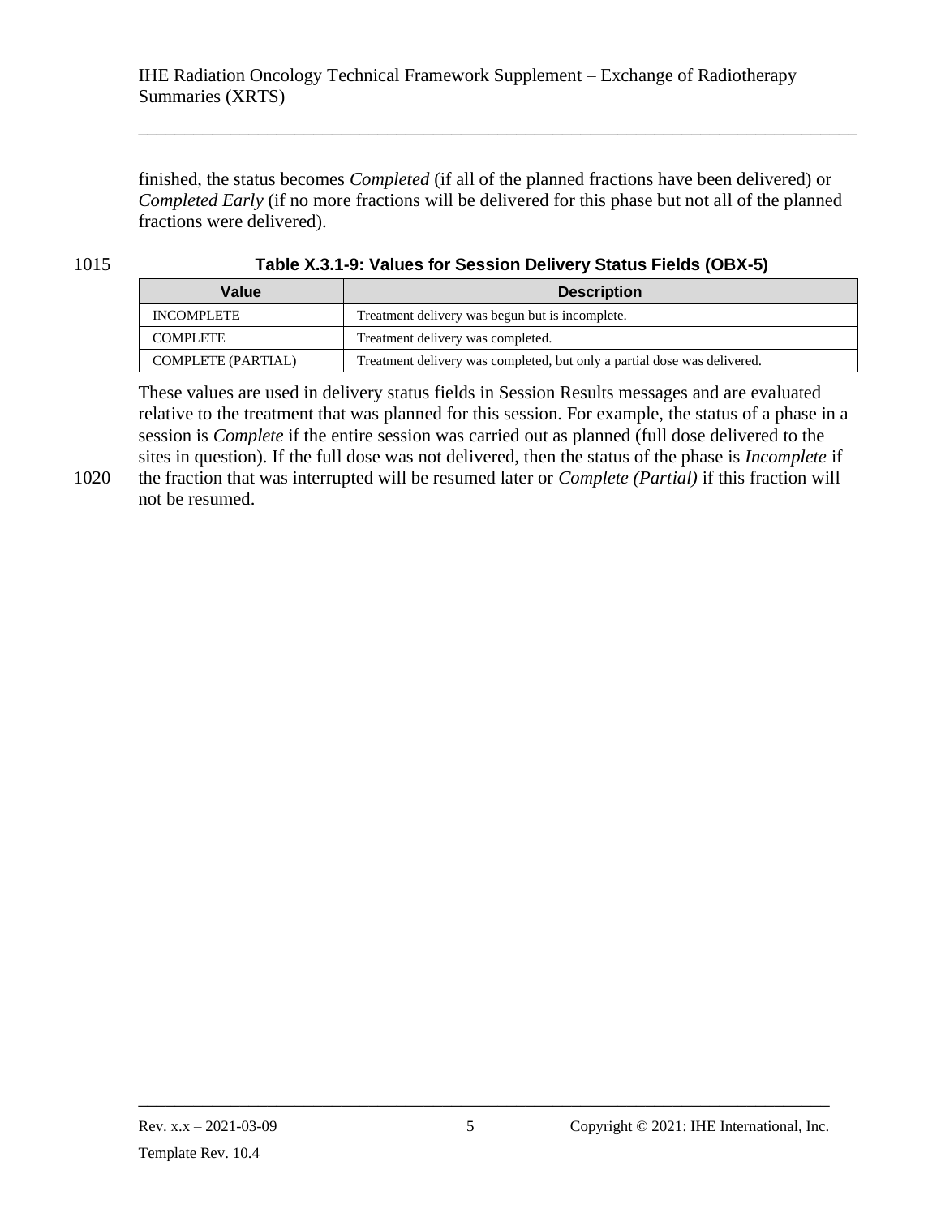finished, the status becomes *Completed* (if all of the planned fractions have been delivered) or *Completed Early* (if no more fractions will be delivered for this phase but not all of the planned fractions were delivered).

**Table X.3.1-9: Values for Session Delivery Status Fields (OBX-5)**

| Value | Description |
| --- | --- |
| INCOMPLETE | Treatment delivery was begun but is incomplete. |
| COMPLETE | Treatment delivery was completed. |
| COMPLETE (PARTIAL) | Treatment delivery was completed, but only a partial dose was delivered. |

These values are used in delivery status fields in Session Results messages and are evaluated relative to the treatment that was planned for this session. For example, the status of a phase in a session is *Complete* if the entire session was carried out as planned (full dose delivered to the sites in question). If the full dose was not delivered, then the status of the phase is *Incomplete* if the fraction that was interrupted will be resumed later or *Complete (Partial)* if this fraction will not be resumed.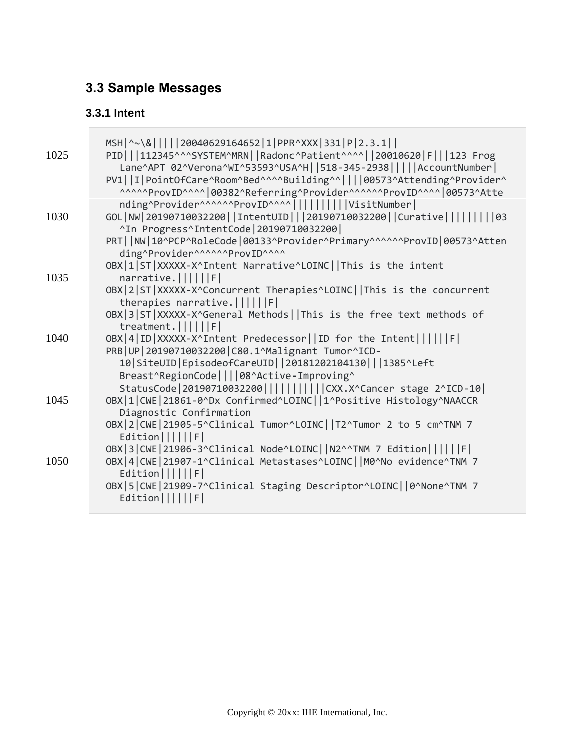## 3.3 Sample Messages

### 3.3.1 Intent

```
MSH|^~\&|||||20040629164652|1|PPR^XXX|331|P|2.3.1||
PID|||112345^^^SYSTEM^MRN||Radonc^Patient^^^^||20010620|F|||123 Frog
   Lane^APT 02^Verona^WI^53593^USA^H||518-345-2938|||||AccountNumber|
PV1||I|PointOfCare^Room^Bed^^^^Building^^||||00573^Attending^Provider^
   ^^^^^ProvID^^^^|00382^Referring^Provider^^^^^^ProvID^^^^|00573^Atte
   nding^Provider^^^^^^ProvID^^^^||||||||||VisitNumber|
GOL|NW|20190710032200||IntentUID|||20190710032200||Curative|||||||||03
   ^In Progress^IntentCode|20190710032200|
PRT||NW|10^PCP^RoleCode|00133^Provider^Primary^^^^^^ProvID|00573^Atten
   ding^Provider^^^^^^ProvID^^^^
OBX|1|ST|XXXXX-X^Intent Narrative^LOINC||This is the intent
   narrative.||||||F|
OBX|2|ST|XXXXX-X^Concurrent Therapies^LOINC||This is the concurrent
   therapies narrative.||||||F|
OBX|3|ST|XXXXX-X^General Methods||This is the free text methods of
   treatment.||||||F|
OBX|4|ID|XXXXX-X^Intent Predecessor||ID for the Intent||||||F|
PRB|UP|20190710032200|C80.1^Malignant Tumor^ICD-
   10|SiteUID|EpisodeofCareUID||20181202104130|||1385^Left
   Breast^RegionCode||||08^Active-Improving^
   StatusCode|20190710032200|||||||||||CXX.X^Cancer stage 2^ICD-10|
OBX|1|CWE|21861-0^Dx Confirmed^LOINC||1^Positive Histology^NAACCR
   Diagnostic Confirmation
OBX|2|CWE|21905-5^Clinical Tumor^LOINC||T2^Tumor 2 to 5 cm^TNM 7
   Edition||||||F|
OBX|3|CWE|21906-3^Clinical Node^LOINC||N2^^TNM 7 Edition||||||F|
OBX|4|CWE|21907-1^Clinical Metastases^LOINC||M0^No evidence^TNM 7
   Edition||||||F|
OBX|5|CWE|21909-7^Clinical Staging Descriptor^LOINC||0^None^TNM 7
   Edition||||||F|
```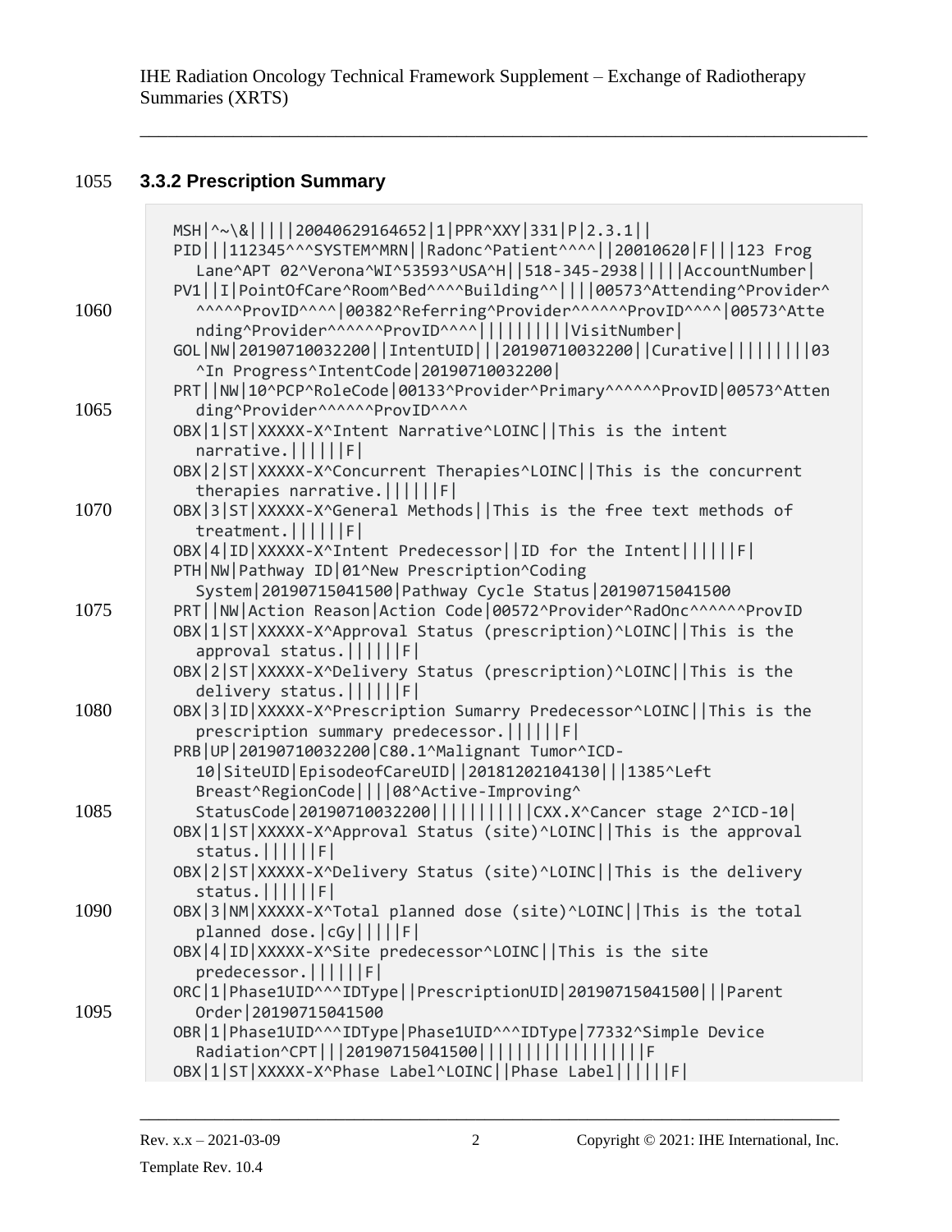### 3.3.2 Prescription Summary

```
MSH|^~\&|||||20040629164652|1|PPR^XXY|331|P|2.3.1||
PID|||112345^^^SYSTEM^MRN||Radonc^Patient^^^^||20010620|F|||123 Frog
  Lane^APT 02^Verona^WI^53593^USA^H||518-345-2938|||||AccountNumber|
PV1||I|PointOfCare^Room^Bed^^^^Building^^||||00573^Attending^Provider^
  ^^^^^ProvID^^^^|00382^Referring^Provider^^^^^^ProvID^^^^|00573^Atte
  nding^Provider^^^^^^ProvID^^^^||||||||||VisitNumber|
GOL|NW|20190710032200||IntentUID|||20190710032200||Curative|||||||||03
  ^In Progress^IntentCode|20190710032200|
PRT||NW|10^PCP^RoleCode|00133^Provider^Primary^^^^^^ProvID|00573^Atten
  ding^Provider^^^^^^ProvID^^^^
OBX|1|ST|XXXXX-X^Intent Narrative^LOINC||This is the intent
  narrative.||||||F|
OBX|2|ST|XXXXX-X^Concurrent Therapies^LOINC||This is the concurrent
  therapies narrative.||||||F|
OBX|3|ST|XXXXX-X^General Methods||This is the free text methods of
  treatment.||||||F|
OBX|4|ID|XXXXX-X^Intent Predecessor||ID for the Intent||||||F|
PTH|NW|Pathway ID|01^New Prescription^Coding
  System|20190715041500|Pathway Cycle Status|20190715041500
PRT||NW|Action Reason|Action Code|00572^Provider^RadOnc^^^^^^ProvID
OBX|1|ST|XXXXX-X^Approval Status (prescription)^LOINC||This is the
  approval status.||||||F|
OBX|2|ST|XXXXX-X^Delivery Status (prescription)^LOINC||This is the
  delivery status.||||||F|
OBX|3|ID|XXXXX-X^Prescription Sumarry Predecessor^LOINC||This is the
  prescription summary predecessor.||||||F|
PRB|UP|20190710032200|C80.1^Malignant Tumor^ICD-
  10|SiteUID|EpisodeofCareUID||20181202104130|||1385^Left
  Breast^RegionCode||||08^Active-Improving^
  StatusCode|20190710032200||||||||||CXX.X^Cancer stage 2^ICD-10|
OBX|1|ST|XXXXX-X^Approval Status (site)^LOINC||This is the approval
  status.||||||F|
OBX|2|ST|XXXXX-X^Delivery Status (site)^LOINC||This is the delivery
  status.||||||F|
OBX|3|NM|XXXXX-X^Total planned dose (site)^LOINC||This is the total
  planned dose.|cGy|||||F|
OBX|4|ID|XXXXX-X^Site predecessor^LOINC||This is the site
  predecessor.||||||F|
ORC|1|Phase1UID^^^IDType||PrescriptionUID|20190715041500|||Parent
  Order|20190715041500
OBR|1|Phase1UID^^^IDType|Phase1UID^^^IDType|77332^Simple Device
  Radiation^CPT|||20190715041500||||||||||||||||F
OBX|1|ST|XXXXX-X^Phase Label^LOINC||Phase Label||||||F|
```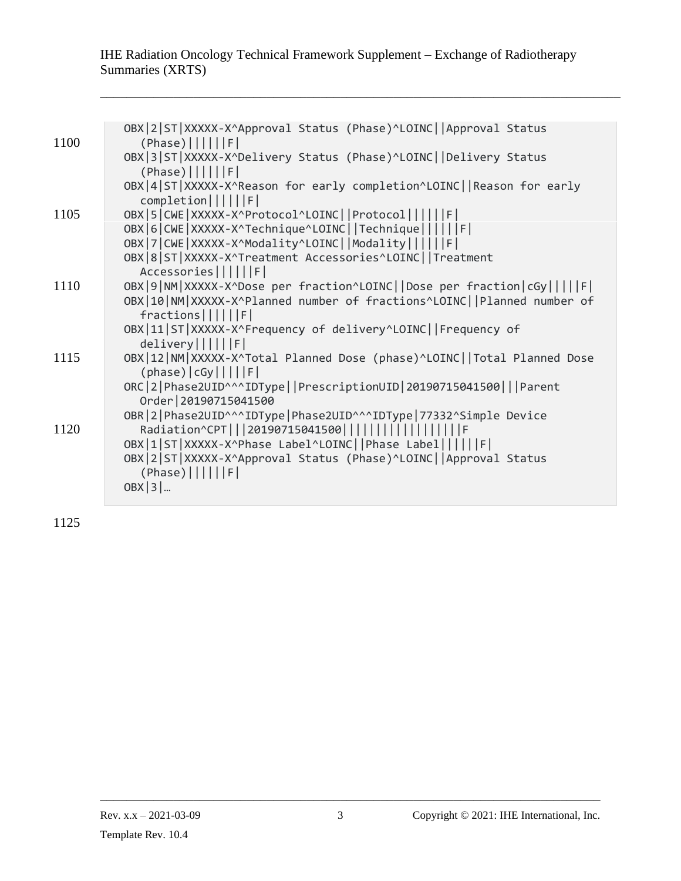```
OBX|2|ST|XXXXX-X^Approval Status (Phase)^LOINC||Approval Status
   (Phase)||||||F|
OBX|3|ST|XXXXX-X^Delivery Status (Phase)^LOINC||Delivery Status
   (Phase)||||||F|
OBX|4|ST|XXXXX-X^Reason for early completion^LOINC||Reason for early
   completion||||||F|
OBX|5|CWE|XXXXX-X^Protocol^LOINC||Protocol||||||F|
OBX|6|CWE|XXXXX-X^Technique^LOINC||Technique||||||F|
OBX|7|CWE|XXXXX-X^Modality^LOINC||Modality||||||F|
OBX|8|ST|XXXXX-X^Treatment Accessories^LOINC||Treatment
   Accessories||||||F|
OBX|9|NM|XXXXX-X^Dose per fraction^LOINC||Dose per fraction|cGy|||||F|
OBX|10|NM|XXXXX-X^Planned number of fractions^LOINC||Planned number of
   fractions||||||F|
OBX|11|ST|XXXXX-X^Frequency of delivery^LOINC||Frequency of
   delivery||||||F|
OBX|12|NM|XXXXX-X^Total Planned Dose (phase)^LOINC||Total Planned Dose
   (phase)|cGy|||||F|
ORC|2|Phase2UID^^^IDType||PrescriptionUID|20190715041500|||Parent
   Order|20190715041500
OBR|2|Phase2UID^^^IDType|Phase2UID^^^IDType|77332^Simple Device
   Radiation^CPT|||20190715041500||||||||||||||||||F
OBX|1|ST|XXXXX-X^Phase Label^LOINC||Phase Label||||||F|
OBX|2|ST|XXXXX-X^Approval Status (Phase)^LOINC||Approval Status
   (Phase)||||||F|
OBX|3|…
```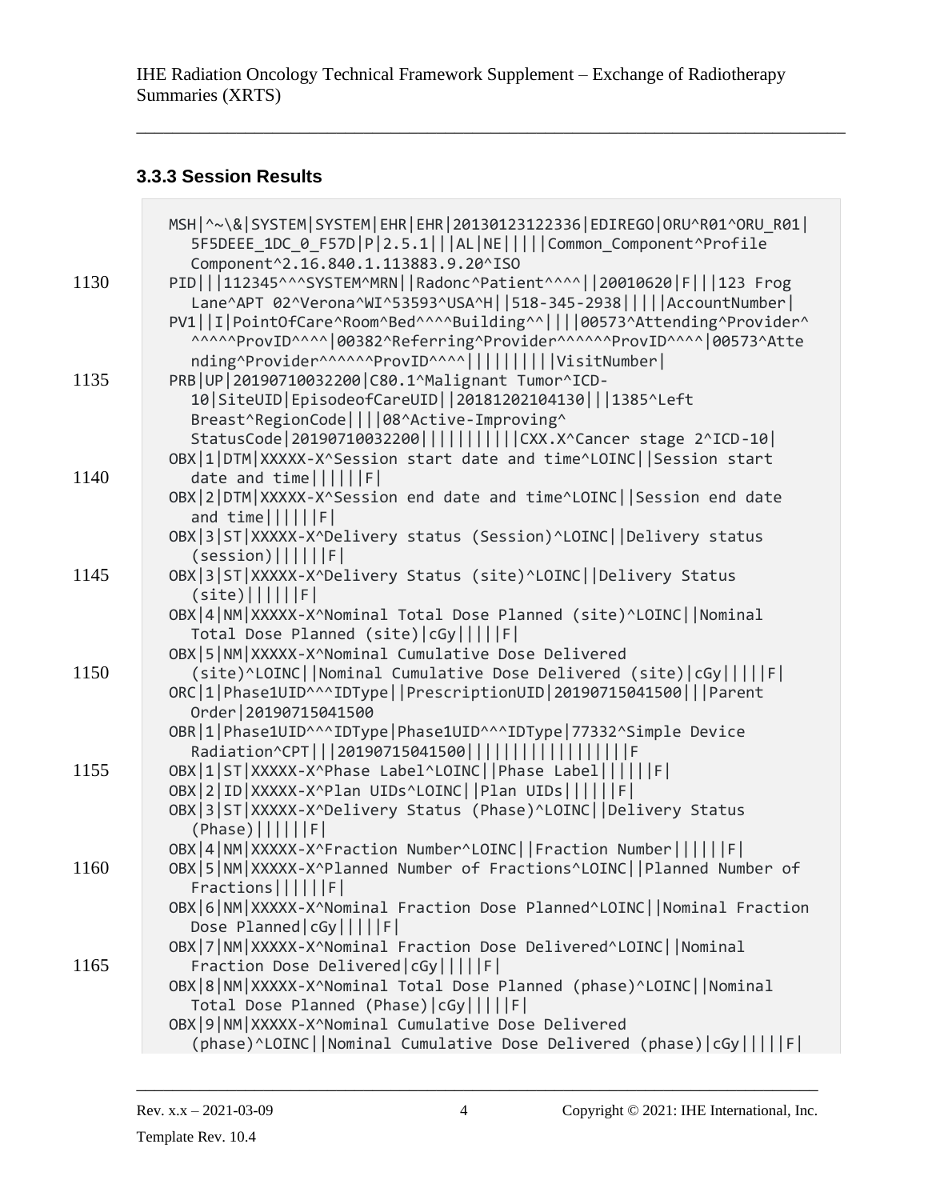### 3.3.3 Session Results

```
MSH|^~\&|SYSTEM|SYSTEM|EHR|EHR|20130123122336|EDIREGO|ORU^R01^ORU_R01|
   5F5DEEE_1DC_0_F57D|P|2.5.1|||AL|NE|||||Common_Component^Profile
   Component^2.16.840.1.113883.9.20^ISO
PID|||112345^^^SYSTEM^MRN||Radonc^Patient^^^^||20010620|F|||123 Frog
   Lane^APT 02^Verona^WI^53593^USA^H||518-345-2938|||||AccountNumber|
PV1||I|PointOfCare^Room^Bed^^^^Building^^||||00573^Attending^Provider^
   ^^^^^ProvID^^^^|00382^Referring^Provider^^^^^^ProvID^^^^|00573^Atte
   nding^Provider^^^^^^ProvID^^^^|||||||||VisitNumber|
PRB|UP|20190710032200|C80.1^Malignant Tumor^ICD-
   10|SiteUID|EpisodeofCareUID||20181202104130|||1385^Left
   Breast^RegionCode||||08^Active-Improving^
   StatusCode|20190710032200||||||||||CXX.X^Cancer stage 2^ICD-10|
OBX|1|DTM|XXXXX-X^Session start date and time^LOINC||Session start
   date and time||||||F|
OBX|2|DTM|XXXXX-X^Session end date and time^LOINC||Session end date
   and time||||||F|
OBX|3|ST|XXXXX-X^Delivery status (Session)^LOINC||Delivery status
   (session)||||||F|
OBX|3|ST|XXXXX-X^Delivery Status (site)^LOINC||Delivery Status
   (site)||||||F|
OBX|4|NM|XXXXX-X^Nominal Total Dose Planned (site)^LOINC||Nominal
   Total Dose Planned (site)|cGy|||||F|
OBX|5|NM|XXXXX-X^Nominal Cumulative Dose Delivered
   (site)^LOINC||Nominal Cumulative Dose Delivered (site)|cGy|||||F|
ORC|1|Phase1UID^^^IDType||PrescriptionUID|20190715041500|||Parent
   Order|20190715041500
OBR|1|Phase1UID^^^IDType|Phase1UID^^^IDType|77332^Simple Device
   Radiation^CPT|||20190715041500||||||||||||||||F
OBX|1|ST|XXXXX-X^Phase Label^LOINC||Phase Label||||||F|
OBX|2|ID|XXXXX-X^Plan UIDs^LOINC||Plan UIDs||||||F|
OBX|3|ST|XXXXX-X^Delivery Status (Phase)^LOINC||Delivery Status
   (Phase)||||||F|
OBX|4|NM|XXXXX-X^Fraction Number^LOINC||Fraction Number||||||F|
OBX|5|NM|XXXXX-X^Planned Number of Fractions^LOINC||Planned Number of
   Fractions||||||F|
OBX|6|NM|XXXXX-X^Nominal Fraction Dose Planned^LOINC||Nominal Fraction
   Dose Planned|cGy|||||F|
OBX|7|NM|XXXXX-X^Nominal Fraction Dose Delivered^LOINC||Nominal
   Fraction Dose Delivered|cGy|||||F|
OBX|8|NM|XXXXX-X^Nominal Total Dose Planned (phase)^LOINC||Nominal
   Total Dose Planned (Phase)|cGy|||||F|
OBX|9|NM|XXXXX-X^Nominal Cumulative Dose Delivered
   (phase)^LOINC||Nominal Cumulative Dose Delivered (phase)|cGy|||||F|
```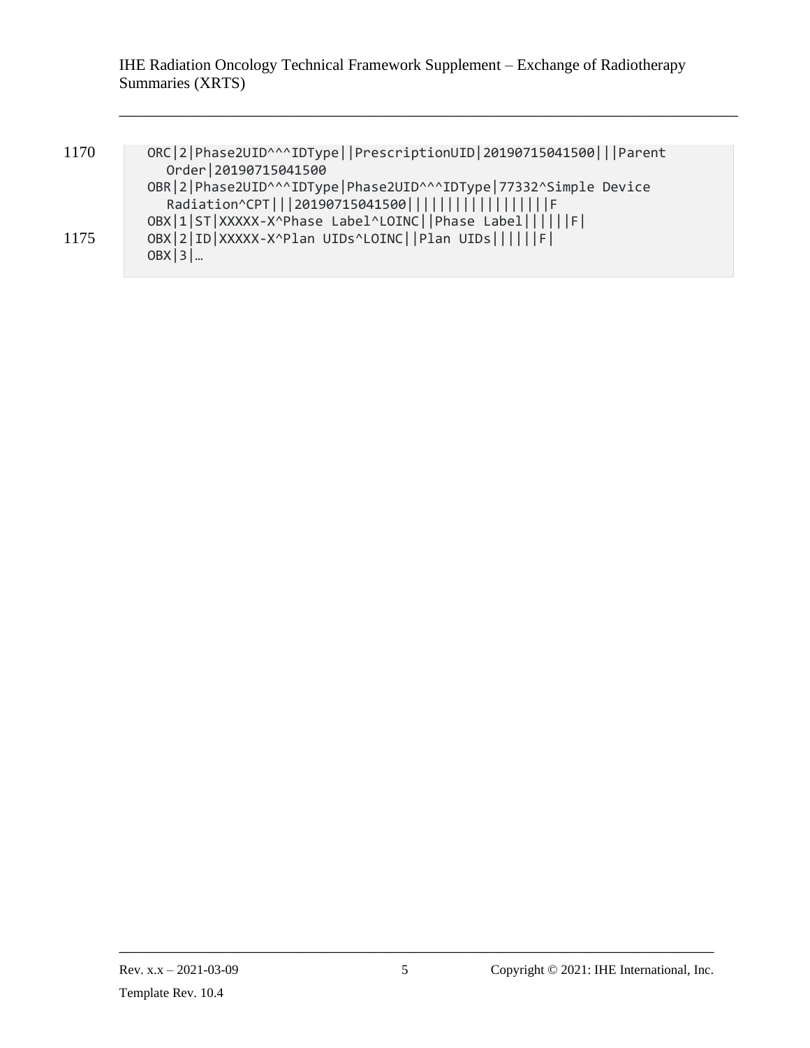```
ORC|2|Phase2UID^^^IDType||PrescriptionUID|20190715041500|||Parent
   Order|20190715041500
OBR|2|Phase2UID^^^IDType|Phase2UID^^^IDType|77332^Simple Device
   Radiation^CPT|||20190715041500|||||||||||||||||F
OBX|1|ST|XXXXX-X^Phase Label^LOINC||Phase Label||||||F|
OBX|2|ID|XXXXX-X^Plan UIDs^LOINC||Plan UIDs||||||F|
OBX|3|…
```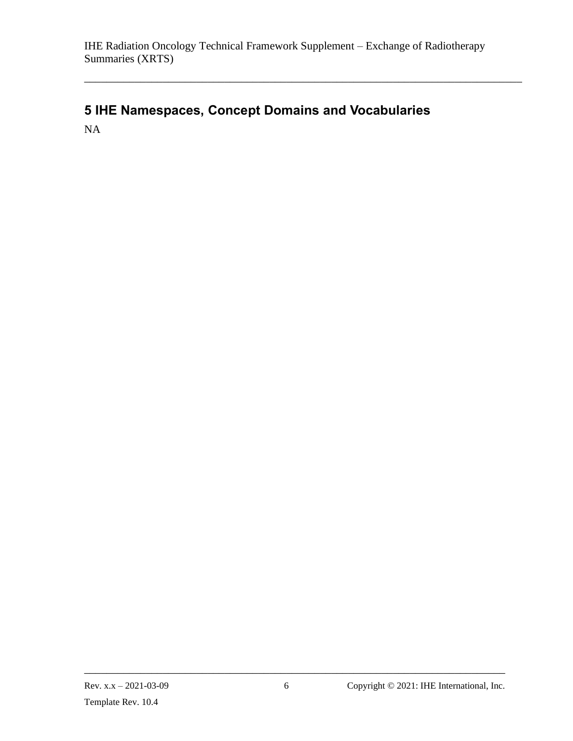# 5 IHE Namespaces, Concept Domains and Vocabularies

NA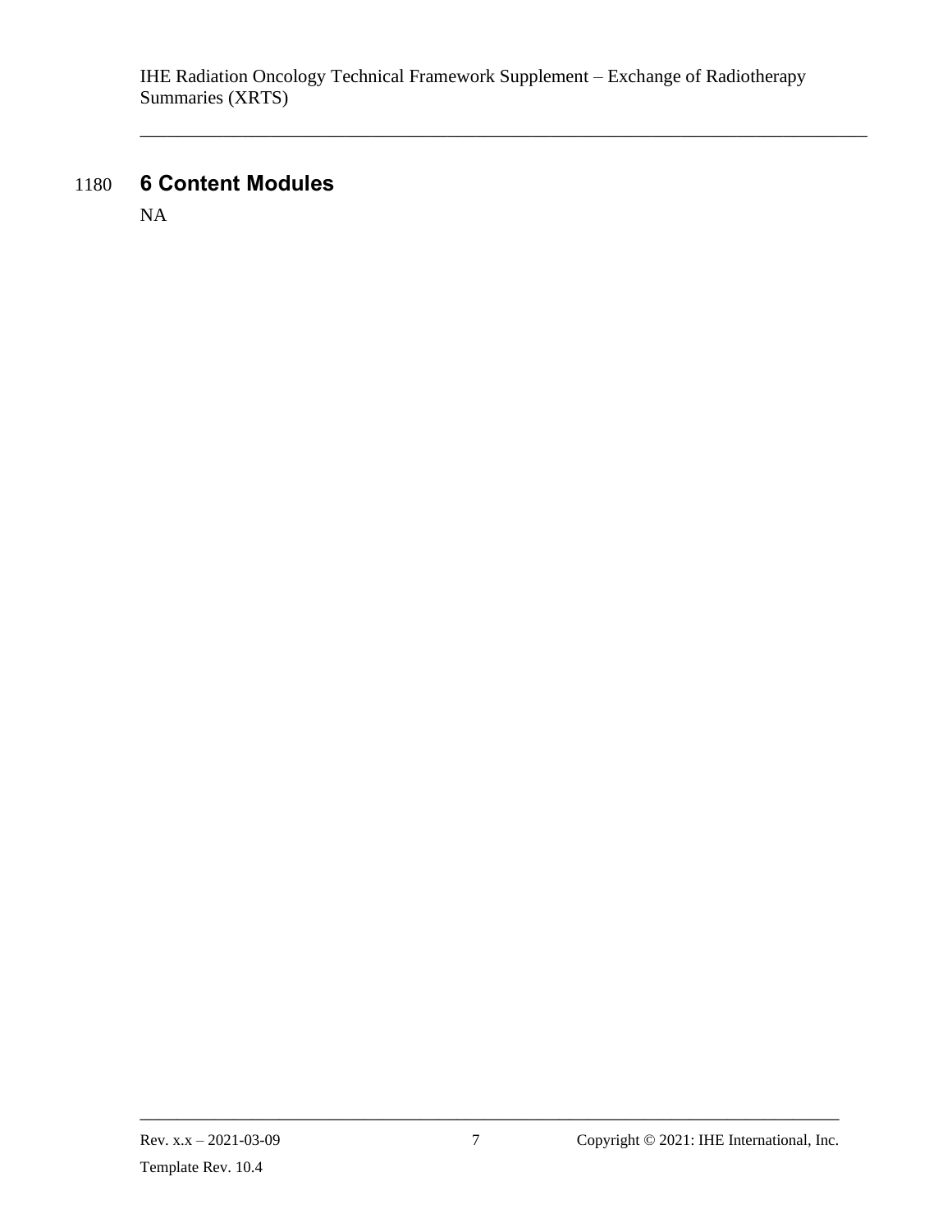# 6 Content Modules

NA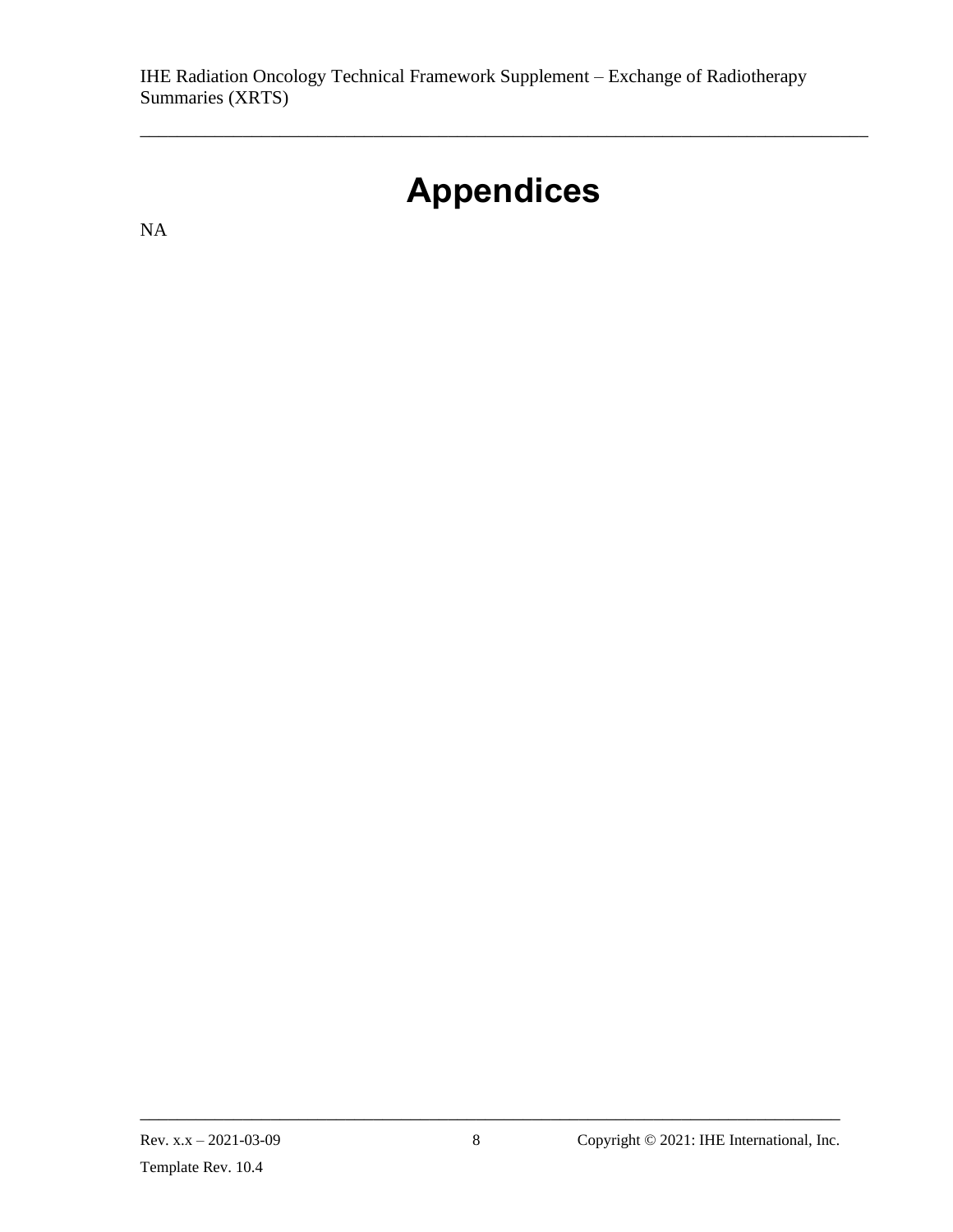# Appendices

NA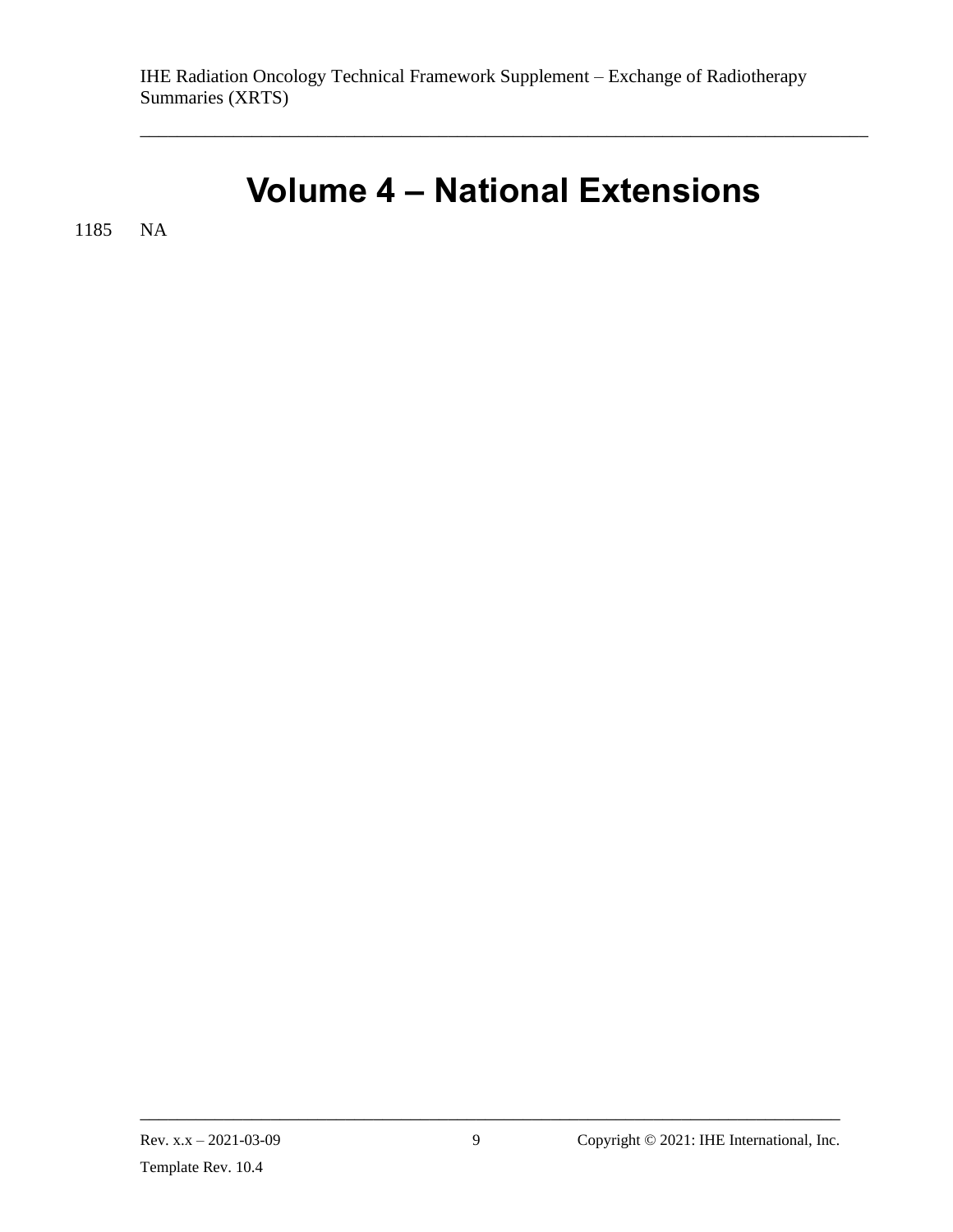# Volume 4 – National Extensions

NA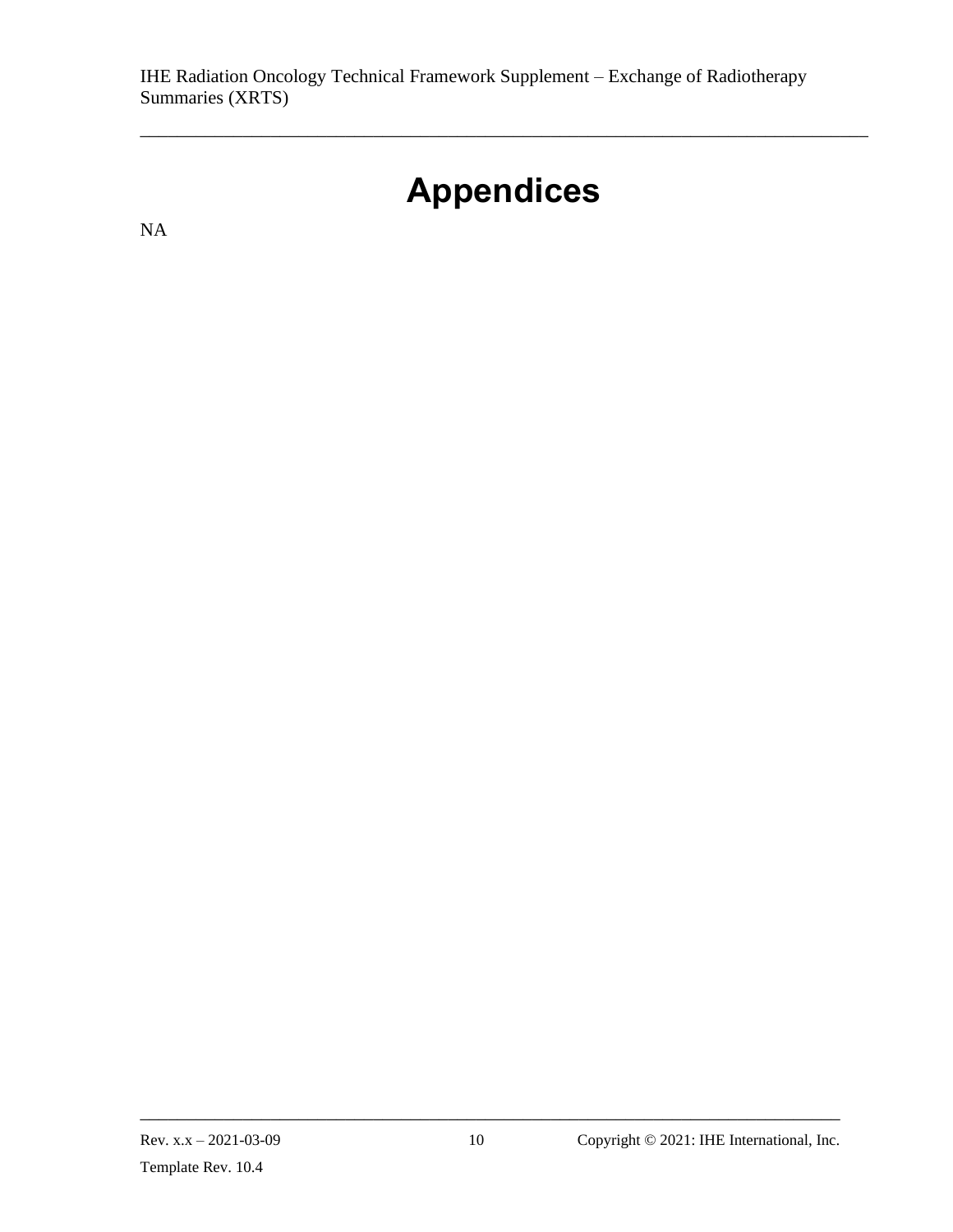# Appendices

NA